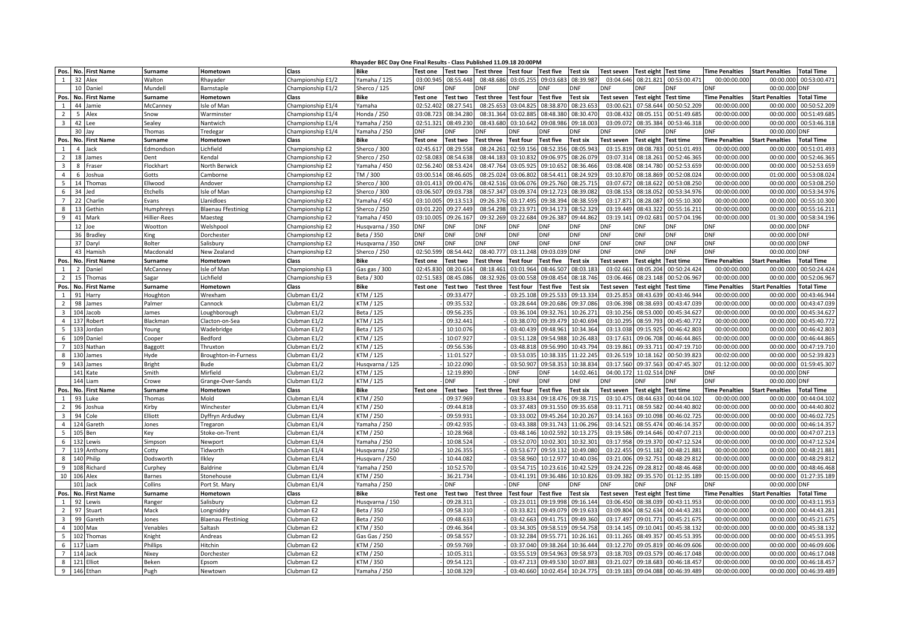**Rhayader BEC Day One Final Results - Class Published 11.09.18 20:00PM**

| Pos. | No. | First Name | Surname | Hometown | Class | Bike | Test one | Test two | Test three | Test four | Test five | Test six | Test seven | Test eight | Test time | Time Penalties | Start Penalties | Total Time |
|---|---|---|---|---|---|---|---|---|---|---|---|---|---|---|---|---|---|---|
| 1 | 32 | Alex | Walton | Rhayader | Championship E1/2 | Yamaha / 125 | 03:00.945 | 08:55.448 | 08:48.686 | 03:05.255 | 09:03.683 | 08:39.987 | 03:04.646 | 08:21.821 | 00:53:00.471 | 00:00:00.000 | 00:00.000 | 00:53:00.471 |
| | 10 | Daniel | Mundell | Barnstaple | Championship E1/2 | Sherco / 125 | DNF | DNF | DNF | DNF | DNF | DNF | DNF | DNF | DNF | DNF | 00:00.000 | DNF |
| Pos. | No. | First Name | Surname | Hometown | Class | Bike | Test one | Test two | Test three | Test four | Test five | Test six | Test seven | Test eight | Test time | Time Penalties | Start Penalties | Total Time |
| 1 | 44 | Jamie | McCanney | Isle of Man | Championship E1/4 | Yamaha | 02:52.402 | 08:27.541 | 08:25.653 | 03:04.825 | 08:38.870 | 08:23.653 | 03:00.621 | 07:58.644 | 00:50:52.209 | 00:00:00.000 | 00:00.000 | 00:50:52.209 |
| 2 | 5 | Alex | Snow | Warminster | Championship E1/4 | Honda / 250 | 03:08.723 | 08:34.280 | 08:31.364 | 03:02.885 | 08:48.380 | 08:30.470 | 03:08.432 | 08:05.151 | 00:51:49.685 | 00:00:00.000 | 00:00.000 | 00:51:49.685 |
| 3 | 42 | Lee | Sealey | Nantwich | Championship E1/4 | Yamaha / 250 | 02:51.321 | 08:49.230 | 08:43.680 | 03:10.642 | 09:08.986 | 09:18.003 | 03:09.072 | 08:35.384 | 00:53:46.318 | 00:00:00.000 | 00:00.000 | 00:53:46.318 |
| | 30 | Jay | Thomas | Tredegar | Championship E1/4 | Yamaha / 250 | DNF | DNF | DNF | DNF | DNF | DNF | DNF | DNF | DNF | DNF | 00:00.000 | DNF |
| Pos. | No. | First Name | Surname | Hometown | Class | Bike | Test one | Test two | Test three | Test four | Test five | Test six | Test seven | Test eight | Test time | Time Penalties | Start Penalties | Total Time |
| 1 | 4 | Jack | Edmondson | Lichfield | Championship E2 | Sherco / 300 | 02:45.617 | 08:29.558 | 08:24.261 | 02:59.156 | 08:52.356 | 08:05.943 | 03:15.819 | 08:08.783 | 00:51:01.493 | 00:00:00.000 | 00:00.000 | 00:51:01.493 |
| 2 | 18 | James | Dent | Kendal | Championship E2 | Sherco / 250 | 02:58.083 | 08:54.638 | 08:44.183 | 03:10.832 | 09:06.975 | 08:26.079 | 03:07.314 | 08:18.261 | 00:52:46.365 | 00:00:00.000 | 00:00.000 | 00:52:46.365 |
| 3 | 8 | Fraser | Flockhart | North Berwick | Championship E2 | Yamaha / 450 | 02:56.240 | 08:53.424 | 08:47.764 | 03:05.925 | 09:10.652 | 08:36.466 | 03:08.408 | 08:14.780 | 00:52:53.659 | 00:00:00.000 | 00:00.000 | 00:52:53.659 |
| 4 | 6 | Joshua | Gotts | Camborne | Championship E2 | TM / 300 | 03:00.514 | 08:46.605 | 08:25.024 | 03:06.802 | 08:54.411 | 08:24.929 | 03:10.870 | 08:18.869 | 00:52:08.024 | 00:00:00.000 | 01:00.000 | 00:53:08.024 |
| 5 | 14 | Thomas | Ellwood | Andover | Championship E2 | Sherco / 300 | 03:01.413 | 09:00.476 | 08:42.516 | 03:06.076 | 09:25.760 | 08:25.715 | 03:07.672 | 08:18.622 | 00:53:08.250 | 00:00:00.000 | 00:00.000 | 00:53:08.250 |
| 6 | 34 | Jed | Etchells | Isle of Man | Championship E2 | Sherco / 300 | 03:06.507 | 09:03.738 | 08:57.347 | 03:09.374 | 09:12.723 | 08:39.082 | 03:08.153 | 08:18.052 | 00:53:34.976 | 00:00:00.000 | 00:00.000 | 00:53:34.976 |
| 7 | 22 | Charlie | Evans | Llanidloes | Championship E2 | Yamaha / 450 | 03:10.005 | 09:13.513 | 09:26.376 | 03:17.495 | 09:38.394 | 08:38.559 | 03:17.871 | 08:28.087 | 00:55:10.300 | 00:00:00.000 | 00:00.000 | 00:55:10.300 |
| 8 | 13 | Gethin | Humphreys | Blaenau Ffestiniog | Championship E2 | Sherco / 250 | 03:01.220 | 09:27.449 | 08:54.298 | 03:23.971 | 09:34.173 | 08:52.329 | 03:19.449 | 08:43.322 | 00:55:16.211 | 00:00:00.000 | 00:00.000 | 00:55:16.211 |
| 9 | 41 | Mark | Hillier-Rees | Maesteg | Championship E2 | Yamaha / 450 | 03:10.005 | 09:26.167 | 09:32.269 | 03:22.684 | 09:26.387 | 09:44.862 | 03:19.141 | 09:02.681 | 00:57:04.196 | 00:00:00.000 | 01:30.000 | 00:58:34.196 |
| | 12 | Joe | Wootton | Welshpool | Championship E2 | Husqvarna / 350 | DNF | DNF | DNF | DNF | DNF | DNF | DNF | DNF | DNF | DNF | 00:00.000 | DNF |
| | 36 | Bradley | King | Dorchester | Championship E2 | Beta / 350 | DNF | DNF | DNF | DNF | DNF | DNF | DNF | DNF | DNF | DNF | 00:00.000 | DNF |
| | 37 | Daryl | Bolter | Salisbury | Championship E2 | Husqvarna / 350 | DNF | DNF | DNF | DNF | DNF | DNF | DNF | DNF | DNF | DNF | 00:00.000 | DNF |
| | 43 | Hamish | Macdonald | New Zealand | Championship E2 | Sherco / 250 | 02:50.599 | 08:54.442 | 08:40.777 | 03:11.248 | 09:03.039 | DNF | DNF | DNF | DNF | DNF | 00:00.000 | DNF |
| Pos. | No. | First Name | Surname | Hometown | Class | Bike | Test one | Test two | Test three | Test four | Test five | Test six | Test seven | Test eight | Test time | Time Penalties | Start Penalties | Total Time |
| 1 | 2 | Daniel | McCanney | Isle of Man | Championship E3 | Gas gas / 300 | 02:45.830 | 08:20.614 | 08:18.461 | 03:01.964 | 08:46.507 | 08:03.183 | 03:02.661 | 08:05.204 | 00:50:24.424 | 00:00:00.000 | 00:00.000 | 00:50:24.424 |
| 2 | 15 | Thomas | Sagar | Lichfield | Championship E3 | Beta / 300 | 02:51.583 | 08:45.086 | 08:32.926 | 03:00.558 | 09:08.454 | 08:18.746 | 03:06.466 | 08:23.148 | 00:52:06.967 | 00:00:00.000 | 00:00.000 | 00:52:06.967 |
| Pos. | No. | First Name | Surname | Hometown | Class | Bike | Test one | Test two | Test three | Test four | Test five | Test six | Test seven | Test eight | Test time | Time Penalties | Start Penalties | Total Time |
| 1 | 91 | Harry | Houghton | Wrexham | Clubman E1/2 | KTM / 125 | | 09:33.477 | | 03:25.108 | 09:25.533 | 09:13.334 | 03:25.853 | 08:43.639 | 00:43:46.944 | 00:00:00.000 | 00:00.000 | 00:43:46.944 |
| 2 | 98 | James | Palmer | Cannock | Clubman E1/2 | KTM / 125 | | 09:35.532 | | 03:28.644 | 09:20.686 | 09:37.086 | 03:06.398 | 08:38.693 | 00:43:47.039 | 00:00:00.000 | 00:00.000 | 00:43:47.039 |
| 3 | 104 | Jacob | James | Loughborough | Clubman E1/2 | Beta / 125 | | 09:56.235 | | 03:36.104 | 09:32.761 | 10:26.271 | 03:10.256 | 08:53.000 | 00:45:34.627 | 00:00:00.000 | 00:00.000 | 00:45:34.627 |
| 4 | 137 | Robert | Blackman | Clacton-on-Sea | Clubman E1/2 | KTM / 125 | | 09:32.441 | | 03:38.070 | 09:39.479 | 10:40.694 | 03:10.295 | 08:59.793 | 00:45:40.772 | 00:00:00.000 | 00:00.000 | 00:45:40.772 |
| 5 | 133 | Jordan | Young | Wadebridge | Clubman E1/2 | Beta / 125 | | 10:10.076 | | 03:40.439 | 09:48.961 | 10:34.364 | 03:13.038 | 09:15.925 | 00:46:42.803 | 00:00:00.000 | 00:00.000 | 00:46:42.803 |
| 6 | 109 | Daniel | Cooper | Bedford | Clubman E1/2 | KTM / 125 | | 10:07.927 | | 03:51.128 | 09:54.988 | 10:26.483 | 03:17.631 | 09:06.708 | 00:46:44.865 | 00:00:00.000 | 00:00.000 | 00:46:44.865 |
| 7 | 103 | Nathan | Baggott | Thruxton | Clubman E1/2 | KTM / 125 | | 09:56.536 | | 03:48.818 | 09:56.990 | 10:43.794 | 03:19.861 | 09:33.711 | 00:47:19.710 | 00:00:00.000 | 00:00.000 | 00:47:19.710 |
| 8 | 130 | James | Hyde | Broughton-in-Furness | Clubman E1/2 | KTM / 125 | | 11:01.527 | | 03:53.035 | 10:38.335 | 11:22.245 | 03:26.519 | 10:18.162 | 00:50:39.823 | 00:02:00.000 | 00:00.000 | 00:52:39.823 |
| 9 | 143 | James | Bright | Bude | Clubman E1/2 | Husqvarna / 125 | | 10:22.090 | | 03:50.907 | 09:58.353 | 10:38.834 | 03:17.560 | 09:37.563 | 00:47:45.307 | 01:12:00.000 | 00:00.000 | 01:59:45.307 |
| | 141 | Kate | Smith | Mirfield | Clubman E1/2 | KTM / 125 | | 12:19.890 | | DNF | DNF | 14:02.461 | 04:00.172 | 11:02.514 | DNF | DNF | 00:00.000 | DNF |
| | 144 | Liam | Crowe | Grange-Over-Sands | Clubman E1/2 | KTM / 125 | | DNF | | DNF | DNF | DNF | DNF | DNF | DNF | DNF | 00:00.000 | DNF |
| Pos. | No. | First Name | Surname | Hometown | Class | Bike | Test one | Test two | Test three | Test four | Test five | Test six | Test seven | Test eight | Test time | Time Penalties | Start Penalties | Total Time |
| 1 | 93 | Luke | Thomas | Mold | Clubman E1/4 | KTM / 250 | | 09:37.969 | | 03:33.834 | 09:18.476 | 09:38.715 | 03:10.475 | 08:44.633 | 00:44:04.102 | 00:00:00.000 | 00:00.000 | 00:44:04.102 |
| 2 | 96 | Joshua | Kirby | Winchester | Clubman E1/4 | KTM / 250 | | 09:44.818 | | 03:37.483 | 09:31.550 | 09:35.658 | 03:11.711 | 08:59.582 | 00:44:40.802 | 00:00:00.000 | 00:00.000 | 00:44:40.802 |
| 3 | 94 | Cole | Elliott | Dyffryn Ardudwy | Clubman E1/4 | KTM / 250 | | 09:59.931 | | 03:33.002 | 09:45.264 | 10:20.267 | 03:14.163 | 09:10.098 | 00:46:02.725 | 00:00:00.000 | 00:00.000 | 00:46:02.725 |
| 4 | 124 | Gareth | Jones | Tregaron | Clubman E1/4 | Yamaha / 250 | | 09:42.935 | | 03:43.388 | 09:31.743 | 11:06.296 | 03:14.521 | 08:55.474 | 00:46:14.357 | 00:00:00.000 | 00:00.000 | 00:46:14.357 |
| 5 | 105 | Ben | Key | Stoke-on-Trent | Clubman E1/4 | KTM / 250 | | 10:28.968 | | 03:48.146 | 10:02.592 | 10:13.275 | 03:19.586 | 09:14.646 | 00:47:07.213 | 00:00:00.000 | 00:00.000 | 00:47:07.213 |
| 6 | 132 | Lewis | Simpson | Newport | Clubman E1/4 | Yamaha / 250 | | 10:08.524 | | 03:52.070 | 10:02.301 | 10:32.301 | 03:17.958 | 09:19.370 | 00:47:12.524 | 00:00:00.000 | 00:00.000 | 00:47:12.524 |
| 7 | 119 | Anthony | Cotty | Tidworth | Clubman E1/4 | Husqvarna / 250 | | 10:26.355 | | 03:53.677 | 09:59.132 | 10:49.080 | 03:22.455 | 09:51.182 | 00:48:21.881 | 00:00:00.000 | 00:00.000 | 00:48:21.881 |
| 8 | 140 | Philip | Dodsworth | Ilkley | Clubman E1/4 | Husqvarn / 250 | | 10:44.082 | | 03:58.960 | 10:12.977 | 10:40.036 | 03:21.006 | 09:32.751 | 00:48:29.812 | 00:00:00.000 | 00:00.000 | 00:48:29.812 |
| 9 | 108 | Richard | Curphey | Baldrine | Clubman E1/4 | Yamaha / 250 | | 10:52.570 | | 03:54.715 | 10:23.616 | 10:42.529 | 03:24.226 | 09:28.812 | 00:48:46.468 | 00:00:00.000 | 00:00.000 | 00:48:46.468 |
| 10 | 106 | Alex | Barnes | Stonehouse | Clubman E1/4 | KTM / 250 | | 36:21.734 | | 03:41.191 | 09:36.486 | 10:10.826 | 03:09.382 | 09:35.570 | 01:12:35.189 | 00:15:00.000 | 00:00.000 | 01:27:35.189 |
| | 101 | Jack | Collins | Port St. Mary | Clubman E1/4 | Yamaha / 250 | | DNF | | DNF | DNF | DNF | DNF | DNF | DNF | DNF | 00:00.000 | DNF |
| Pos. | No. | First Name | Surname | Hometown | Class | Bike | Test one | Test two | Test three | Test four | Test five | Test six | Test seven | Test eight | Test time | Time Penalties | Start Penalties | Total Time |
| 1 | 92 | Lewis | Ranger | Salisbury | Clubman E2 | Husqvarna / 150 | | 09:28.311 | | 03:23.011 | 09:19.998 | 09:16.144 | 03:06.450 | 08:38.039 | 00:43:11.953 | 00:00:00.000 | 00:00.000 | 00:43:11.953 |
| 2 | 97 | Stuart | Mack | Longniddry | Clubman E2 | Beta / 350 | | 09:58.310 | | 03:33.821 | 09:49.079 | 09:19.633 | 03:09.804 | 08:52.634 | 00:44:43.281 | 00:00:00.000 | 00:00.000 | 00:44:43.281 |
| 3 | 99 | Gareth | Jones | Blaenau Ffestiniog | Clubman E2 | Beta / 250 | | 09:48.633 | | 03:42.663 | 09:41.751 | 09:49.360 | 03:17.497 | 09:01.771 | 00:45:21.675 | 00:00:00.000 | 00:00.000 | 00:45:21.675 |
| 4 | 100 | Max | Venables | Saltash | Clubman E2 | KTM / 350 | | 09:46.364 | | 03:34.305 | 09:58.519 | 09:54.758 | 03:14.145 | 09:10.041 | 00:45:38.132 | 00:00:00.000 | 00:00.000 | 00:45:38.132 |
| 5 | 102 | Thomas | Knight | Andreas | Clubman E2 | Gas Gas / 250 | | 09:58.557 | | 03:32.284 | 09:55.771 | 10:26.161 | 03:11.265 | 08:49.357 | 00:45:53.395 | 00:00:00.000 | 00:00.000 | 00:45:53.395 |
| 6 | 117 | Liam | Phillips | Hitchin | Clubman E2 | KTM / 250 | | 09:59.769 | | 03:37.040 | 09:38.264 | 10:36.444 | 03:12.270 | 09:05.819 | 00:46:09.606 | 00:00:00.000 | 00:00.000 | 00:46:09.606 |
| 7 | 114 | Jack | Nixey | Dorchester | Clubman E2 | KTM / 250 | | 10:05.311 | | 03:55.519 | 09:54.963 | 09:58.973 | 03:18.703 | 09:03.579 | 00:46:17.048 | 00:00:00.000 | 00:00.000 | 00:46:17.048 |
| 8 | 121 | Elliot | Beken | Epsom | Clubman E2 | KTM / 350 | | 09:54.121 | | 03:47.213 | 09:49.530 | 10:07.883 | 03:21.027 | 09:18.683 | 00:46:18.457 | 00:00:00.000 | 00:00.000 | 00:46:18.457 |
| 9 | 146 | Ethan | Pugh | Newtown | Clubman E2 | Yamaha / 250 | | 10:08.329 | | 03:40.660 | 10:02.454 | 10:24.775 | 03:19.183 | 09:04.088 | 00:46:39.489 | 00:00:00.000 | 00:00.000 | 00:46:39.489 |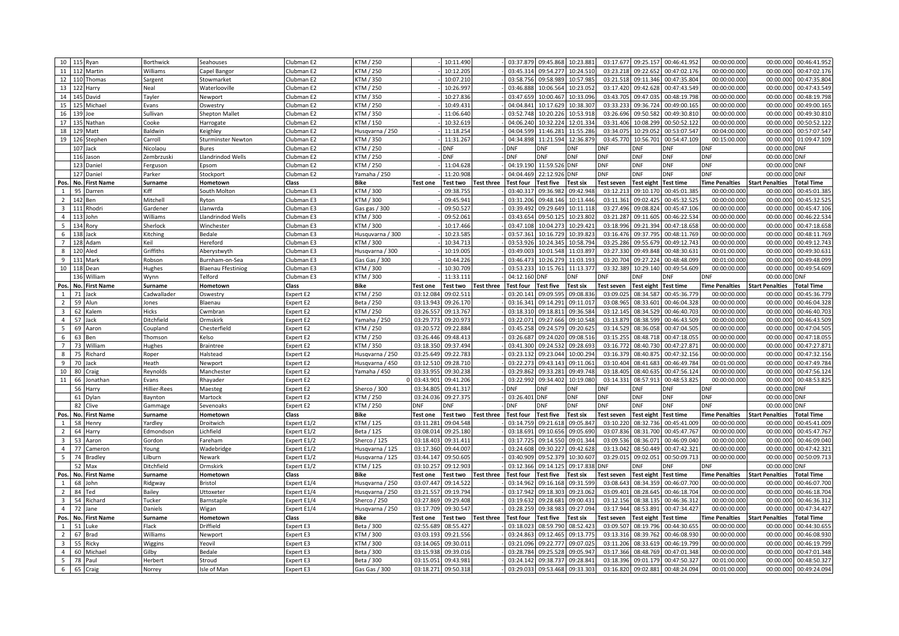| 10 | 115 | Ryan | Borthwick | Seahouses | Clubman E2 | KTM / 250 | | 10:11.490 | - | 03:37.879 | 09:45.868 | 10:23.881 | 03:17.677 | 09:25.157 | 00:46:41.952 | 00:00:00.000 | 00:00.000 | 00:46:41.952 |
|---|---|---|---|---|---|---|---|---|---|---|---|---|---|---|---|---|---|---|
| 11 | 112 | Martin | Williams | Capel Bangor | Clubman E2 | KTM / 250 | | 10:12.205 | - | 03:45.314 | 09:54.277 | 10:24.510 | 03:23.218 | 09:22.652 | 00:47:02.176 | 00:00:00.000 | 00:00.000 | 00:47:02.176 |
| 12 | 110 | Thomas | Sargent | Stowmarket | Clubman E2 | KTM / 350 | | 10:07.210 | - | 03:58.756 | 09:58.989 | 10:57.985 | 03:21.518 | 09:11.346 | 00:47:35.804 | 00:00:00.000 | 00:00.000 | 00:47:35.804 |
| 13 | 122 | Harry | Neal | Waterlooville | Clubman E2 | KTM / 250 | | 10:26.997 | - | 03:46.888 | 10:06.564 | 10:23.052 | 03:17.420 | 09:42.628 | 00:47:43.549 | 00:00:00.000 | 00:00.000 | 00:47:43.549 |
| 14 | 145 | David | Tayler | Newport | Clubman E2 | KTM / 350 | | 10:27.836 | - | 03:47.659 | 10:00.467 | 10:33.096 | 03:43.705 | 09:47.035 | 00:48:19.798 | 00:00:00.000 | 00:00.000 | 00:48:19.798 |
| 15 | 125 | Michael | Evans | Oswestry | Clubman E2 | KTM / 250 | | 10:49.431 | - | 04:04.841 | 10:17.629 | 10:38.307 | 03:33.233 | 09:36.724 | 00:49:00.165 | 00:00:00.000 | 00:00.000 | 00:49:00.165 |
| 16 | 139 | Joe | Sullivan | Shepton Mallet | Clubman E2 | KTM / 350 | | 11:06.640 | - | 03:52.748 | 10:20.226 | 10:53.918 | 03:26.696 | 09:50.582 | 00:49:30.810 | 00:00:00.000 | 00:00.000 | 00:49:30.810 |
| 17 | 135 | Nathan | Cooke | Harrogate | Clubman E2 | KTM / 150 | | 10:32.619 | - | 04:06.240 | 10:32.224 | 12:01.334 | 03:31.406 | 10:08.299 | 00:50:52.122 | 00:00:00.000 | 00:00.000 | 00:50:52.122 |
| 18 | 129 | Matt | Baldwin | Keighley | Clubman E2 | Husqvarna / 250 | | 11:18.254 | - | 04:04.599 | 11:46.281 | 11:55.286 | 03:34.075 | 10:29.052 | 00:53:07.547 | 00:04:00.000 | 00:00.000 | 00:57:07.547 |
| 19 | 126 | Stephen | Carroll | Sturminster Newton | Clubman E2 | KTM / 350 | | 11:31.267 | - | 04:34.898 | 11:21.594 | 12:36.879 | 03:45.770 | 10:56.701 | 00:54:47.109 | 00:15:00.000 | 00:00.000 | 01:09:47.109 |
| | 107 | Jack | Nicolaou | Bures | Clubman E2 | KTM / 250 | | DNF | - | DNF | DNF | DNF | DNF | DNF | DNF | DNF | 00:00.000 | DNF |
| | 116 | Jason | Zembrzuski | Llandrindod Wells | Clubman E2 | KTM / 250 | | DNF | - | DNF | DNF | DNF | DNF | DNF | DNF | DNF | 00:00.000 | DNF |
| | 123 | Daniel | Ferguson | Epsom | Clubman E2 | KTM / 250 | | 11:04.628 | - | 04:19.190 | 11:59.526 | DNF | DNF | DNF | DNF | DNF | 00:00.000 | DNF |
| | 127 | Daniel | Parker | Stockport | Clubman E2 | Yamaha / 250 | | 11:20.908 | - | 04:04.469 | 22:12.926 | DNF | DNF | DNF | DNF | DNF | 00:00.000 | DNF |
| **Pos.** | **No.** | **First Name** | **Surname** | **Hometown** | **Class** | **Bike** | **Test one** | **Test two** | **Test three** | **Test four** | **Test five** | **Test six** | **Test seven** | **Test eight** | **Test time** | **Time Penalties** | **Start Penalties** | **Total Time** |
| 1 | 95 | Darren | Kiff | South Molton | Clubman E3 | KTM / 300 | | 09:38.755 | - | 03:40.317 | 09:36.982 | 09:42.948 | 03:12.213 | 09:10.170 | 00:45:01.385 | 00:00:00.000 | 00:00.000 | 00:45:01.385 |
| 2 | 142 | Ben | Mitchell | Ryton | Clubman E3 | KTM / 300 | | 09:45.941 | - | 03:31.206 | 09:48.146 | 10:13.446 | 03:11.361 | 09:02.425 | 00:45:32.525 | 00:00:00.000 | 00:00.000 | 00:45:32.525 |
| 3 | 111 | Rhodri | Gardener | Llanwrda | Clubman E3 | Gas gas / 300 | | 09:50.527 | - | 03:39.492 | 09:29.649 | 10:11.118 | 03:27.496 | 09:08.824 | 00:45:47.106 | 00:00:00.000 | 00:00.000 | 00:45:47.106 |
| 4 | 113 | John | Williams | Llandrindod Wells | Clubman E3 | KTM / 300 | | 09:52.061 | - | 03:43.654 | 09:50.125 | 10:23.802 | 03:21.287 | 09:11.605 | 00:46:22.534 | 00:00:00.000 | 00:00.000 | 00:46:22.534 |
| 5 | 134 | Rory | Sherlock | Winchester | Clubman E3 | KTM / 300 | | 10:17.466 | - | 03:47.108 | 10:04.273 | 10:29.421 | 03:18.996 | 09:21.394 | 00:47:18.658 | 00:00:00.000 | 00:00.000 | 00:47:18.658 |
| 6 | 138 | Jack | Kitching | Bedale | Clubman E3 | Husqvarna / 300 | | 10:23.585 | - | 03:57.361 | 10:16.729 | 10:39.823 | 03:16.476 | 09:37.795 | 00:48:11.769 | 00:00:00.000 | 00:00.000 | 00:48:11.769 |
| 7 | 128 | Adam | Keil | Hereford | Clubman E3 | KTM / 300 | | 10:34.713 | - | 03:53.926 | 10:24.345 | 10:58.794 | 03:25.286 | 09:55.679 | 00:49:12.743 | 00:00:00.000 | 00:00.000 | 00:49:12.743 |
| 8 | 120 | Aled | Griffiths | Aberystwyth | Clubman E3 | Husqvarna / 300 | | 10:19.005 | - | 03:49.003 | 10:01.548 | 11:03.897 | 03:27.330 | 09:49.848 | 00:48:30.631 | 00:01:00.000 | 00:00.000 | 00:49:30.631 |
| 9 | 131 | Mark | Robson | Burnham-on-Sea | Clubman E3 | Gas Gas / 300 | | 10:44.226 | - | 03:46.473 | 10:26.279 | 11:03.193 | 03:20.704 | 09:27.224 | 00:48:48.099 | 00:01:00.000 | 00:00.000 | 00:49:48.099 |
| 10 | 118 | Dean | Hughes | Blaenau Ffestiniog | Clubman E3 | KTM / 300 | | 10:30.709 | - | 03:53.233 | 10:15.761 | 11:13.377 | 03:32.389 | 10:29.140 | 00:49:54.609 | 00:00:00.000 | 00:00.000 | 00:49:54.609 |
| | 136 | William | Wynn | Telford | Clubman E3 | KTM / 300 | | 11:33.111 | - | 04:12.160 | DNF | DNF | DNF | DNF | DNF | DNF | 00:00.000 | DNF |
| **Pos.** | **No.** | **First Name** | **Surname** | **Hometown** | **Class** | **Bike** | **Test one** | **Test two** | **Test three** | **Test four** | **Test five** | **Test six** | **Test seven** | **Test eight** | **Test time** | **Time Penalties** | **Start Penalties** | **Total Time** |
| 1 | 71 | Jack | Cadwallader | Oswestry | Expert E2 | KTM / 250 | 03:12.084 | 09:02.511 | - | 03:20.141 | 09:09.595 | 09:08.836 | 03:09.025 | 08:34.587 | 00:45:36.779 | 00:00:00.000 | 00:00.000 | 00:45:36.779 |
| 2 | 59 | Alun | Jones | Blaenau | Expert E2 | Beta / 250 | 03:13.943 | 09:26.170 | - | 03:16.341 | 09:14.291 | 09:11.017 | 03:08.965 | 08:33.601 | 00:46:04.328 | 00:00:00.000 | 00:00.000 | 00:46:04.328 |
| 3 | 62 | Kalem | Hicks | Cwmbran | Expert E2 | KTM / 250 | 03:26.557 | 09:13.767 | - | 03:18.310 | 09:18.811 | 09:36.584 | 03:12.145 | 08:34.529 | 00:46:40.703 | 00:00:00.000 | 00:00.000 | 00:46:40.703 |
| 4 | 57 | Jack | Ditchfield | Ormskirk | Expert E2 | Yamaha / 250 | 03:29.773 | 09:20.973 | - | 03:22.071 | 09:27.666 | 09:10.548 | 03:13.879 | 08:38.599 | 00:46:43.509 | 00:00:00.000 | 00:00.000 | 00:46:43.509 |
| 5 | 69 | Aaron | Coupland | Chesterfield | Expert E2 | KTM / 250 | 03:20.572 | 09:22.884 | - | 03:45.258 | 09:24.579 | 09:20.625 | 03:14.529 | 08:36.058 | 00:47:04.505 | 00:00:00.000 | 00:00.000 | 00:47:04.505 |
| 6 | 63 | Ben | Thomson | Kelso | Expert E2 | KTM / 250 | 03:26.446 | 09:48.413 | - | 03:26.687 | 09:24.020 | 09:08.516 | 03:15.255 | 08:48.718 | 00:47:18.055 | 00:00:00.000 | 00:00.000 | 00:47:18.055 |
| 7 | 73 | William | Hughes | Braintree | Expert E2 | KTM / 350 | 03:18.350 | 09:37.494 | - | 03:41.300 | 09:24.532 | 09:28.693 | 03:16.772 | 08:40.730 | 00:47:27.871 | 00:00:00.000 | 00:00.000 | 00:47:27.871 |
| 8 | 75 | Richard | Roper | Halstead | Expert E2 | Husqvarna / 250 | 03:25.649 | 09:22.783 | - | 03:23.132 | 09:23.044 | 10:00.294 | 03:16.379 | 08:40.875 | 00:47:32.156 | 00:00:00.000 | 00:00.000 | 00:47:32.156 |
| 9 | 70 | Jack | Heath | Newport | Expert E2 | Husqvarna / 450 | 03:12.510 | 09:28.710 | - | 03:22.273 | 09:43.143 | 09:11.061 | 03:10.404 | 08:41.683 | 00:46:49.784 | 00:01:00.000 | 00:00.000 | 00:47:49.784 |
| 10 | 80 | Craig | Reynolds | Manchester | Expert E2 | Yamaha / 450 | 03:33.955 | 09:30.238 | - | 03:29.862 | 09:33.281 | 09:49.748 | 03:18.405 | 08:40.635 | 00:47:56.124 | 00:00:00.000 | 00:00.000 | 00:47:56.124 |
| 11 | 66 | Jonathan | Evans | Rhayader | Expert E2 | 0 | 03:43.901 | 09:41.206 | - | 03:22.992 | 09:34.402 | 10:19.080 | 03:14.331 | 08:57.913 | 00:48:53.825 | 00:00:00.000 | 00:00.000 | 00:48:53.825 |
| | 56 | Harry | Hillier-Rees | Maesteg | Expert E2 | Sherco / 300 | 03:34.805 | 09:41.317 | - | DNF | DNF | DNF | DNF | DNF | DNF | DNF | 00:00.000 | DNF |
| | 61 | Dylan | Baynton | Martock | Expert E2 | KTM / 250 | 03:24.036 | 09:27.375 | - | 03:26.401 | DNF | DNF | DNF | DNF | DNF | DNF | 00:00.000 | DNF |
| | 82 | Clive | Gammage | Sevenoaks | Expert E2 | KTM / 250 | DNF | DNF | - | DNF | DNF | DNF | DNF | DNF | DNF | DNF | 00:00.000 | DNF |
| **Pos.** | **No.** | **First Name** | **Surname** | **Hometown** | **Class** | **Bike** | **Test one** | **Test two** | **Test three** | **Test four** | **Test five** | **Test six** | **Test seven** | **Test eight** | **Test time** | **Time Penalties** | **Start Penalties** | **Total Time** |
| 1 | 58 | Henry | Yardley | Droitwich | Expert E1/2 | KTM / 125 | 03:11.281 | 09:04.548 | - | 03:14.759 | 09:21.618 | 09:05.847 | 03:10.220 | 08:32.736 | 00:45:41.009 | 00:00:00.000 | 00:00.000 | 00:45:41.009 |
| 2 | 64 | Harry | Edmondson | Lichfield | Expert E1/2 | Beta / 125 | 03:08.014 | 09:25.180 | - | 03:18.691 | 09:10.656 | 09:05.690 | 03:07.836 | 08:31.700 | 00:45:47.767 | 00:00:00.000 | 00:00.000 | 00:45:47.767 |
| 3 | 53 | Aaron | Gordon | Fareham | Expert E1/2 | Sherco / 125 | 03:18.403 | 09:31.411 | - | 03:17.725 | 09:14.550 | 09:01.344 | 03:09.536 | 08:36.071 | 00:46:09.040 | 00:00:00.000 | 00:00.000 | 00:46:09.040 |
| 4 | 77 | Cameron | Young | Wadebridge | Expert E1/2 | Husqvarna / 125 | 03:17.360 | 09:44.007 | - | 03:24.608 | 09:30.227 | 09:42.628 | 03:13.042 | 08:50.449 | 00:47:42.321 | 00:00:00.000 | 00:00.000 | 00:47:42.321 |
| 5 | 74 | Bradley | Lilburn | Newark | Expert E1/2 | Husqvarna / 125 | 03:44.147 | 09:50.605 | - | 03:40.909 | 09:52.379 | 10:30.607 | 03:29.015 | 09:02.051 | 00:50:09.713 | 00:00:00.000 | 00:00.000 | 00:50:09.713 |
| | 52 | Max | Ditchfield | Ormskirk | Expert E1/2 | KTM / 125 | 03:10.257 | 09:12.903 | - | 03:12.366 | 09:14.125 | 09:17.838 | DNF | DNF | DNF | DNF | 00:00.000 | DNF |
| **Pos.** | **No.** | **First Name** | **Surname** | **Hometown** | **Class** | **Bike** | **Test one** | **Test two** | **Test three** | **Test four** | **Test five** | **Test six** | **Test seven** | **Test eight** | **Test time** | **Time Penalties** | **Start Penalties** | **Total Time** |
| 1 | 68 | John | Ridgway | Bristol | Expert E1/4 | Husqvarna / 250 | 03:07.447 | 09:14.522 | - | 03:14.962 | 09:16.168 | 09:31.599 | 03:08.643 | 08:34.359 | 00:46:07.700 | 00:00:00.000 | 00:00.000 | 00:46:07.700 |
| 2 | 84 | Ted | Bailey | Uttoxeter | Expert E1/4 | Husqvarna / 250 | 03:21.557 | 09:19.794 | - | 03:17.942 | 09:18.303 | 09:23.062 | 03:09.401 | 08:28.645 | 00:46:18.704 | 00:00:00.000 | 00:00.000 | 00:46:18.704 |
| 3 | 54 | Richard | Tucker | Barnstaple | Expert E1/4 | Sherco / 250 | 03:27.869 | 09:29.408 | - | 03:19.632 | 09:28.681 | 09:00.431 | 03:12.156 | 08:38.135 | 00:46:36.312 | 00:00:00.000 | 00:00.000 | 00:46:36.312 |
| 4 | 72 | Jane | Daniels | Wigan | Expert E1/4 | Husqvarna / 250 | 03:17.709 | 09:30.547 | - | 03:28.259 | 09:38.983 | 09:27.094 | 03:17.944 | 08:53.891 | 00:47:34.427 | 00:00:00.000 | 00:00.000 | 00:47:34.427 |
| **Pos.** | **No.** | **First Name** | **Surname** | **Hometown** | **Class** | **Bike** | **Test one** | **Test two** | **Test three** | **Test four** | **Test five** | **Test six** | **Test seven** | **Test eight** | **Test time** | **Time Penalties** | **Start Penalties** | **Total Time** |
| 1 | 51 | Luke | Flack | Driffield | Expert E3 | Beta / 300 | 02:55.689 | 08:55.427 | - | 03:18.023 | 08:59.790 | 08:52.423 | 03:09.507 | 08:19.796 | 00:44:30.655 | 00:00:00.000 | 00:00.000 | 00:44:30.655 |
| 2 | 67 | Brad | Williams | Newport | Expert E3 | KTM / 300 | 03:03.193 | 09:21.556 | - | 03:24.863 | 09:12.465 | 09:13.775 | 03:13.316 | 08:39.762 | 00:46:08.930 | 00:00:00.000 | 00:00.000 | 00:46:08.930 |
| 3 | 55 | Ricky | Wiggins | Yeovil | Expert E3 | KTM / 300 | 03:14.065 | 09:30.011 | - | 03:21.096 | 09:22.777 | 09:07.025 | 03:11.206 | 08:33.619 | 00:46:19.799 | 00:00:00.000 | 00:00.000 | 00:46:19.799 |
| 4 | 60 | Michael | Gilby | Bedale | Expert E3 | Beta / 300 | 03:15.938 | 09:39.016 | - | 03:28.784 | 09:25.528 | 09:05.947 | 03:17.366 | 08:48.769 | 00:47:01.348 | 00:00:00.000 | 00:00.000 | 00:47:01.348 |
| 5 | 78 | Paul | Herbert | Stroud | Expert E3 | Beta / 300 | 03:15.051 | 09:43.981 | - | 03:24.142 | 09:38.737 | 09:28.841 | 03:18.396 | 09:01.179 | 00:47:50.327 | 00:01:00.000 | 00:00.000 | 00:48:50.327 |
| 6 | 65 | Craig | Norrey | Isle of Man | Expert E3 | Gas Gas / 300 | 03:18.271 | 09:50.318 | - | 03:29.033 | 09:53.468 | 09:33.303 | 03:16.820 | 09:02.881 | 00:48:24.094 | 00:01:00.000 | 00:00.000 | 00:49:24.094 |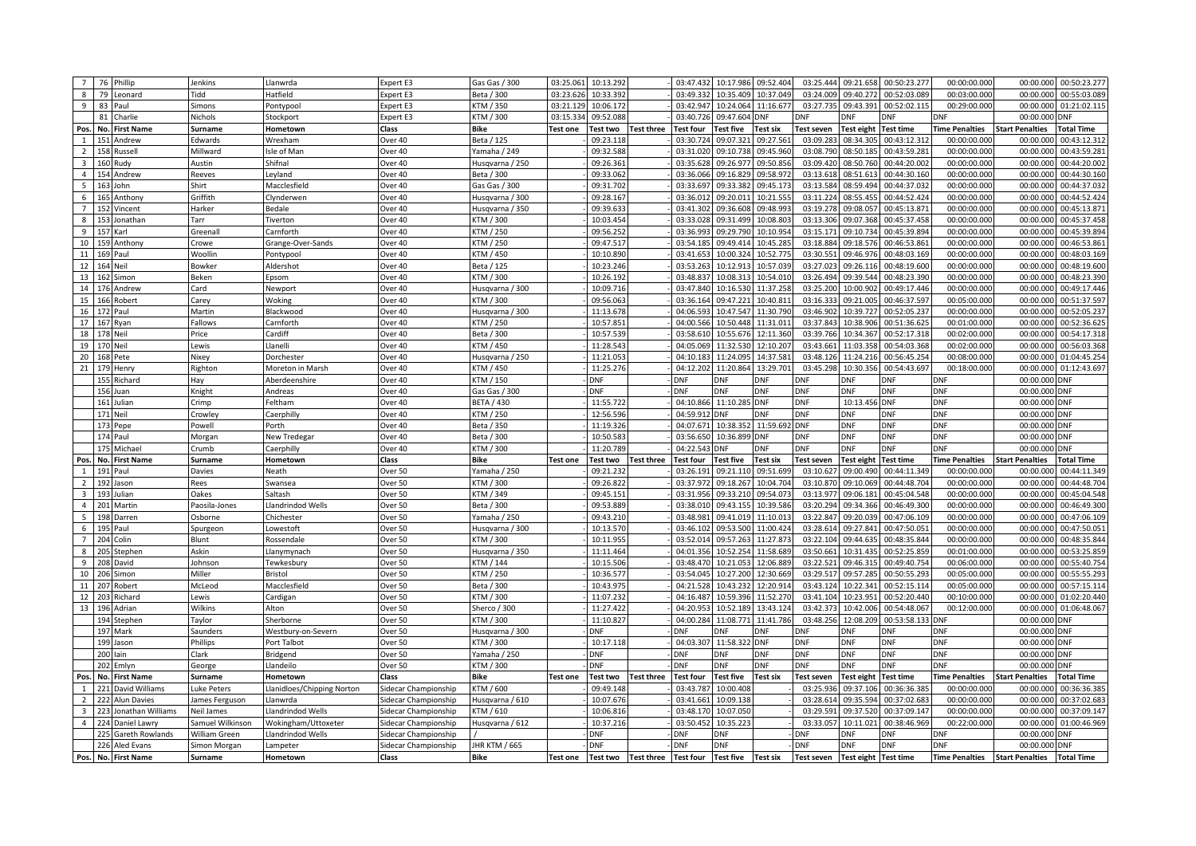| Pos. | No. | First Name | Surname | Hometown | Class | Bike | Test one | Test two | Test three | Test four | Test five | Test six | Test seven | Test eight | Test time | Time Penalties | Start Penalties | Total Time |
|---|---|---|---|---|---|---|---|---|---|---|---|---|---|---|---|---|---|---|
| 7 | 76 | Phillip | Jenkins | Llanwrda | Expert E3 | Gas Gas / 300 | 03:25.061 | 10:13.292 | - | 03:47.432 | 10:17.986 | 09:52.404 | 03:25.444 | 09:21.658 | 00:50:23.277 | 00:00:00.000 | 00:00.000 | 00:50:23.277 |
| 8 | 79 | Leonard | Tidd | Hatfield | Expert E3 | Beta / 300 | 03:23.626 | 10:33.392 | - | 03:49.332 | 10:35.409 | 10:37.049 | 03:24.009 | 09:40.272 | 00:52:03.089 | 00:03:00.000 | 00:00.000 | 00:55:03.089 |
| 9 | 83 | Paul | Simons | Pontypool | Expert E3 | KTM / 350 | 03:21.129 | 10:06.172 | - | 03:42.947 | 10:24.064 | 11:16.677 | 03:27.735 | 09:43.391 | 00:52:02.115 | 00:29:00.000 | 00:00.000 | 01:21:02.115 |
| | 81 | Charlie | Nichols | Stockport | Expert E3 | KTM / 300 | 03:15.334 | 09:52.088 | - | 03:40.726 | 09:47.604 | DNF | DNF | DNF | DNF | DNF | 00:00.000 | DNF |
| Pos. | No. | First Name | Surname | Hometown | Class | Bike | Test one | Test two | Test three | Test four | Test five | Test six | Test seven | Test eight | Test time | Time Penalties | Start Penalties | Total Time |
| 1 | 151 | Andrew | Edwards | Wrexham | Over 40 | Beta / 125 | | 09:23.118 | - | 03:30.724 | 09:07.321 | 09:27.561 | 03:09.283 | 08:34.305 | 00:43:12.312 | 00:00:00.000 | 00:00.000 | 00:43:12.312 |
| 2 | 158 | Russell | Millward | Isle of Man | Over 40 | Yamaha / 249 | | 09:32.588 | - | 03:31.020 | 09:10.738 | 09:45.960 | 03:08.790 | 08:50.185 | 00:43:59.281 | 00:00:00.000 | 00:00.000 | 00:43:59.281 |
| 3 | 160 | Rudy | Austin | Shifnal | Over 40 | Husqvarna / 250 | | 09:26.361 | - | 03:35.628 | 09:26.977 | 09:50.856 | 03:09.420 | 08:50.760 | 00:44:20.002 | 00:00:00.000 | 00:00.000 | 00:44:20.002 |
| 4 | 154 | Andrew | Reeves | Leyland | Over 40 | Beta / 300 | | 09:33.062 | - | 03:36.066 | 09:16.829 | 09:58.972 | 03:13.618 | 08:51.613 | 00:44:30.160 | 00:00:00.000 | 00:00.000 | 00:44:30.160 |
| 5 | 163 | John | Shirt | Macclesfield | Over 40 | Gas Gas / 300 | | 09:31.702 | - | 03:33.697 | 09:33.382 | 09:45.173 | 03:13.584 | 08:59.494 | 00:44:37.032 | 00:00:00.000 | 00:00.000 | 00:44:37.032 |
| 6 | 165 | Anthony | Griffith | Clynderwen | Over 40 | Husqvarna / 300 | | 09:28.167 | - | 03:36.012 | 09:20.011 | 10:21.555 | 03:11.224 | 08:55.455 | 00:44:52.424 | 00:00:00.000 | 00:00.000 | 00:44:52.424 |
| 7 | 152 | Vincent | Harker | Bedale | Over 40 | Husqvarna / 350 | | 09:39.633 | - | 03:41.302 | 09:36.608 | 09:48.993 | 03:19.278 | 09:08.057 | 00:45:13.871 | 00:00:00.000 | 00:00.000 | 00:45:13.871 |
| 8 | 153 | Jonathan | Tarr | Tiverton | Over 40 | KTM / 300 | | 10:03.454 | - | 03:33.028 | 09:31.499 | 10:08.803 | 03:13.306 | 09:07.368 | 00:45:37.458 | 00:00:00.000 | 00:00.000 | 00:45:37.458 |
| 9 | 157 | Karl | Greenall | Carnforth | Over 40 | KTM / 250 | | 09:56.252 | - | 03:36.993 | 09:29.790 | 10:10.954 | 03:15.171 | 09:10.734 | 00:45:39.894 | 00:00:00.000 | 00:00.000 | 00:45:39.894 |
| 10 | 159 | Anthony | Crowe | Grange-Over-Sands | Over 40 | KTM / 250 | | 09:47.517 | - | 03:54.185 | 09:49.414 | 10:45.285 | 03:18.884 | 09:18.576 | 00:46:53.861 | 00:00:00.000 | 00:00.000 | 00:46:53.861 |
| 11 | 169 | Paul | Woollin | Pontypool | Over 40 | KTM / 450 | | 10:10.890 | - | 03:41.653 | 10:00.324 | 10:52.775 | 03:30.551 | 09:46.976 | 00:48:03.169 | 00:00:00.000 | 00:00.000 | 00:48:03.169 |
| 12 | 164 | Neil | Bowker | Aldershot | Over 40 | Beta / 125 | | 10:23.246 | - | 03:53.263 | 10:12.913 | 10:57.039 | 03:27.023 | 09:26.116 | 00:48:19.600 | 00:00:00.000 | 00:00.000 | 00:48:19.600 |
| 13 | 162 | Simon | Beken | Epsom | Over 40 | KTM / 300 | | 10:26.192 | - | 03:48.837 | 10:08.313 | 10:54.010 | 03:26.494 | 09:39.544 | 00:48:23.390 | 00:00:00.000 | 00:00.000 | 00:48:23.390 |
| 14 | 176 | Andrew | Card | Newport | Over 40 | Husqvarna / 300 | | 10:09.716 | - | 03:47.840 | 10:16.530 | 11:37.258 | 03:25.200 | 10:00.902 | 00:49:17.446 | 00:00:00.000 | 00:00.000 | 00:49:17.446 |
| 15 | 166 | Robert | Carey | Woking | Over 40 | KTM / 300 | | 09:56.063 | - | 03:36.164 | 09:47.221 | 10:40.811 | 03:16.333 | 09:21.005 | 00:46:37.597 | 00:05:00.000 | 00:00.000 | 00:51:37.597 |
| 16 | 172 | Paul | Martin | Blackwood | Over 40 | Husqvarna / 300 | | 11:13.678 | - | 04:06.593 | 10:47.547 | 11:30.790 | 03:46.902 | 10:39.727 | 00:52:05.237 | 00:00:00.000 | 00:00.000 | 00:52:05.237 |
| 17 | 167 | Ryan | Fallows | Carnforth | Over 40 | KTM / 250 | | 10:57.851 | - | 04:00.566 | 10:50.448 | 11:31.011 | 03:37.843 | 10:38.906 | 00:51:36.625 | 00:01:00.000 | 00:00.000 | 00:52:36.625 |
| 18 | 178 | Neil | Price | Cardiff | Over 40 | Beta / 300 | | 10:57.539 | - | 03:58.610 | 10:55.676 | 12:11.360 | 03:39.766 | 10:34.367 | 00:52:17.318 | 00:02:00.000 | 00:00.000 | 00:54:17.318 |
| 19 | 170 | Neil | Lewis | Llanelli | Over 40 | KTM / 450 | | 11:28.543 | - | 04:05.069 | 11:32.530 | 12:10.207 | 03:43.661 | 11:03.358 | 00:54:03.368 | 00:02:00.000 | 00:00.000 | 00:56:03.368 |
| 20 | 168 | Pete | Nixey | Dorchester | Over 40 | Husqvarna / 250 | | 11:21.053 | - | 04:10.183 | 11:24.095 | 14:37.581 | 03:48.126 | 11:24.216 | 00:56:45.254 | 00:08:00.000 | 00:00.000 | 01:04:45.254 |
| 21 | 179 | Henry | Righton | Moreton in Marsh | Over 40 | KTM / 450 | | 11:25.276 | - | 04:12.202 | 11:20.864 | 13:29.701 | 03:45.298 | 10:30.356 | 00:54:43.697 | 00:18:00.000 | 00:00.000 | 01:12:43.697 |
| | 155 | Richard | Hay | Aberdeenshire | Over 40 | KTM / 150 | | DNF | - | DNF | DNF | DNF | DNF | DNF | DNF | DNF | 00:00.000 | DNF |
| | 156 | Juan | Knight | Andreas | Over 40 | Gas Gas / 300 | | DNF | - | DNF | DNF | DNF | DNF | DNF | DNF | DNF | 00:00.000 | DNF |
| | 161 | Julian | Crimp | Feltham | Over 40 | BETA / 430 | | 11:55.722 | - | 04:10.866 | 11:10.285 | DNF | DNF | 10:13.456 | DNF | DNF | 00:00.000 | DNF |
| | 171 | Neil | Crowley | Caerphilly | Over 40 | KTM / 250 | | 12:56.596 | - | 04:59.912 | DNF | DNF | DNF | DNF | DNF | DNF | 00:00.000 | DNF |
| | 173 | Pepe | Powell | Porth | Over 40 | Beta / 350 | | 11:19.326 | - | 04:07.671 | 10:38.352 | 11:59.692 | DNF | DNF | DNF | DNF | 00:00.000 | DNF |
| | 174 | Paul | Morgan | New Tredegar | Over 40 | Beta / 300 | | 10:50.583 | - | 03:56.650 | 10:36.899 | DNF | DNF | DNF | DNF | DNF | 00:00.000 | DNF |
| | 175 | Michael | Crumb | Caerphilly | Over 40 | KTM / 300 | | 11:20.789 | - | 04:22.543 | DNF | DNF | DNF | DNF | DNF | DNF | 00:00.000 | DNF |
| Pos. | No. | First Name | Surname | Hometown | Class | Bike | Test one | Test two | Test three | Test four | Test five | Test six | Test seven | Test eight | Test time | Time Penalties | Start Penalties | Total Time |
| 1 | 191 | Paul | Davies | Neath | Over 50 | Yamaha / 250 | | 09:21.232 | - | 03:26.191 | 09:21.110 | 09:51.699 | 03:10.627 | 09:00.490 | 00:44:11.349 | 00:00:00.000 | 00:00.000 | 00:44:11.349 |
| 2 | 192 | Jason | Rees | Swansea | Over 50 | KTM / 300 | | 09:26.822 | - | 03:37.972 | 09:18.267 | 10:04.704 | 03:10.870 | 09:10.069 | 00:44:48.704 | 00:00:00.000 | 00:00.000 | 00:44:48.704 |
| 3 | 193 | Julian | Oakes | Saltash | Over 50 | KTM / 349 | | 09:45.151 | - | 03:31.956 | 09:33.210 | 09:54.073 | 03:13.977 | 09:06.181 | 00:45:04.548 | 00:00:00.000 | 00:00.000 | 00:45:04.548 |
| 4 | 201 | Martin | Paosila-Jones | Llandrindod Wells | Over 50 | Beta / 300 | | 09:53.889 | - | 03:38.010 | 09:43.155 | 10:39.586 | 03:20.294 | 09:34.366 | 00:46:49.300 | 00:00:00.000 | 00:00.000 | 00:46:49.300 |
| 5 | 198 | Darren | Osborne | Chichester | Over 50 | Yamaha / 250 | | 09:43.210 | - | 03:48.981 | 09:41.019 | 11:10.013 | 03:22.847 | 09:20.039 | 00:47:06.109 | 00:00:00.000 | 00:00.000 | 00:47:06.109 |
| 6 | 195 | Paul | Spurgeon | Lowestoft | Over 50 | Husqvarna / 300 | | 10:13.570 | - | 03:46.102 | 09:53.500 | 11:00.424 | 03:28.614 | 09:27.841 | 00:47:50.051 | 00:00:00.000 | 00:00.000 | 00:47:50.051 |
| 7 | 204 | Colin | Blunt | Rossendale | Over 50 | KTM / 300 | | 10:11.955 | - | 03:52.014 | 09:57.263 | 11:27.873 | 03:22.104 | 09:44.635 | 00:48:35.844 | 00:00:00.000 | 00:00.000 | 00:48:35.844 |
| 8 | 205 | Stephen | Askin | Llanymynach | Over 50 | Husqvarna / 350 | | 11:11.464 | - | 04:01.356 | 10:52.254 | 11:58.689 | 03:50.661 | 10:31.435 | 00:52:25.859 | 00:01:00.000 | 00:00.000 | 00:53:25.859 |
| 9 | 208 | David | Johnson | Tewkesbury | Over 50 | KTM / 144 | | 10:15.506 | - | 03:48.470 | 10:21.053 | 12:06.889 | 03:22.521 | 09:46.315 | 00:49:40.754 | 00:06:00.000 | 00:00.000 | 00:55:40.754 |
| 10 | 206 | Simon | Miller | Bristol | Over 50 | KTM / 250 | | 10:36.577 | - | 03:54.045 | 10:27.200 | 12:30.669 | 03:29.517 | 09:57.285 | 00:50:55.293 | 00:05:00.000 | 00:00.000 | 00:55:55.293 |
| 11 | 207 | Robert | McLeod | Macclesfield | Over 50 | Beta / 300 | | 10:43.975 | - | 04:21.528 | 10:43.232 | 12:20.914 | 03:43.124 | 10:22.341 | 00:52:15.114 | 00:05:00.000 | 00:00.000 | 00:57:15.114 |
| 12 | 203 | Richard | Lewis | Cardigan | Over 50 | KTM / 300 | | 11:07.232 | - | 04:16.487 | 10:59.396 | 11:52.270 | 03:41.104 | 10:23.951 | 00:52:20.440 | 00:10:00.000 | 00:00.000 | 01:02:20.440 |
| 13 | 196 | Adrian | Wilkins | Alton | Over 50 | Sherco / 300 | | 11:27.422 | - | 04:20.953 | 10:52.189 | 13:43.124 | 03:42.373 | 10:42.006 | 00:54:48.067 | 00:12:00.000 | 00:00.000 | 01:06:48.067 |
| | 194 | Stephen | Taylor | Sherborne | Over 50 | KTM / 300 | | 11:10.827 | - | 04:00.284 | 11:08.771 | 11:41.786 | 03:48.256 | 12:08.209 | 00:53:58.133 | DNF | 00:00.000 | DNF |
| | 197 | Mark | Saunders | Westbury-on-Severn | Over 50 | Husqvarna / 300 | | DNF | - | DNF | DNF | DNF | DNF | DNF | DNF | DNF | 00:00.000 | DNF |
| | 199 | Jason | Phillips | Port Talbot | Over 50 | KTM / 300 | | 10:17.118 | - | 04:03.307 | 11:58.322 | DNF | DNF | DNF | DNF | DNF | 00:00.000 | DNF |
| | 200 | Iain | Clark | Bridgend | Over 50 | Yamaha / 250 | | DNF | - | DNF | DNF | DNF | DNF | DNF | DNF | DNF | 00:00.000 | DNF |
| | 202 | Emlyn | George | Llandeilo | Over 50 | KTM / 300 | | DNF | - | DNF | DNF | DNF | DNF | DNF | DNF | DNF | 00:00.000 | DNF |
| Pos. | No. | First Name | Surname | Hometown | Class | Bike | Test one | Test two | Test three | Test four | Test five | Test six | Test seven | Test eight | Test time | Time Penalties | Start Penalties | Total Time |
| 1 | 221 | David Williams | Luke Peters | Llanidloes/Chipping Norton | Sidecar Championship | KTM / 600 | | 09:49.148 | - | 03:43.787 | 10:00.408 | | 03:25.936 | 09:37.106 | 00:36:36.385 | 00:00:00.000 | 00:00.000 | 00:36:36.385 |
| 2 | 222 | Alun Davies | James Ferguson | Llanwrda | Sidecar Championship | Husqvarna / 610 | | 10:07.676 | - | 03:41.661 | 10:09.138 | | 03:28.614 | 09:35.594 | 00:37:02.683 | 00:00:00.000 | 00:00.000 | 00:37:02.683 |
| 3 | 223 | Jonathan Williams | Neil James | Llandrindod Wells | Sidecar Championship | KTM / 610 | | 10:06.816 | - | 03:48.170 | 10:07.050 | | 03:29.591 | 09:37.520 | 00:37:09.147 | 00:00:00.000 | 00:00.000 | 00:37:09.147 |
| 4 | 224 | Daniel Lawry | Samuel Wilkinson | Wokingham/Uttoxeter | Sidecar Championship | Husqvarna / 612 | | 10:37.216 | - | 03:50.452 | 10:35.223 | | 03:33.057 | 10:11.021 | 00:38:46.969 | 00:22:00.000 | 00:00.000 | 01:00:46.969 |
| | 225 | Gareth Rowlands | William Green | Llandrindod Wells | Sidecar Championship | / | | DNF | - | DNF | DNF | | DNF | DNF | DNF | DNF | 00:00.000 | DNF |
| | 226 | Aled Evans | Simon Morgan | Lampeter | Sidecar Championship | JHR KTM / 665 | | DNF | - | DNF | DNF | | DNF | DNF | DNF | DNF | 00:00.000 | DNF |
| Pos. | No. | First Name | Surname | Hometown | Class | Bike | Test one | Test two | Test three | Test four | Test five | Test six | Test seven | Test eight | Test time | Time Penalties | Start Penalties | Total Time |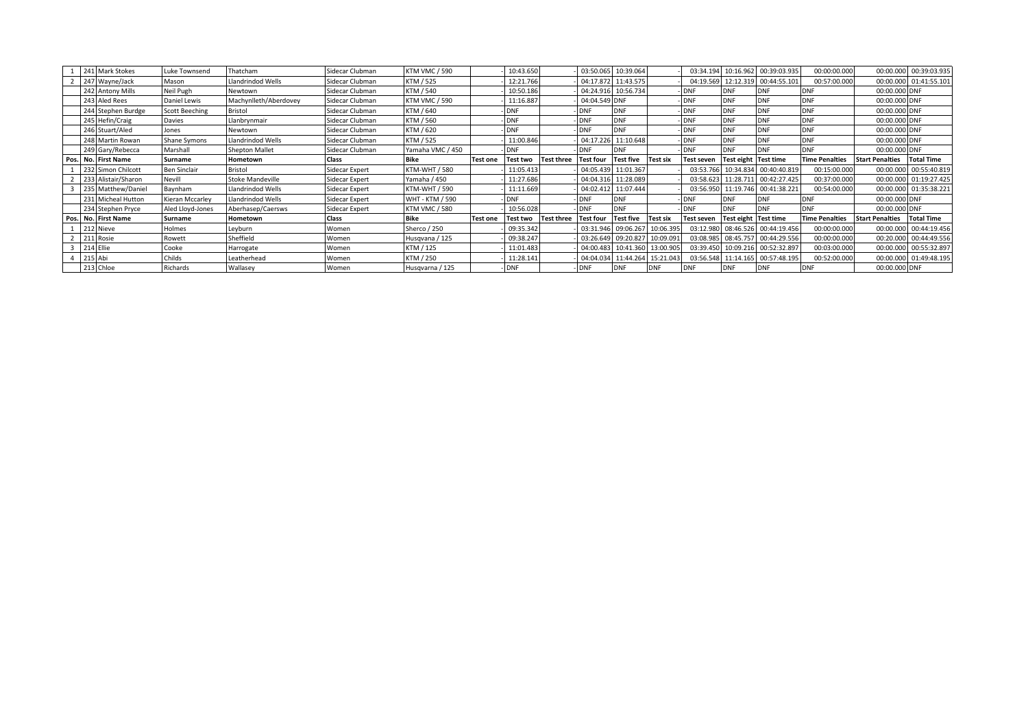| | | | | | | | | | | | | | | | | | | | | |
|---|---|---|---|---|---|---|---|---|---|---|---|---|---|---|---|---|---|---|---|---|
| 1 | 241 | Mark Stokes | Luke Townsend | Thatcham | Sidecar Clubman | KTM VMC / 590 | - | 10:43.650 | - | 03:50.065 | 10:39.064 | - | 03:34.194 | 10:16.962 | 00:39:03.935 | 00:00:00.000 | 00:00.000 | 00:39:03.935 |
| 2 | 247 | Wayne/Jack | Mason | Llandrindod Wells | Sidecar Clubman | KTM / 525 | - | 12:21.766 | - | 04:17.872 | 11:43.575 | - | 04:19.569 | 12:12.319 | 00:44:55.101 | 00:57:00.000 | 00:00.000 | 01:41:55.101 |
| | 242 | Antony Mills | Neil Pugh | Newtown | Sidecar Clubman | KTM / 540 | - | 10:50.186 | - | 04:24.916 | 10:56.734 | - | DNF | DNF | DNF | DNF | 00:00.000 | DNF |
| | 243 | Aled Rees | Daniel Lewis | Machynlleth/Aberdovey | Sidecar Clubman | KTM VMC / 590 | - | 11:16.887 | - | 04:04.549 | DNF | - | DNF | DNF | DNF | DNF | 00:00.000 | DNF |
| | 244 | Stephen Burdge | Scott Beeching | Bristol | Sidecar Clubman | KTM / 640 | - | DNF | - | DNF | DNF | - | DNF | DNF | DNF | DNF | 00:00.000 | DNF |
| | 245 | Hefin/Craig | Davies | Llanbrynmair | Sidecar Clubman | KTM / 560 | - | DNF | - | DNF | DNF | - | DNF | DNF | DNF | DNF | 00:00.000 | DNF |
| | 246 | Stuart/Aled | Jones | Newtown | Sidecar Clubman | KTM / 620 | - | DNF | - | DNF | DNF | - | DNF | DNF | DNF | DNF | 00:00.000 | DNF |
| | 248 | Martin Rowan | Shane Symons | Llandrindod Wells | Sidecar Clubman | KTM / 525 | - | 11:00.846 | - | 04:17.226 | 11:10.648 | - | DNF | DNF | DNF | DNF | 00:00.000 | DNF |
| | 249 | Gary/Rebecca | Marshall | Shepton Mallet | Sidecar Clubman | Yamaha VMC / 450 | - | DNF | - | DNF | DNF | - | DNF | DNF | DNF | DNF | 00:00.000 | DNF |
| **Pos.** | **No.** | **First Name** | **Surname** | **Hometown** | **Class** | **Bike** | **Test one** | **Test two** | **Test three** | **Test four** | **Test five** | **Test six** | **Test seven** | **Test eight** | **Test time** | **Time Penalties** | **Start Penalties** | **Total Time** |
| 1 | 232 | Simon Chilcott | Ben Sinclair | Bristol | Sidecar Expert | KTM-WHT / 580 | - | 11:05.413 | - | 04:05.439 | 11:01.367 | - | 03:53.766 | 10:34.834 | 00:40:40.819 | 00:15:00.000 | 00:00.000 | 00:55:40.819 |
| 2 | 233 | Alistair/Sharon | Nevill | Stoke Mandeville | Sidecar Expert | Yamaha / 450 | - | 11:27.686 | - | 04:04.316 | 11:28.089 | - | 03:58.623 | 11:28.711 | 00:42:27.425 | 00:37:00.000 | 00:00.000 | 01:19:27.425 |
| 3 | 235 | Matthew/Daniel | Baynham | Llandrindod Wells | Sidecar Expert | KTM-WHT / 590 | - | 11:11.669 | - | 04:02.412 | 11:07.444 | - | 03:56.950 | 11:19.746 | 00:41:38.221 | 00:54:00.000 | 00:00.000 | 01:35:38.221 |
| | 231 | Micheal Hutton | Kieran Mccarley | Llandrindod Wells | Sidecar Expert | WHT - KTM / 590 | - | DNF | - | DNF | DNF | - | DNF | DNF | DNF | DNF | 00:00.000 | DNF |
| | 234 | Stephen Pryce | Aled Lloyd-Jones | Aberhasep/Caersws | Sidecar Expert | KTM VMC / 580 | - | 10:56.028 | - | DNF | DNF | - | DNF | DNF | DNF | DNF | 00:00.000 | DNF |
| **Pos.** | **No.** | **First Name** | **Surname** | **Hometown** | **Class** | **Bike** | **Test one** | **Test two** | **Test three** | **Test four** | **Test five** | **Test six** | **Test seven** | **Test eight** | **Test time** | **Time Penalties** | **Start Penalties** | **Total Time** |
| 1 | 212 | Nieve | Holmes | Leyburn | Women | Sherco / 250 | - | 09:35.342 | - | 03:31.946 | 09:06.267 | 10:06.395 | 03:12.980 | 08:46.526 | 00:44:19.456 | 00:00:00.000 | 00:00.000 | 00:44:19.456 |
| 2 | 211 | Rosie | Rowett | Sheffield | Women | Husqvana / 125 | - | 09:38.247 | - | 03:26.649 | 09:20.827 | 10:09.091 | 03:08.985 | 08:45.757 | 00:44:29.556 | 00:00:00.000 | 00:20.000 | 00:44:49.556 |
| 3 | 214 | Ellie | Cooke | Harrogate | Women | KTM / 125 | - | 11:01.483 | - | 04:00.483 | 10:41.360 | 13:00.905 | 03:39.450 | 10:09.216 | 00:52:32.897 | 00:03:00.000 | 00:00.000 | 00:55:32.897 |
| 4 | 215 | Abi | Childs | Leatherhead | Women | KTM / 250 | - | 11:28.141 | - | 04:04.034 | 11:44.264 | 15:21.043 | 03:56.548 | 11:14.165 | 00:57:48.195 | 00:52:00.000 | 00:00.000 | 01:49:48.195 |
| | 213 | Chloe | Richards | Wallasey | Women | Husqvarna / 125 | - | DNF | - | DNF | DNF | DNF | DNF | DNF | DNF | DNF | 00:00.000 | DNF |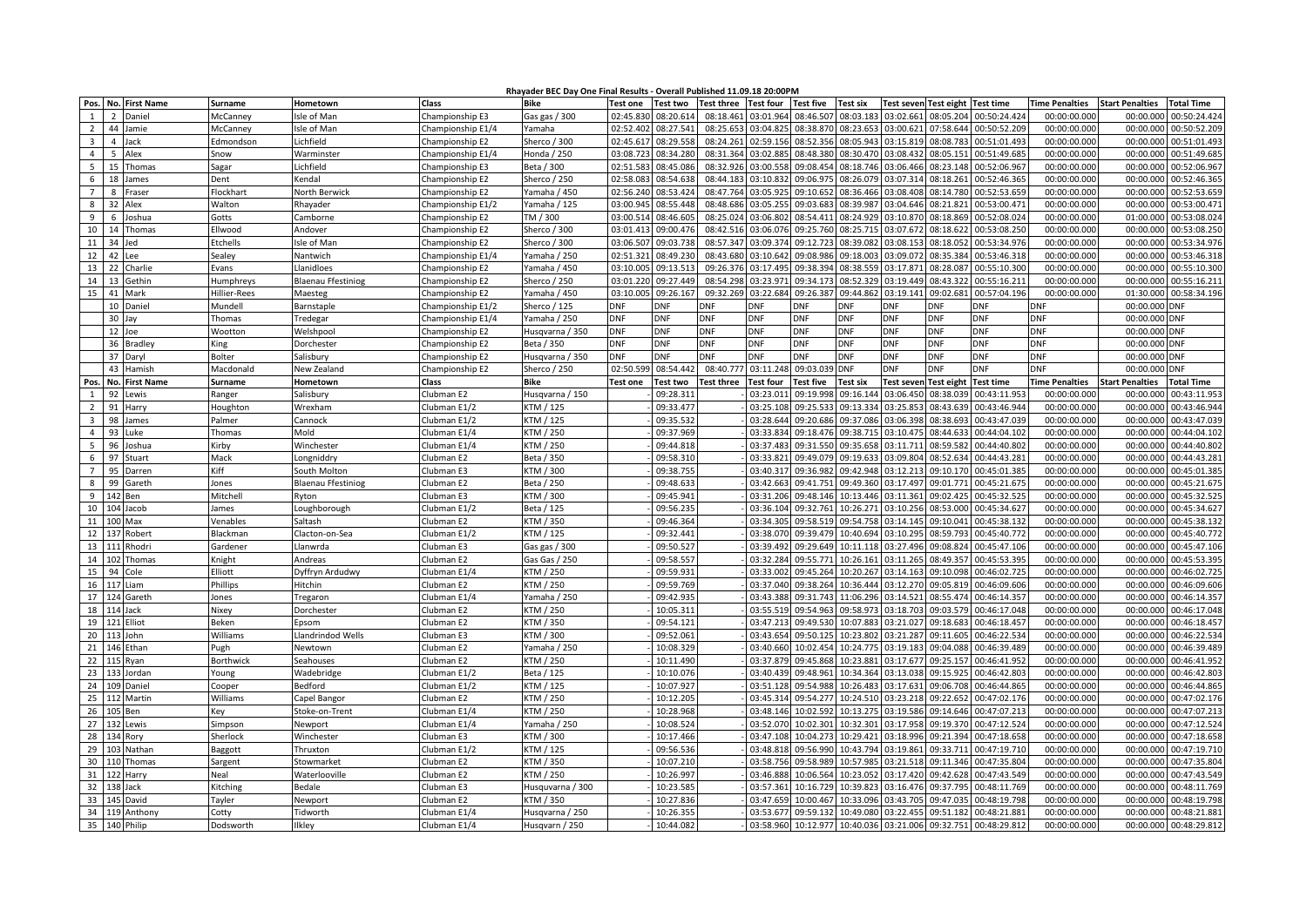**Rhayader BEC Day One Final Results - Overall Published 11.09.18 20:00PM**

| Pos. | No. | First Name | Surname | Hometown | Class | Bike | Test one | Test two | Test three | Test four | Test five | Test six | Test seven | Test eight | Test time | Time Penalties | Start Penalties | Total Time |
|---|---|---|---|---|---|---|---|---|---|---|---|---|---|---|---|---|---|---|
| 1 | 2 | Daniel | McCanney | Isle of Man | Championship E3 | Gas gas / 300 | 02:45.830 | 08:20.614 | 08:18.461 | 03:01.964 | 08:46.507 | 08:03.183 | 03:02.661 | 08:05.204 | 00:50:24.424 | 00:00:00.000 | 00:00.000 | 00:50:24.424 |
| 2 | 44 | Jamie | McCanney | Isle of Man | Championship E1/4 | Yamaha | 02:52.402 | 08:27.541 | 08:25.653 | 03:04.825 | 08:38.870 | 08:23.653 | 03:00.621 | 07:58.644 | 00:50:52.209 | 00:00:00.000 | 00:00.000 | 00:50:52.209 |
| 3 | 4 | Jack | Edmondson | Lichfield | Championship E2 | Sherco / 300 | 02:45.617 | 08:29.558 | 08:24.261 | 02:59.156 | 08:52.356 | 08:05.943 | 03:15.819 | 08:08.783 | 00:51:01.493 | 00:00:00.000 | 00:00.000 | 00:51:01.493 |
| 4 | 5 | Alex | Snow | Warminster | Championship E1/4 | Honda / 250 | 03:08.723 | 08:34.280 | 08:31.364 | 03:02.885 | 08:48.380 | 08:30.470 | 03:08.432 | 08:05.151 | 00:51:49.685 | 00:00:00.000 | 00:00.000 | 00:51:49.685 |
| 5 | 15 | Thomas | Sagar | Lichfield | Championship E3 | Beta / 300 | 02:51.583 | 08:45.086 | 08:32.926 | 03:00.558 | 09:08.454 | 08:18.746 | 03:06.466 | 08:23.148 | 00:52:06.967 | 00:00:00.000 | 00:00.000 | 00:52:06.967 |
| 6 | 18 | James | Dent | Kendal | Championship E2 | Sherco / 250 | 02:58.083 | 08:54.638 | 08:44.183 | 03:10.832 | 09:06.975 | 08:26.079 | 03:07.314 | 08:18.261 | 00:52:46.365 | 00:00:00.000 | 00:00.000 | 00:52:46.365 |
| 7 | 8 | Fraser | Flockhart | North Berwick | Championship E2 | Yamaha / 450 | 02:56.240 | 08:53.424 | 08:47.764 | 03:05.925 | 09:10.652 | 08:36.466 | 03:08.408 | 08:14.780 | 00:52:53.659 | 00:00:00.000 | 00:00.000 | 00:52:53.659 |
| 8 | 32 | Alex | Walton | Rhayader | Championship E1/2 | Yamaha / 125 | 03:00.945 | 08:55.448 | 08:48.686 | 03:05.255 | 09:03.683 | 08:39.987 | 03:04.646 | 08:21.821 | 00:53:00.471 | 00:00:00.000 | 00:00.000 | 00:53:00.471 |
| 9 | 6 | Joshua | Gotts | Camborne | Championship E2 | TM / 300 | 03:00.514 | 08:46.605 | 08:25.024 | 03:06.802 | 08:54.411 | 08:24.929 | 03:10.870 | 08:18.869 | 00:52:08.024 | 00:00:00.000 | 01:00.000 | 00:53:08.024 |
| 10 | 14 | Thomas | Ellwood | Andover | Championship E2 | Sherco / 300 | 03:01.413 | 09:00.476 | 08:42.516 | 03:06.076 | 09:25.760 | 08:25.715 | 03:07.672 | 08:18.622 | 00:53:08.250 | 00:00:00.000 | 00:00.000 | 00:53:08.250 |
| 11 | 34 | Jed | Etchells | Isle of Man | Championship E2 | Sherco / 300 | 03:06.507 | 09:03.738 | 08:57.347 | 03:09.374 | 09:12.723 | 08:39.082 | 03:08.153 | 08:18.052 | 00:53:34.976 | 00:00:00.000 | 00:00.000 | 00:53:34.976 |
| 12 | 42 | Lee | Sealey | Nantwich | Championship E1/4 | Yamaha / 250 | 02:51.321 | 08:49.230 | 08:43.680 | 03:10.642 | 09:08.986 | 09:18.003 | 03:09.072 | 08:35.384 | 00:53:46.318 | 00:00:00.000 | 00:00.000 | 00:53:46.318 |
| 13 | 22 | Charlie | Evans | Llanidloes | Championship E2 | Yamaha / 450 | 03:10.005 | 09:13.513 | 09:26.376 | 03:17.495 | 09:38.394 | 08:38.559 | 03:17.871 | 08:28.087 | 00:55:10.300 | 00:00:00.000 | 00:00.000 | 00:55:10.300 |
| 14 | 13 | Gethin | Humphreys | Blaenau Ffestiniog | Championship E2 | Sherco / 250 | 03:01.220 | 09:27.449 | 08:54.298 | 03:23.971 | 09:34.173 | 08:52.329 | 03:19.449 | 08:43.322 | 00:55:16.211 | 00:00:00.000 | 00:00.000 | 00:55:16.211 |
| 15 | 41 | Mark | Hillier-Rees | Maesteg | Championship E2 | Yamaha / 450 | 03:10.005 | 09:26.167 | 09:32.269 | 03:22.684 | 09:26.387 | 09:44.862 | 03:19.141 | 09:02.681 | 00:57:04.196 | 00:00:00.000 | 01:30.000 | 00:58:34.196 |
|  | 10 | Daniel | Mundell | Barnstaple | Championship E1/2 | Sherco / 125 | DNF | DNF | DNF | DNF | DNF | DNF | DNF | DNF | DNF | DNF | 00:00.000 | DNF |
|  | 30 | Jay | Thomas | Tredegar | Championship E1/4 | Yamaha / 250 | DNF | DNF | DNF | DNF | DNF | DNF | DNF | DNF | DNF | DNF | 00:00.000 | DNF |
|  | 12 | Joe | Wootton | Welshpool | Championship E2 | Husqvarna / 350 | DNF | DNF | DNF | DNF | DNF | DNF | DNF | DNF | DNF | DNF | 00:00.000 | DNF |
|  | 36 | Bradley | King | Dorchester | Championship E2 | Beta / 350 | DNF | DNF | DNF | DNF | DNF | DNF | DNF | DNF | DNF | DNF | 00:00.000 | DNF |
|  | 37 | Daryl | Bolter | Salisbury | Championship E2 | Husqvarna / 350 | DNF | DNF | DNF | DNF | DNF | DNF | DNF | DNF | DNF | DNF | 00:00.000 | DNF |
|  | 43 | Hamish | Macdonald | New Zealand | Championship E2 | Sherco / 250 | 02:50.599 | 08:54.442 | 08:40.777 | 03:11.248 | 09:03.039 | DNF | DNF | DNF | DNF | DNF | 00:00.000 | DNF |

| Pos. | No. | First Name | Surname | Hometown | Class | Bike | Test one | Test two | Test three | Test four | Test five | Test six | Test seven | Test eight | Test time | Time Penalties | Start Penalties | Total Time |
|---|---|---|---|---|---|---|---|---|---|---|---|---|---|---|---|---|---|---|
| 1 | 92 | Lewis | Ranger | Salisbury | Clubman E2 | Husqvarna / 150 |  | 09:28.311 |  | 03:23.011 | 09:19.998 | 09:16.144 | 03:06.450 | 08:38.039 | 00:43:11.953 | 00:00:00.000 | 00:00.000 | 00:43:11.953 |
| 2 | 91 | Harry | Houghton | Wrexham | Clubman E1/2 | KTM / 125 |  | 09:33.477 |  | 03:25.108 | 09:25.533 | 09:13.334 | 03:25.853 | 08:43.639 | 00:43:46.944 | 00:00:00.000 | 00:00.000 | 00:43:46.944 |
| 3 | 98 | James | Palmer | Cannock | Clubman E1/2 | KTM / 125 |  | 09:35.532 |  | 03:28.644 | 09:20.686 | 09:37.086 | 03:06.398 | 08:38.693 | 00:43:47.039 | 00:00:00.000 | 00:00.000 | 00:43:47.039 |
| 4 | 93 | Luke | Thomas | Mold | Clubman E1/4 | KTM / 250 |  | 09:37.969 |  | 03:33.834 | 09:18.476 | 09:38.715 | 03:10.475 | 08:44.633 | 00:44:04.102 | 00:00:00.000 | 00:00.000 | 00:44:04.102 |
| 5 | 96 | Joshua | Kirby | Winchester | Clubman E1/4 | KTM / 250 |  | 09:44.818 |  | 03:37.483 | 09:31.550 | 09:35.658 | 03:11.711 | 08:59.582 | 00:44:40.802 | 00:00:00.000 | 00:00.000 | 00:44:40.802 |
| 6 | 97 | Stuart | Mack | Longniddry | Clubman E2 | Beta / 350 |  | 09:58.310 |  | 03:33.821 | 09:49.079 | 09:19.633 | 03:09.804 | 08:52.634 | 00:44:43.281 | 00:00:00.000 | 00:00.000 | 00:44:43.281 |
| 7 | 95 | Darren | Kiff | South Molton | Clubman E3 | KTM / 300 |  | 09:38.755 |  | 03:40.317 | 09:36.982 | 09:42.948 | 03:12.213 | 09:10.170 | 00:45:01.385 | 00:00:00.000 | 00:00.000 | 00:45:01.385 |
| 8 | 99 | Gareth | Jones | Blaenau Ffestiniog | Clubman E2 | Beta / 250 |  | 09:48.633 |  | 03:42.663 | 09:41.751 | 09:49.360 | 03:17.497 | 09:01.771 | 00:45:21.675 | 00:00:00.000 | 00:00.000 | 00:45:21.675 |
| 9 | 142 | Ben | Mitchell | Ryton | Clubman E3 | KTM / 300 |  | 09:45.941 |  | 03:31.206 | 09:48.146 | 10:13.446 | 03:11.361 | 09:02.425 | 00:45:32.525 | 00:00:00.000 | 00:00.000 | 00:45:32.525 |
| 10 | 104 | Jacob | James | Loughborough | Clubman E1/2 | Beta / 125 |  | 09:56.235 |  | 03:36.104 | 09:32.761 | 10:26.271 | 03:10.256 | 08:53.000 | 00:45:34.627 | 00:00:00.000 | 00:00.000 | 00:45:34.627 |
| 11 | 100 | Max | Venables | Saltash | Clubman E2 | KTM / 350 |  | 09:46.364 |  | 03:34.305 | 09:58.519 | 09:54.758 | 03:14.145 | 09:10.041 | 00:45:38.132 | 00:00:00.000 | 00:00.000 | 00:45:38.132 |
| 12 | 137 | Robert | Blackman | Clacton-on-Sea | Clubman E1/2 | KTM / 125 |  | 09:32.441 |  | 03:38.070 | 09:39.479 | 10:40.694 | 03:10.295 | 08:59.793 | 00:45:40.772 | 00:00:00.000 | 00:00.000 | 00:45:40.772 |
| 13 | 111 | Rhodri | Gardener | Llanwrda | Clubman E3 | Gas gas / 300 |  | 09:50.527 |  | 03:39.492 | 09:29.649 | 10:11.118 | 03:27.496 | 09:08.824 | 00:45:47.106 | 00:00:00.000 | 00:00.000 | 00:45:47.106 |
| 14 | 102 | Thomas | Knight | Andreas | Clubman E2 | Gas Gas / 250 |  | 09:58.557 |  | 03:32.284 | 09:55.771 | 10:26.161 | 03:11.265 | 08:49.357 | 00:45:53.395 | 00:00:00.000 | 00:00.000 | 00:45:53.395 |
| 15 | 94 | Cole | Elliott | Dyffryn Ardudwy | Clubman E1/4 | KTM / 250 |  | 09:59.931 |  | 03:33.002 | 09:45.264 | 10:20.267 | 03:14.163 | 09:10.098 | 00:46:02.725 | 00:00:00.000 | 00:00.000 | 00:46:02.725 |
| 16 | 117 | Liam | Phillips | Hitchin | Clubman E2 | KTM / 250 |  | 09:59.769 |  | 03:37.040 | 09:38.264 | 10:36.444 | 03:12.270 | 09:05.819 | 00:46:09.606 | 00:00:00.000 | 00:00.000 | 00:46:09.606 |
| 17 | 124 | Gareth | Jones | Tregaron | Clubman E1/4 | Yamaha / 250 |  | 09:42.935 |  | 03:43.388 | 09:31.743 | 11:06.296 | 03:14.521 | 08:55.474 | 00:46:14.357 | 00:00:00.000 | 00:00.000 | 00:46:14.357 |
| 18 | 114 | Jack | Nixey | Dorchester | Clubman E2 | KTM / 250 |  | 10:05.311 |  | 03:55.519 | 09:54.963 | 09:58.973 | 03:18.703 | 09:03.579 | 00:46:17.048 | 00:00:00.000 | 00:00.000 | 00:46:17.048 |
| 19 | 121 | Elliot | Beken | Epsom | Clubman E2 | KTM / 350 |  | 09:54.121 |  | 03:47.213 | 09:49.530 | 10:07.883 | 03:21.027 | 09:18.683 | 00:46:18.457 | 00:00:00.000 | 00:00.000 | 00:46:18.457 |
| 20 | 113 | John | Williams | Llandrindod Wells | Clubman E3 | KTM / 300 |  | 09:52.061 |  | 03:43.654 | 09:50.125 | 10:23.802 | 03:21.287 | 09:11.605 | 00:46:22.534 | 00:00:00.000 | 00:00.000 | 00:46:22.534 |
| 21 | 146 | Ethan | Pugh | Newtown | Clubman E2 | Yamaha / 250 |  | 10:08.329 |  | 03:40.660 | 10:02.454 | 10:24.775 | 03:19.183 | 09:04.088 | 00:46:39.489 | 00:00:00.000 | 00:00.000 | 00:46:39.489 |
| 22 | 115 | Ryan | Borthwick | Seahouses | Clubman E2 | KTM / 250 |  | 10:11.490 |  | 03:37.879 | 09:45.868 | 10:23.881 | 03:17.677 | 09:25.157 | 00:46:41.952 | 00:00:00.000 | 00:00.000 | 00:46:41.952 |
| 23 | 133 | Jordan | Young | Wadebridge | Clubman E1/2 | Beta / 125 |  | 10:10.076 |  | 03:40.439 | 09:48.961 | 10:34.364 | 03:13.038 | 09:15.925 | 00:46:42.803 | 00:00:00.000 | 00:00.000 | 00:46:42.803 |
| 24 | 109 | Daniel | Cooper | Bedford | Clubman E1/2 | KTM / 125 |  | 10:07.927 |  | 03:51.128 | 09:54.988 | 10:26.483 | 03:17.631 | 09:06.708 | 00:46:44.865 | 00:00:00.000 | 00:00.000 | 00:46:44.865 |
| 25 | 112 | Martin | Williams | Capel Bangor | Clubman E2 | KTM / 250 |  | 10:12.205 |  | 03:45.314 | 09:54.277 | 10:24.510 | 03:23.218 | 09:22.652 | 00:47:02.176 | 00:00:00.000 | 00:00.000 | 00:47:02.176 |
| 26 | 105 | Ben | Key | Stoke-on-Trent | Clubman E1/4 | KTM / 250 |  | 10:28.968 |  | 03:48.146 | 10:02.592 | 10:13.275 | 03:19.586 | 09:14.646 | 00:47:07.213 | 00:00:00.000 | 00:00.000 | 00:47:07.213 |
| 27 | 132 | Lewis | Simpson | Newport | Clubman E1/4 | Yamaha / 250 |  | 10:08.524 |  | 03:52.070 | 10:02.301 | 10:32.301 | 03:17.958 | 09:19.370 | 00:47:12.524 | 00:00:00.000 | 00:00.000 | 00:47:12.524 |
| 28 | 134 | Rory | Sherlock | Winchester | Clubman E3 | KTM / 300 |  | 10:17.466 |  | 03:47.108 | 10:04.273 | 10:29.421 | 03:18.996 | 09:21.394 | 00:47:18.658 | 00:00:00.000 | 00:00.000 | 00:47:18.658 |
| 29 | 103 | Nathan | Baggott | Thruxton | Clubman E1/2 | KTM / 125 |  | 09:56.536 |  | 03:48.818 | 09:56.990 | 10:43.794 | 03:19.861 | 09:33.711 | 00:47:19.710 | 00:00:00.000 | 00:00.000 | 00:47:19.710 |
| 30 | 110 | Thomas | Sargent | Stowmarket | Clubman E2 | KTM / 350 |  | 10:07.210 |  | 03:58.756 | 09:58.989 | 10:57.985 | 03:21.518 | 09:11.346 | 00:47:35.804 | 00:00:00.000 | 00:00.000 | 00:47:35.804 |
| 31 | 122 | Harry | Neal | Waterlooville | Clubman E2 | KTM / 250 |  | 10:26.997 |  | 03:46.888 | 10:06.564 | 10:23.052 | 03:17.420 | 09:42.628 | 00:47:43.549 | 00:00:00.000 | 00:00.000 | 00:47:43.549 |
| 32 | 138 | Jack | Kitching | Bedale | Clubman E3 | Husqvarna / 300 |  | 10:23.585 |  | 03:57.361 | 10:16.729 | 10:39.823 | 03:16.476 | 09:37.795 | 00:48:11.769 | 00:00:00.000 | 00:00.000 | 00:48:11.769 |
| 33 | 145 | David | Tayler | Newport | Clubman E2 | KTM / 350 |  | 10:27.836 |  | 03:47.659 | 10:00.467 | 10:33.096 | 03:43.705 | 09:47.035 | 00:48:19.798 | 00:00:00.000 | 00:00.000 | 00:48:19.798 |
| 34 | 119 | Anthony | Cotty | Tidworth | Clubman E1/4 | Husqvarna / 250 |  | 10:26.355 |  | 03:53.677 | 09:59.132 | 10:49.080 | 03:22.455 | 09:51.182 | 00:48:21.881 | 00:00:00.000 | 00:00.000 | 00:48:21.881 |
| 35 | 140 | Philip | Dodsworth | Ilkley | Clubman E1/4 | Husqvarn / 250 |  | 10:44.082 |  | 03:58.960 | 10:12.977 | 10:40.036 | 03:21.006 | 09:32.751 | 00:48:29.812 | 00:00:00.000 | 00:00.000 | 00:48:29.812 |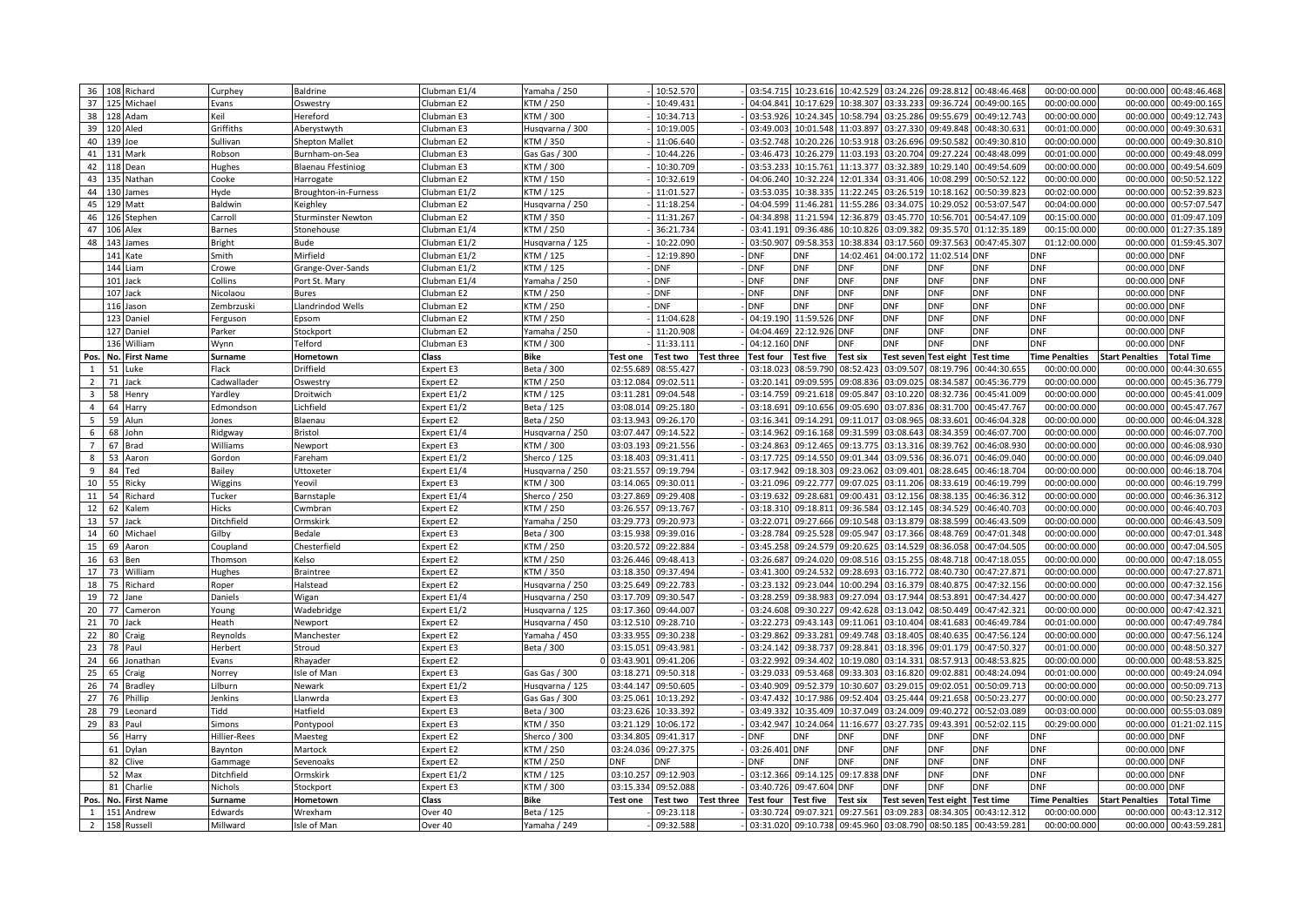| Pos. | No. | First Name | Surname | Hometown | Class | Bike | Test one | Test two | Test three | Test four | Test five | Test six | Test seven | Test eight | Test time | Time Penalties | Start Penalties | Total Time |
|---|---|---|---|---|---|---|---|---|---|---|---|---|---|---|---|---|---|---|
| 36 | 108 | Richard | Curphey | Baldrine | Clubman E1/4 | Yamaha / 250 | - | 10:52.570 | - | 03:54.715 | 10:23.616 | 10:42.529 | 03:24.226 | 09:28.812 | 00:48:46.468 | 00:00:00.000 | 00:00.000 | 00:48:46.468 |
| 37 | 125 | Michael | Evans | Oswestry | Clubman E2 | KTM / 250 | - | 10:49.431 | - | 04:04.841 | 10:17.629 | 10:38.307 | 03:33.233 | 09:36.724 | 00:49:00.165 | 00:00:00.000 | 00:00.000 | 00:49:00.165 |
| 38 | 128 | Adam | Keil | Hereford | Clubman E3 | KTM / 300 | - | 10:34.713 | - | 03:53.926 | 10:24.345 | 10:58.794 | 03:25.286 | 09:55.679 | 00:49:12.743 | 00:00:00.000 | 00:00.000 | 00:49:12.743 |
| 39 | 120 | Aled | Griffiths | Aberystwyth | Clubman E3 | Husqvarna / 300 | - | 10:19.005 | - | 03:49.003 | 10:01.548 | 11:03.897 | 03:27.330 | 09:49.848 | 00:48:30.631 | 00:01:00.000 | 00:00.000 | 00:49:30.631 |
| 40 | 139 | Joe | Sullivan | Shepton Mallet | Clubman E2 | KTM / 350 | - | 11:06.640 | - | 03:52.748 | 10:20.226 | 10:53.918 | 03:26.696 | 09:50.582 | 00:49:30.810 | 00:00:00.000 | 00:00.000 | 00:49:30.810 |
| 41 | 131 | Mark | Robson | Burnham-on-Sea | Clubman E3 | Gas Gas / 300 | - | 10:44.226 | - | 03:46.473 | 10:26.279 | 11:03.193 | 03:20.704 | 09:27.224 | 00:48:48.099 | 00:01:00.000 | 00:00.000 | 00:49:48.099 |
| 42 | 118 | Dean | Hughes | Blaenau Ffestiniog | Clubman E3 | KTM / 300 | - | 10:30.709 | - | 03:53.233 | 10:15.761 | 11:13.377 | 03:32.389 | 10:29.140 | 00:49:54.609 | 00:00:00.000 | 00:00.000 | 00:49:54.609 |
| 43 | 135 | Nathan | Cooke | Harrogate | Clubman E2 | KTM / 150 | - | 10:32.619 | - | 04:06.240 | 10:32.224 | 12:01.334 | 03:31.406 | 10:08.299 | 00:50:52.122 | 00:00:00.000 | 00:00.000 | 00:50:52.122 |
| 44 | 130 | James | Hyde | Broughton-in-Furness | Clubman E1/2 | KTM / 125 | - | 11:01.527 | - | 03:53.035 | 10:38.335 | 11:22.245 | 03:26.519 | 10:18.162 | 00:50:39.823 | 00:02:00.000 | 00:00.000 | 00:52:39.823 |
| 45 | 129 | Matt | Baldwin | Keighley | Clubman E2 | Husqvarna / 250 | - | 11:18.254 | - | 04:04.599 | 11:46.281 | 11:55.286 | 03:34.075 | 10:29.052 | 00:53:07.547 | 00:04:00.000 | 00:00.000 | 00:57:07.547 |
| 46 | 126 | Stephen | Carroll | Sturminster Newton | Clubman E2 | KTM / 350 | - | 11:31.267 | - | 04:34.898 | 11:21.594 | 12:36.879 | 03:45.770 | 10:56.701 | 00:54:47.109 | 00:15:00.000 | 00:00.000 | 01:09:47.109 |
| 47 | 106 | Alex | Barnes | Stonehouse | Clubman E1/4 | KTM / 250 | - | 36:21.734 | - | 03:41.191 | 09:36.486 | 10:10.826 | 03:09.382 | 09:35.570 | 01:12:35.189 | 00:15:00.000 | 00:00.000 | 01:27:35.189 |
| 48 | 143 | James | Bright | Bude | Clubman E1/2 | Husqvarna / 125 | - | 10:22.090 | - | 03:50.907 | 09:58.353 | 10:38.834 | 03:17.560 | 09:37.563 | 00:47:45.307 | 01:12:00.000 | 00:00.000 | 01:59:45.307 |
| | 141 | Kate | Smith | Mirfield | Clubman E1/2 | KTM / 125 | - | 12:19.890 | - | DNF | DNF | 14:02.461 | 04:00.172 | 11:02.514 | DNF | DNF | 00:00.000 | DNF |
| | 144 | Liam | Crowe | Grange-Over-Sands | Clubman E1/2 | KTM / 125 | - | DNF | - | DNF | DNF | DNF | DNF | DNF | DNF | DNF | 00:00.000 | DNF |
| | 101 | Jack | Collins | Port St. Mary | Clubman E1/4 | Yamaha / 250 | - | DNF | - | DNF | DNF | DNF | DNF | DNF | DNF | DNF | 00:00.000 | DNF |
| | 107 | Jack | Nicolaou | Bures | Clubman E2 | KTM / 250 | - | DNF | - | DNF | DNF | DNF | DNF | DNF | DNF | DNF | 00:00.000 | DNF |
| | 116 | Jason | Zembrzuski | Llandrindod Wells | Clubman E2 | KTM / 250 | - | DNF | - | DNF | DNF | DNF | DNF | DNF | DNF | DNF | 00:00.000 | DNF |
| | 123 | Daniel | Ferguson | Epsom | Clubman E2 | KTM / 250 | - | 11:04.628 | - | 04:19.190 | 11:59.526 | DNF | DNF | DNF | DNF | DNF | 00:00.000 | DNF |
| | 127 | Daniel | Parker | Stockport | Clubman E2 | Yamaha / 250 | - | 11:20.908 | - | 04:04.469 | 22:12.926 | DNF | DNF | DNF | DNF | DNF | 00:00.000 | DNF |
| | 136 | William | Wynn | Telford | Clubman E3 | KTM / 300 | - | 11:33.111 | - | 04:12.160 | DNF | DNF | DNF | DNF | DNF | DNF | 00:00.000 | DNF |
| Pos. | No. | First Name | Surname | Hometown | Class | Bike | Test one | Test two | Test three | Test four | Test five | Test six | Test seven | Test eight | Test time | Time Penalties | Start Penalties | Total Time |
| 1 | 51 | Luke | Flack | Driffield | Expert E3 | Beta / 300 | 02:55.689 | 08:55.427 | - | 03:18.023 | 08:59.790 | 08:52.423 | 03:09.507 | 08:19.796 | 00:44:30.655 | 00:00:00.000 | 00:00.000 | 00:44:30.655 |
| 2 | 71 | Jack | Cadwallader | Oswestry | Expert E2 | KTM / 250 | 03:12.084 | 09:02.511 | - | 03:20.141 | 09:09.595 | 09:08.836 | 03:09.025 | 08:34.587 | 00:45:36.779 | 00:00:00.000 | 00:00.000 | 00:45:36.779 |
| 3 | 58 | Henry | Yardley | Droitwich | Expert E1/2 | KTM / 125 | 03:11.281 | 09:04.548 | - | 03:14.759 | 09:21.618 | 09:05.847 | 03:10.220 | 08:32.736 | 00:45:41.009 | 00:00:00.000 | 00:00.000 | 00:45:41.009 |
| 4 | 64 | Harry | Edmondson | Lichfield | Expert E1/2 | Beta / 125 | 03:08.014 | 09:25.180 | - | 03:18.691 | 09:10.656 | 09:05.690 | 03:07.836 | 08:31.700 | 00:45:47.767 | 00:00:00.000 | 00:00.000 | 00:45:47.767 |
| 5 | 59 | Alun | Jones | Blaenau | Expert E2 | Beta / 250 | 03:13.943 | 09:26.170 | - | 03:16.341 | 09:14.291 | 09:11.017 | 03:08.965 | 08:33.601 | 00:46:04.328 | 00:00:00.000 | 00:00.000 | 00:46:04.328 |
| 6 | 68 | John | Ridgway | Bristol | Expert E1/4 | Husqvarna / 250 | 03:07.447 | 09:14.522 | - | 03:14.962 | 09:16.168 | 09:31.599 | 03:08.643 | 08:34.359 | 00:46:07.700 | 00:00:00.000 | 00:00.000 | 00:46:07.700 |
| 7 | 67 | Brad | Williams | Newport | Expert E3 | KTM / 300 | 03:03.193 | 09:21.556 | - | 03:24.863 | 09:12.465 | 09:13.775 | 03:13.316 | 08:39.762 | 00:46:08.930 | 00:00:00.000 | 00:00.000 | 00:46:08.930 |
| 8 | 53 | Aaron | Gordon | Fareham | Expert E1/2 | Sherco / 125 | 03:18.403 | 09:31.411 | - | 03:17.725 | 09:14.550 | 09:01.344 | 03:09.536 | 08:36.071 | 00:46:09.040 | 00:00:00.000 | 00:00.000 | 00:46:09.040 |
| 9 | 84 | Ted | Bailey | Uttoxeter | Expert E1/4 | Husqvarna / 250 | 03:21.557 | 09:19.794 | - | 03:17.942 | 09:18.303 | 09:23.062 | 03:09.401 | 08:28.645 | 00:46:18.704 | 00:00:00.000 | 00:00.000 | 00:46:18.704 |
| 10 | 55 | Ricky | Wiggins | Yeovil | Expert E3 | KTM / 300 | 03:14.065 | 09:30.011 | - | 03:21.096 | 09:22.777 | 09:07.025 | 03:11.206 | 08:33.619 | 00:46:19.799 | 00:00:00.000 | 00:00.000 | 00:46:19.799 |
| 11 | 54 | Richard | Tucker | Barnstaple | Expert E1/4 | Sherco / 250 | 03:27.869 | 09:29.408 | - | 03:19.632 | 09:28.681 | 09:00.431 | 03:12.156 | 08:38.135 | 00:46:36.312 | 00:00:00.000 | 00:00.000 | 00:46:36.312 |
| 12 | 62 | Kalem | Hicks | Cwmbran | Expert E2 | KTM / 250 | 03:26.557 | 09:13.767 | - | 03:18.310 | 09:18.811 | 09:36.584 | 03:12.145 | 08:34.529 | 00:46:40.703 | 00:00:00.000 | 00:00.000 | 00:46:40.703 |
| 13 | 57 | Jack | Ditchfield | Ormskirk | Expert E2 | Yamaha / 250 | 03:29.773 | 09:20.973 | - | 03:22.071 | 09:27.666 | 09:10.548 | 03:13.879 | 08:38.599 | 00:46:43.509 | 00:00:00.000 | 00:00.000 | 00:46:43.509 |
| 14 | 60 | Michael | Gilby | Bedale | Expert E3 | Beta / 300 | 03:15.938 | 09:39.016 | - | 03:28.784 | 09:25.528 | 09:05.947 | 03:17.366 | 08:48.769 | 00:47:01.348 | 00:00:00.000 | 00:00.000 | 00:47:01.348 |
| 15 | 69 | Aaron | Coupland | Chesterfield | Expert E2 | KTM / 250 | 03:20.572 | 09:22.884 | - | 03:45.258 | 09:24.579 | 09:20.625 | 03:14.529 | 08:36.058 | 00:47:04.505 | 00:00:00.000 | 00:00.000 | 00:47:04.505 |
| 16 | 63 | Ben | Thomson | Kelso | Expert E2 | KTM / 250 | 03:26.446 | 09:48.413 | - | 03:26.687 | 09:24.020 | 09:08.516 | 03:15.255 | 08:48.718 | 00:47:18.055 | 00:00:00.000 | 00:00.000 | 00:47:18.055 |
| 17 | 73 | William | Hughes | Braintree | Expert E2 | KTM / 350 | 03:18.350 | 09:37.494 | - | 03:41.300 | 09:24.532 | 09:28.693 | 03:16.772 | 08:40.730 | 00:47:27.871 | 00:00:00.000 | 00:00.000 | 00:47:27.871 |
| 18 | 75 | Richard | Roper | Halstead | Expert E2 | Husqvarna / 250 | 03:25.649 | 09:22.783 | - | 03:23.132 | 09:23.044 | 10:00.294 | 03:16.379 | 08:40.875 | 00:47:32.156 | 00:00:00.000 | 00:00.000 | 00:47:32.156 |
| 19 | 72 | Jane | Daniels | Wigan | Expert E1/4 | Husqvarna / 250 | 03:17.709 | 09:30.547 | - | 03:28.259 | 09:38.983 | 09:27.094 | 03:17.944 | 08:53.891 | 00:47:34.427 | 00:00:00.000 | 00:00.000 | 00:47:34.427 |
| 20 | 77 | Cameron | Young | Wadebridge | Expert E1/2 | Husqvarna / 125 | 03:17.360 | 09:44.007 | - | 03:24.608 | 09:30.227 | 09:42.628 | 03:13.042 | 08:50.449 | 00:47:42.321 | 00:00:00.000 | 00:00.000 | 00:47:42.321 |
| 21 | 70 | Jack | Heath | Newport | Expert E2 | Husqvarna / 450 | 03:12.510 | 09:28.710 | - | 03:22.273 | 09:43.143 | 09:11.061 | 03:10.404 | 08:41.683 | 00:46:49.784 | 00:01:00.000 | 00:00.000 | 00:47:49.784 |
| 22 | 80 | Craig | Reynolds | Manchester | Expert E2 | Yamaha / 450 | 03:33.955 | 09:30.238 | - | 03:29.862 | 09:33.281 | 09:49.748 | 03:18.405 | 08:40.635 | 00:47:56.124 | 00:00:00.000 | 00:00.000 | 00:47:56.124 |
| 23 | 78 | Paul | Herbert | Stroud | Expert E3 | Beta / 300 | 03:15.051 | 09:43.981 | - | 03:24.142 | 09:38.737 | 09:28.841 | 03:18.396 | 09:01.179 | 00:47:50.327 | 00:01:00.000 | 00:00.000 | 00:48:50.327 |
| 24 | 66 | Jonathan | Evans | Rhayader | Expert E2 | 0 | 03:43.901 | 09:41.206 | - | 03:22.992 | 09:34.402 | 10:19.080 | 03:14.331 | 08:57.913 | 00:48:53.825 | 00:00:00.000 | 00:00.000 | 00:48:53.825 |
| 25 | 65 | Craig | Norrey | Isle of Man | Expert E3 | Gas Gas / 300 | 03:18.271 | 09:50.318 | - | 03:29.033 | 09:53.468 | 09:33.303 | 03:16.820 | 09:02.881 | 00:48:24.094 | 00:01:00.000 | 00:00.000 | 00:49:24.094 |
| 26 | 74 | Bradley | Lilburn | Newark | Expert E1/2 | Husqvarna / 125 | 03:44.147 | 09:50.605 | - | 03:40.909 | 09:52.379 | 10:30.607 | 03:29.015 | 09:02.051 | 00:50:09.713 | 00:00:00.000 | 00:00.000 | 00:50:09.713 |
| 27 | 76 | Phillip | Jenkins | Llanwrda | Expert E3 | Gas Gas / 300 | 03:25.061 | 10:13.292 | - | 03:47.432 | 10:17.986 | 09:52.404 | 03:25.444 | 09:21.658 | 00:50:23.277 | 00:00:00.000 | 00:00.000 | 00:50:23.277 |
| 28 | 79 | Leonard | Tidd | Hatfield | Expert E3 | Beta / 300 | 03:23.626 | 10:33.392 | - | 03:49.332 | 10:35.409 | 10:37.049 | 03:24.090 | 09:40.272 | 00:52:03.089 | 00:03:00.000 | 00:00.000 | 00:55:03.089 |
| 29 | 83 | Paul | Simons | Pontypool | Expert E3 | KTM / 350 | 03:21.129 | 10:06.172 | - | 03:42.947 | 10:24.064 | 11:16.677 | 03:27.735 | 09:43.391 | 00:52:02.115 | 00:29:00.000 | 00:00.000 | 01:21:02.115 |
| | 56 | Harry | Hillier-Rees | Maesteg | Expert E2 | Sherco / 300 | 03:34.805 | 09:41.317 | - | DNF | DNF | DNF | DNF | DNF | DNF | DNF | 00:00.000 | DNF |
| | 61 | Dylan | Baynton | Martock | Expert E2 | KTM / 250 | 03:24.036 | 09:27.375 | - | 03:26.401 | DNF | DNF | DNF | DNF | DNF | DNF | 00:00.000 | DNF |
| | 82 | Clive | Gammage | Sevenoaks | Expert E2 | KTM / 250 | DNF | DNF | - | DNF | DNF | DNF | DNF | DNF | DNF | DNF | 00:00.000 | DNF |
| | 52 | Max | Ditchfield | Ormskirk | Expert E1/2 | KTM / 125 | 03:10.257 | 09:12.903 | - | 03:12.366 | 09:14.125 | 09:17.838 | DNF | DNF | DNF | DNF | 00:00.000 | DNF |
| | 81 | Charlie | Nichols | Stockport | Expert E3 | KTM / 300 | 03:15.334 | 09:52.088 | - | 03:40.726 | 09:47.604 | DNF | DNF | DNF | DNF | DNF | 00:00.000 | DNF |
| Pos. | No. | First Name | Surname | Hometown | Class | Bike | Test one | Test two | Test three | Test four | Test five | Test six | Test seven | Test eight | Test time | Time Penalties | Start Penalties | Total Time |
| 1 | 151 | Andrew | Edwards | Wrexham | Over 40 | Beta / 125 | | 09:23.118 | - | 03:30.724 | 09:07.321 | 09:27.561 | 03:09.283 | 08:34.305 | 00:43:12.312 | 00:00:00.000 | 00:00.000 | 00:43:12.312 |
| 2 | 158 | Russell | Millward | Isle of Man | Over 40 | Yamaha / 249 | | 09:32.588 | - | 03:31.020 | 09:10.738 | 09:45.960 | 03:08.790 | 08:50.185 | 00:43:59.281 | 00:00:00.000 | 00:00.000 | 00:43:59.281 |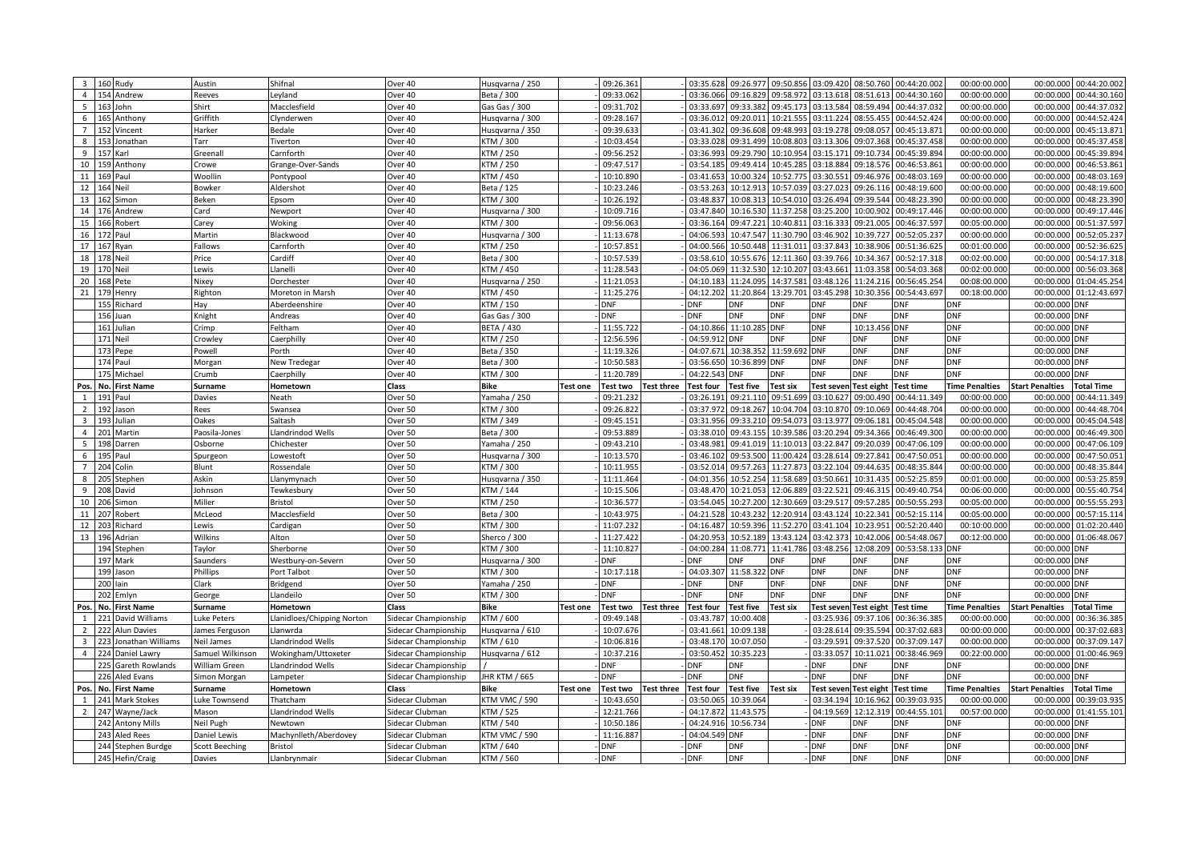| Pos. | No. | First Name | Surname | Hometown | Class | Bike | Test one | Test two | Test three | Test four | Test five | Test six | Test seven | Test eight | Test time | Time Penalties | Start Penalties | Total Time |
|---|---|---|---|---|---|---|---|---|---|---|---|---|---|---|---|---|---|---|
| 3 | 160 | Rudy | Austin | Shifnal | Over 40 | Husqvarna / 250 | - | 09:26.361 | - | 03:35.628 | 09:26.977 | 09:50.856 | 03:09.420 | 08:50.760 | 00:44:20.002 | 00:00:00.000 | 00:00.000 | 00:44:20.002 |
| 4 | 154 | Andrew | Reeves | Leyland | Over 40 | Beta / 300 | - | 09:33.062 | - | 03:36.066 | 09:16.829 | 09:58.972 | 03:13.618 | 08:51.613 | 00:44:30.160 | 00:00:00.000 | 00:00.000 | 00:44:30.160 |
| 5 | 163 | John | Shirt | Macclesfield | Over 40 | Gas Gas / 300 | - | 09:31.702 | - | 03:33.697 | 09:33.382 | 09:45.173 | 03:13.584 | 08:59.494 | 00:44:37.032 | 00:00:00.000 | 00:00.000 | 00:44:37.032 |
| 6 | 165 | Anthony | Griffith | Clynderwen | Over 40 | Husqvarna / 300 | - | 09:28.167 | - | 03:36.012 | 09:20.011 | 10:21.555 | 03:11.224 | 08:55.455 | 00:44:52.424 | 00:00:00.000 | 00:00.000 | 00:44:52.424 |
| 7 | 152 | Vincent | Harker | Bedale | Over 40 | Husqvarna / 350 | - | 09:39.633 | - | 03:41.302 | 09:36.608 | 09:48.993 | 03:19.278 | 09:08.057 | 00:45:13.871 | 00:00:00.000 | 00:00.000 | 00:45:13.871 |
| 8 | 153 | Jonathan | Tarr | Tiverton | Over 40 | KTM / 300 | - | 10:03.454 | - | 03:33.028 | 09:31.499 | 10:08.803 | 03:13.596 | 09:07.368 | 00:45:37.458 | 00:00:00.000 | 00:00.000 | 00:45:37.458 |
| 9 | 157 | Karl | Greenall | Carnforth | Over 40 | KTM / 250 | - | 09:56.252 | - | 03:36.993 | 09:29.790 | 10:10.954 | 03:15.171 | 09:10.734 | 00:45:39.894 | 00:00:00.000 | 00:00.000 | 00:45:39.894 |
| 10 | 159 | Anthony | Crowe | Grange-Over-Sands | Over 40 | KTM / 250 | - | 09:47.517 | - | 03:54.185 | 09:49.414 | 10:45.285 | 03:18.884 | 09:18.576 | 00:46:53.861 | 00:00:00.000 | 00:00.000 | 00:46:53.861 |
| 11 | 169 | Paul | Woollin | Pontypool | Over 40 | KTM / 450 | - | 10:10.890 | - | 03:41.653 | 10:00.324 | 10:52.775 | 03:30.551 | 09:46.976 | 00:48:03.169 | 00:00:00.000 | 00:00.000 | 00:48:03.169 |
| 12 | 164 | Neil | Bowker | Aldershot | Over 40 | Beta / 125 | - | 10:23.246 | - | 03:53.263 | 10:12.913 | 10:57.039 | 03:27.023 | 09:26.116 | 00:48:19.600 | 00:00:00.000 | 00:00.000 | 00:48:19.600 |
| 13 | 162 | Simon | Beken | Epsom | Over 40 | KTM / 300 | - | 10:26.192 | - | 03:48.837 | 10:08.313 | 10:54.010 | 03:26.494 | 09:39.544 | 00:48:23.390 | 00:00:00.000 | 00:00.000 | 00:48:23.390 |
| 14 | 176 | Andrew | Card | Newport | Over 40 | Husqvarna / 300 | - | 10:09.716 | - | 03:47.840 | 10:16.530 | 11:37.258 | 03:25.200 | 10:00.902 | 00:49:17.446 | 00:00:00.000 | 00:00.000 | 00:49:17.446 |
| 15 | 166 | Robert | Carey | Woking | Over 40 | KTM / 300 | - | 09:56.063 | - | 03:36.164 | 09:47.221 | 10:40.811 | 03:16.333 | 09:21.005 | 00:46:37.597 | 00:05:00.000 | 00:00.000 | 00:51:37.597 |
| 16 | 172 | Paul | Martin | Blackwood | Over 40 | Husqvarna / 300 | - | 11:13.678 | - | 04:06.593 | 10:47.547 | 11:30.790 | 03:46.902 | 10:39.727 | 00:52:05.237 | 00:00:00.000 | 00:00.000 | 00:52:05.237 |
| 17 | 167 | Ryan | Fallows | Carnforth | Over 40 | KTM / 250 | - | 10:57.851 | - | 04:00.566 | 10:50.448 | 11:31.011 | 03:37.843 | 10:38.906 | 00:51:36.625 | 00:01:00.000 | 00:00.000 | 00:52:36.625 |
| 18 | 178 | Neil | Price | Cardiff | Over 40 | Beta / 300 | - | 10:57.539 | - | 03:58.610 | 10:55.676 | 12:11.360 | 03:39.766 | 10:34.367 | 00:52:17.318 | 00:02:00.000 | 00:00.000 | 00:54:17.318 |
| 19 | 170 | Neil | Lewis | Llanelli | Over 40 | KTM / 450 | - | 11:28.543 | - | 04:05.069 | 11:32.530 | 12:10.207 | 03:43.661 | 11:03.358 | 00:54:03.368 | 00:02:00.000 | 00:00.000 | 00:56:03.368 |
| 20 | 168 | Pete | Nixey | Dorchester | Over 40 | Husqvarna / 250 | - | 11:21.053 | - | 04:10.183 | 11:24.095 | 14:37.581 | 03:48.126 | 11:24.216 | 00:56:45.254 | 00:08:00.000 | 00:00.000 | 01:04:45.254 |
| 21 | 179 | Henry | Righton | Moreton in Marsh | Over 40 | KTM / 450 | - | 11:25.276 | - | 04:12.202 | 11:20.864 | 13:29.701 | 03:45.298 | 10:30.356 | 00:54:43.697 | 00:18:00.000 | 00:00.000 | 01:12:43.697 |
| | 155 | Richard | Hay | Aberdeenshire | Over 40 | KTM / 150 | - | DNF | - | DNF | DNF | DNF | DNF | DNF | DNF | DNF | 00:00.000 | DNF |
| | 156 | Juan | Knight | Andreas | Over 40 | Gas Gas / 300 | - | DNF | - | DNF | DNF | DNF | DNF | DNF | DNF | DNF | 00:00.000 | DNF |
| | 161 | Julian | Crimp | Feltham | Over 40 | BETA / 430 | - | 11:55.722 | - | 04:10.866 | 11:10.285 | DNF | DNF | 10:13.456 | DNF | DNF | 00:00.000 | DNF |
| | 171 | Neil | Crowley | Caerphilly | Over 40 | KTM / 250 | - | 12:56.596 | - | 04:59.912 | DNF | DNF | DNF | DNF | DNF | DNF | 00:00.000 | DNF |
| | 173 | Pepe | Powell | Porth | Over 40 | Beta / 350 | - | 11:19.326 | - | 04:07.671 | 10:38.352 | 11:59.692 | DNF | DNF | DNF | DNF | 00:00.000 | DNF |
| | 174 | Paul | Morgan | New Tredegar | Over 40 | Beta / 300 | - | 10:50.583 | - | 03:56.650 | 10:36.899 | DNF | DNF | DNF | DNF | DNF | 00:00.000 | DNF |
| | 175 | Michael | Crumb | Caerphilly | Over 40 | KTM / 300 | - | 11:20.789 | - | 04:22.543 | DNF | DNF | DNF | DNF | DNF | DNF | 00:00.000 | DNF |
| **Pos.** | **No.** | **First Name** | **Surname** | **Hometown** | **Class** | **Bike** | **Test one** | **Test two** | **Test three** | **Test four** | **Test five** | **Test six** | **Test seven** | **Test eight** | **Test time** | **Time Penalties** | **Start Penalties** | **Total Time** |
| 1 | 191 | Paul | Davies | Neath | Over 50 | Yamaha / 250 | - | 09:21.232 | - | 03:26.191 | 09:21.110 | 09:51.699 | 03:10.627 | 09:00.490 | 00:44:11.349 | 00:00:00.000 | 00:00.000 | 00:44:11.349 |
| 2 | 192 | Jason | Rees | Swansea | Over 50 | KTM / 300 | - | 09:26.822 | - | 03:37.972 | 09:18.267 | 10:04.704 | 03:10.870 | 09:10.069 | 00:44:48.704 | 00:00:00.000 | 00:00.000 | 00:44:48.704 |
| 3 | 193 | Julian | Oakes | Saltash | Over 50 | KTM / 349 | - | 09:45.151 | - | 03:31.956 | 09:33.210 | 09:54.073 | 03:13.977 | 09:06.181 | 00:45:04.548 | 00:00:00.000 | 00:00.000 | 00:45:04.548 |
| 4 | 201 | Martin | Paosila-Jones | Llandrindod Wells | Over 50 | Beta / 300 | - | 09:53.889 | - | 03:38.010 | 09:43.155 | 10:39.586 | 03:20.294 | 09:34.366 | 00:46:49.300 | 00:00:00.000 | 00:00.000 | 00:46:49.300 |
| 5 | 198 | Darren | Osborne | Chichester | Over 50 | Yamaha / 250 | - | 09:43.210 | - | 03:48.981 | 09:41.019 | 11:10.013 | 03:22.847 | 09:20.039 | 00:47:06.109 | 00:00:00.000 | 00:00.000 | 00:47:06.109 |
| 6 | 195 | Paul | Spurgeon | Lowestoft | Over 50 | Husqvarna / 300 | - | 10:13.570 | - | 03:46.102 | 09:53.500 | 11:00.424 | 03:28.614 | 09:27.841 | 00:47:50.051 | 00:00:00.000 | 00:00.000 | 00:47:50.051 |
| 7 | 204 | Colin | Blunt | Rossendale | Over 50 | KTM / 300 | - | 10:11.955 | - | 03:52.014 | 09:57.263 | 11:27.873 | 03:22.104 | 09:44.635 | 00:48:35.844 | 00:00:00.000 | 00:00.000 | 00:48:35.844 |
| 8 | 205 | Stephen | Askin | Llanymynach | Over 50 | Husqvarna / 350 | - | 11:11.464 | - | 04:01.356 | 10:52.254 | 11:58.689 | 03:50.661 | 10:31.435 | 00:52:25.859 | 00:01:00.000 | 00:00.000 | 00:53:25.859 |
| 9 | 208 | David | Johnson | Tewkesbury | Over 50 | KTM / 144 | - | 10:15.506 | - | 03:48.470 | 10:21.053 | 12:06.889 | 03:22.521 | 09:46.315 | 00:49:40.754 | 00:06:00.000 | 00:00.000 | 00:55:40.754 |
| 10 | 206 | Simon | Miller | Bristol | Over 50 | KTM / 250 | - | 10:36.577 | - | 03:54.045 | 10:27.200 | 12:30.669 | 03:29.517 | 09:57.285 | 00:50:55.293 | 00:05:00.000 | 00:00.000 | 00:55:55.293 |
| 11 | 207 | Robert | McLeod | Macclesfield | Over 50 | Beta / 300 | - | 10:43.975 | - | 04:21.528 | 10:43.232 | 12:20.914 | 03:43.124 | 10:22.341 | 00:52:15.114 | 00:05:00.000 | 00:00.000 | 00:57:15.114 |
| 12 | 203 | Richard | Lewis | Cardigan | Over 50 | KTM / 300 | - | 11:07.232 | - | 04:16.487 | 10:59.396 | 11:52.270 | 03:41.104 | 10:23.951 | 00:52:20.440 | 00:10:00.000 | 00:00.000 | 01:02:20.440 |
| 13 | 196 | Adrian | Wilkins | Alton | Over 50 | Sherco / 300 | - | 11:27.422 | - | 04:20.953 | 10:52.189 | 13:43.124 | 03:42.373 | 10:42.006 | 00:54:48.067 | 00:12:00.000 | 00:00.000 | 01:06:48.067 |
| | 194 | Stephen | Taylor | Sherborne | Over 50 | KTM / 300 | - | 11:10.827 | - | 04:00.284 | 11:08.771 | 11:41.786 | 03:48.256 | 12:08.209 | 00:53:58.133 | DNF | 00:00.000 | DNF |
| | 197 | Mark | Saunders | Westbury-on-Severn | Over 50 | Husqvarna / 300 | - | DNF | - | DNF | DNF | DNF | DNF | DNF | DNF | DNF | 00:00.000 | DNF |
| | 199 | Jason | Phillips | Port Talbot | Over 50 | KTM / 300 | - | 10:17.118 | - | 04:03.307 | 11:58.322 | DNF | DNF | DNF | DNF | DNF | 00:00.000 | DNF |
| | 200 | Iain | Clark | Bridgend | Over 50 | Yamaha / 250 | - | DNF | - | DNF | DNF | DNF | DNF | DNF | DNF | DNF | 00:00.000 | DNF |
| | 202 | Emlyn | George | Llandeilo | Over 50 | KTM / 300 | - | DNF | - | DNF | DNF | DNF | DNF | DNF | DNF | DNF | 00:00.000 | DNF |
| **Pos.** | **No.** | **First Name** | **Surname** | **Hometown** | **Class** | **Bike** | **Test one** | **Test two** | **Test three** | **Test four** | **Test five** | **Test six** | **Test seven** | **Test eight** | **Test time** | **Time Penalties** | **Start Penalties** | **Total Time** |
| 1 | 221 | David Williams | Luke Peters | Llanidloes/Chipping Norton | Sidecar Championship | KTM / 600 | - | 09:49.148 | - | 03:43.787 | 10:00.408 | - | 03:25.936 | 09:37.106 | 00:36:36.385 | 00:00:00.000 | 00:00.000 | 00:36:36.385 |
| 2 | 222 | Alun Davies | James Ferguson | Llanwrda | Sidecar Championship | Husqvarna / 610 | - | 10:07.676 | - | 03:41.661 | 10:09.138 | - | 03:28.614 | 09:35.594 | 00:37:02.683 | 00:00:00.000 | 00:00.000 | 00:37:02.683 |
| 3 | 223 | Jonathan Williams | Neil James | Llandrindod Wells | Sidecar Championship | KTM / 610 | - | 10:06.816 | - | 03:48.170 | 10:07.050 | - | 03:29.591 | 09:37.520 | 00:37:09.147 | 00:00:00.000 | 00:00.000 | 00:37:09.147 |
| 4 | 224 | Daniel Lawry | Samuel Wilkinson | Wokingham/Uttoxeter | Sidecar Championship | Husqvarna / 612 | - | 10:37.216 | - | 03:50.452 | 10:35.223 | - | 03:33.057 | 10:11.021 | 00:38:46.969 | 00:22:00.000 | 00:00.000 | 01:00:46.969 |
| | 225 | Gareth Rowlands | William Green | Llandrindod Wells | Sidecar Championship | / | - | DNF | - | DNF | DNF | - | DNF | DNF | DNF | DNF | 00:00.000 | DNF |
| | 226 | Aled Evans | Simon Morgan | Lampeter | Sidecar Championship | JHR KTM / 665 | - | DNF | - | DNF | DNF | - | DNF | DNF | DNF | DNF | 00:00.000 | DNF |
| **Pos.** | **No.** | **First Name** | **Surname** | **Hometown** | **Class** | **Bike** | **Test one** | **Test two** | **Test three** | **Test four** | **Test five** | **Test six** | **Test seven** | **Test eight** | **Test time** | **Time Penalties** | **Start Penalties** | **Total Time** |
| 1 | 241 | Mark Stokes | Luke Townsend | Thatcham | Sidecar Clubman | KTM VMC / 590 | - | 10:43.650 | - | 03:50.065 | 10:39.064 | - | 03:34.194 | 10:16.962 | 00:39:03.935 | 00:00:00.000 | 00:00.000 | 00:39:03.935 |
| 2 | 247 | Wayne/Jack | Mason | Llandrindod Wells | Sidecar Clubman | KTM / 525 | - | 12:21.766 | - | 04:17.872 | 11:43.575 | - | 04:19.569 | 12:12.319 | 00:44:55.101 | 00:57:00.000 | 00:00.000 | 01:41:55.101 |
| | 242 | Antony Mills | Neil Pugh | Newtown | Sidecar Clubman | KTM / 540 | - | 10:50.186 | - | 04:24.916 | 10:56.734 | - | DNF | DNF | DNF | DNF | 00:00.000 | DNF |
| | 243 | Aled Rees | Daniel Lewis | Machynlleth/Aberdovey | Sidecar Clubman | KTM VMC / 590 | - | 11:16.887 | - | 04:04.549 | DNF | - | DNF | DNF | DNF | DNF | 00:00.000 | DNF |
| | 244 | Stephen Burdge | Scott Beeching | Bristol | Sidecar Clubman | KTM / 640 | - | DNF | - | DNF | DNF | - | DNF | DNF | DNF | DNF | 00:00.000 | DNF |
| | 245 | Hefin/Craig | Davies | Llanbrynmair | Sidecar Clubman | KTM / 560 | - | DNF | - | DNF | DNF | - | DNF | DNF | DNF | DNF | 00:00.000 | DNF |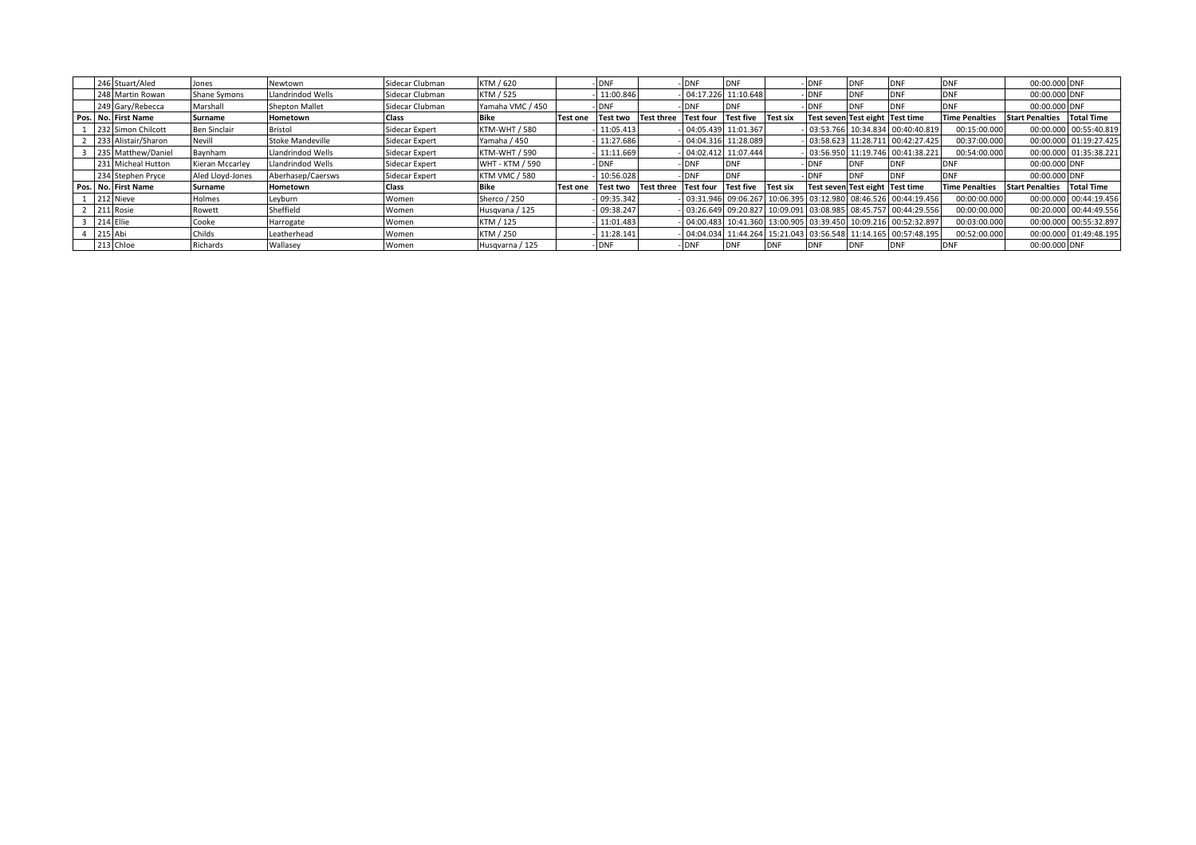| Pos. | No. | First Name | Surname | Hometown | Class | Bike | Test one | Test two | Test three | Test four | Test five | Test six | Test seven | Test eight | Test time | Time Penalties | Start Penalties | Total Time |
|---|---|---|---|---|---|---|---|---|---|---|---|---|---|---|---|---|---|---|
| | 246 | Stuart/Aled | Jones | Newtown | Sidecar Clubman | KTM / 620 | - | DNF | - | DNF | DNF | - | DNF | DNF | DNF | DNF | 00:00.000 | DNF |
| | 248 | Martin Rowan | Shane Symons | Llandrindod Wells | Sidecar Clubman | KTM / 525 | - | 11:00.846 | - | 04:17.226 | 11:10.648 | - | DNF | DNF | DNF | DNF | 00:00.000 | DNF |
| | 249 | Gary/Rebecca | Marshall | Shepton Mallet | Sidecar Clubman | Yamaha VMC / 450 | - | DNF | - | DNF | DNF | - | DNF | DNF | DNF | DNF | 00:00.000 | DNF |
| **Pos.** | **No.** | **First Name** | **Surname** | **Hometown** | **Class** | **Bike** | **Test one** | **Test two** | **Test three** | **Test four** | **Test five** | **Test six** | **Test seven** | **Test eight** | **Test time** | **Time Penalties** | **Start Penalties** | **Total Time** |
| 1 | 232 | Simon Chilcott | Ben Sinclair | Bristol | Sidecar Expert | KTM-WHT / 580 | - | 11:05.413 | - | 04:05.439 | 11:01.367 | - | 03:53.766 | 10:34.834 | 00:40:40.819 | 00:15:00.000 | 00:00.000 | 00:55:40.819 |
| 2 | 233 | Alistair/Sharon | Nevill | Stoke Mandeville | Sidecar Expert | Yamaha / 450 | - | 11:27.686 | - | 04:04.316 | 11:28.089 | - | 03:58.623 | 11:28.711 | 00:42:27.425 | 00:37:00.000 | 00:00.000 | 01:19:27.425 |
| 3 | 235 | Matthew/Daniel | Baynham | Llandrindod Wells | Sidecar Expert | KTM-WHT / 590 | - | 11:11.669 | - | 04:02.412 | 11:07.444 | - | 03:56.950 | 11:19.746 | 00:41:38.221 | 00:54:00.000 | 00:00.000 | 01:35:38.221 |
| | 231 | Micheal Hutton | Kieran Mccarley | Llandrindod Wells | Sidecar Expert | WHT - KTM / 590 | - | DNF | - | DNF | DNF | - | DNF | DNF | DNF | DNF | 00:00.000 | DNF |
| | 234 | Stephen Pryce | Aled Lloyd-Jones | Aberhasep/Caersws | Sidecar Expert | KTM VMC / 580 | - | 10:56.028 | - | DNF | DNF | - | DNF | DNF | DNF | DNF | 00:00.000 | DNF |
| **Pos.** | **No.** | **First Name** | **Surname** | **Hometown** | **Class** | **Bike** | **Test one** | **Test two** | **Test three** | **Test four** | **Test five** | **Test six** | **Test seven** | **Test eight** | **Test time** | **Time Penalties** | **Start Penalties** | **Total Time** |
| 1 | 212 | Nieve | Holmes | Leyburn | Women | Sherco / 250 | - | 09:35.342 | - | 03:31.946 | 09:06.267 | 10:06.395 | 03:12.980 | 08:46.526 | 00:44:19.456 | 00:00:00.000 | 00:00.000 | 00:44:19.456 |
| 2 | 211 | Rosie | Rowett | Sheffield | Women | Husqvana / 125 | - | 09:38.247 | - | 03:26.649 | 09:20.827 | 10:09.091 | 03:08.985 | 08:45.757 | 00:44:29.556 | 00:00:00.000 | 00:20.000 | 00:44:49.556 |
| 3 | 214 | Ellie | Cooke | Harrogate | Women | KTM / 125 | - | 11:01.483 | - | 04:00.483 | 10:41.360 | 13:00.905 | 03:39.450 | 10:09.216 | 00:52:32.897 | 00:03:00.000 | 00:00.000 | 00:55:32.897 |
| 4 | 215 | Abi | Childs | Leatherhead | Women | KTM / 250 | - | 11:28.141 | - | 04:04.034 | 11:44.264 | 15:21.043 | 03:56.548 | 11:14.165 | 00:57:48.195 | 00:52:00.000 | 00:00.000 | 01:49:48.195 |
| | 213 | Chloe | Richards | Wallasey | Women | Husqvarna / 125 | - | DNF | - | DNF | DNF | DNF | DNF | DNF | DNF | DNF | 00:00.000 | DNF |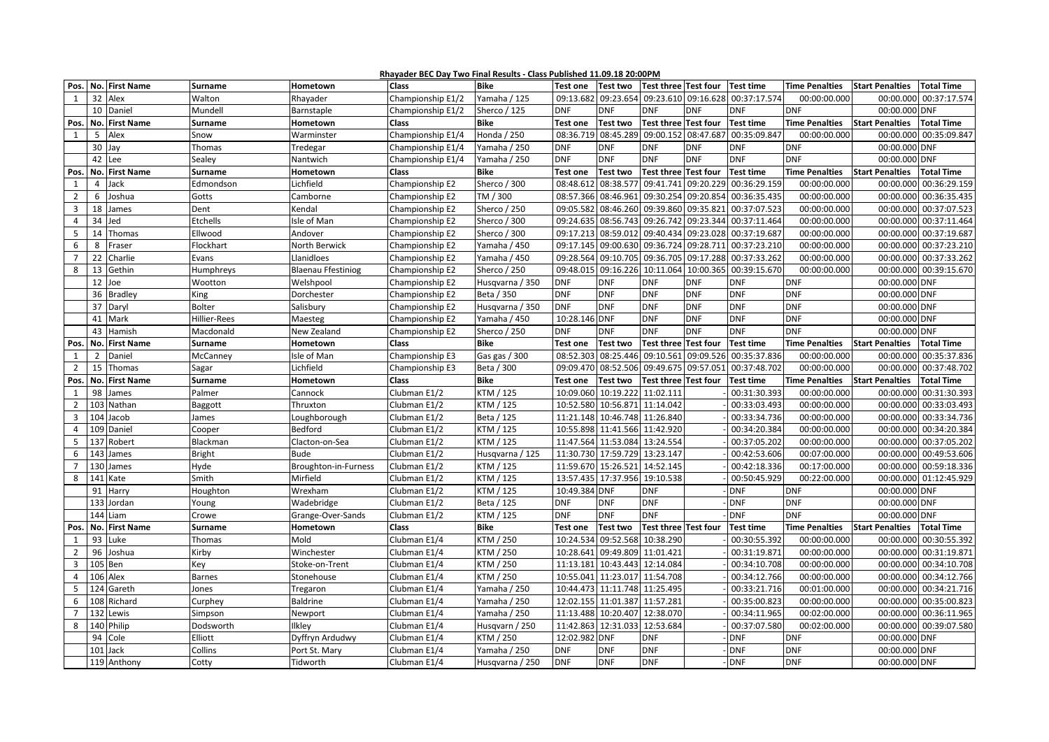**Rhayader BEC Day Two Final Results - Class Published 11.09.18 20:00PM**

| Pos. | No. | First Name | Surname | Hometown | Class | Bike | Test one | Test two | Test three | Test four | Test time | Time Penalties | Start Penalties | Total Time |
|---|---|---|---|---|---|---|---|---|---|---|---|---|---|---|
| 1 | 32 | Alex | Walton | Rhayader | Championship E1/2 | Yamaha / 125 | 09:13.682 | 09:23.654 | 09:23.610 | 09:16.628 | 00:37:17.574 | 00:00:00.000 | 00:00.000 | 00:37:17.574 |
| | 10 | Daniel | Mundell | Barnstaple | Championship E1/2 | Sherco / 125 | DNF | DNF | DNF | DNF | DNF | DNF | 00:00.000 | DNF |
| Pos. | No. | First Name | Surname | Hometown | Class | Bike | Test one | Test two | Test three | Test four | Test time | Time Penalties | Start Penalties | Total Time |
| 1 | 5 | Alex | Snow | Warminster | Championship E1/4 | Honda / 250 | 08:36.719 | 08:45.289 | 09:00.152 | 08:47.687 | 00:35:09.847 | 00:00:00.000 | 00:00.000 | 00:35:09.847 |
| | 30 | Jay | Thomas | Tredegar | Championship E1/4 | Yamaha / 250 | DNF | DNF | DNF | DNF | DNF | DNF | 00:00.000 | DNF |
| | 42 | Lee | Sealey | Nantwich | Championship E1/4 | Yamaha / 250 | DNF | DNF | DNF | DNF | DNF | DNF | 00:00.000 | DNF |
| Pos. | No. | First Name | Surname | Hometown | Class | Bike | Test one | Test two | Test three | Test four | Test time | Time Penalties | Start Penalties | Total Time |
| 1 | 4 | Jack | Edmondson | Lichfield | Championship E2 | Sherco / 300 | 08:48.612 | 08:38.577 | 09:41.741 | 09:20.229 | 00:36:29.159 | 00:00:00.000 | 00:00.000 | 00:36:29.159 |
| 2 | 6 | Joshua | Gotts | Camborne | Championship E2 | TM / 300 | 08:57.366 | 08:46.961 | 09:30.254 | 09:20.854 | 00:36:35.435 | 00:00:00.000 | 00:00.000 | 00:36:35.435 |
| 3 | 18 | James | Dent | Kendal | Championship E2 | Sherco / 250 | 09:05.582 | 08:46.260 | 09:39.860 | 09:35.821 | 00:37:07.523 | 00:00:00.000 | 00:00.000 | 00:37:07.523 |
| 4 | 34 | Jed | Etchells | Isle of Man | Championship E2 | Sherco / 300 | 09:24.635 | 08:56.743 | 09:26.742 | 09:23.344 | 00:37:11.464 | 00:00:00.000 | 00:00.000 | 00:37:11.464 |
| 5 | 14 | Thomas | Ellwood | Andover | Championship E2 | Sherco / 300 | 09:17.213 | 08:59.012 | 09:40.434 | 09:23.028 | 00:37:19.687 | 00:00:00.000 | 00:00.000 | 00:37:19.687 |
| 6 | 8 | Fraser | Flockhart | North Berwick | Championship E2 | Yamaha / 450 | 09:17.145 | 09:00.630 | 09:36.724 | 09:28.711 | 00:37:23.210 | 00:00:00.000 | 00:00.000 | 00:37:23.210 |
| 7 | 22 | Charlie | Evans | Llanidloes | Championship E2 | Yamaha / 450 | 09:28.564 | 09:10.705 | 09:36.705 | 09:17.288 | 00:37:33.262 | 00:00:00.000 | 00:00.000 | 00:37:33.262 |
| 8 | 13 | Gethin | Humphreys | Blaenau Ffestiniog | Championship E2 | Sherco / 250 | 09:48.015 | 09:16.226 | 10:11.064 | 10:00.365 | 00:39:15.670 | 00:00:00.000 | 00:00.000 | 00:39:15.670 |
| | 12 | Joe | Wootton | Welshpool | Championship E2 | Husqvarna / 350 | DNF | DNF | DNF | DNF | DNF | DNF | 00:00.000 | DNF |
| | 36 | Bradley | King | Dorchester | Championship E2 | Beta / 350 | DNF | DNF | DNF | DNF | DNF | DNF | 00:00.000 | DNF |
| | 37 | Daryl | Bolter | Salisbury | Championship E2 | Husqvarna / 350 | DNF | DNF | DNF | DNF | DNF | DNF | 00:00.000 | DNF |
| | 41 | Mark | Hillier-Rees | Maesteg | Championship E2 | Yamaha / 450 | 10:28.146 | DNF | DNF | DNF | DNF | DNF | 00:00.000 | DNF |
| | 43 | Hamish | Macdonald | New Zealand | Championship E2 | Sherco / 250 | DNF | DNF | DNF | DNF | DNF | DNF | 00:00.000 | DNF |
| Pos. | No. | First Name | Surname | Hometown | Class | Bike | Test one | Test two | Test three | Test four | Test time | Time Penalties | Start Penalties | Total Time |
| 1 | 2 | Daniel | McCanney | Isle of Man | Championship E3 | Gas gas / 300 | 08:52.303 | 08:25.446 | 09:10.561 | 09:09.526 | 00:35:37.836 | 00:00:00.000 | 00:00.000 | 00:35:37.836 |
| 2 | 15 | Thomas | Sagar | Lichfield | Championship E3 | Beta / 300 | 09:09.470 | 08:52.506 | 09:49.675 | 09:57.051 | 00:37:48.702 | 00:00:00.000 | 00:00.000 | 00:37:48.702 |
| Pos. | No. | First Name | Surname | Hometown | Class | Bike | Test one | Test two | Test three | Test four | Test time | Time Penalties | Start Penalties | Total Time |
| 1 | 98 | James | Palmer | Cannock | Clubman E1/2 | KTM / 125 | 10:09.060 | 10:19.222 | 11:02.111 | - | 00:31:30.393 | 00:00:00.000 | 00:00.000 | 00:31:30.393 |
| 2 | 103 | Nathan | Baggott | Thruxton | Clubman E1/2 | KTM / 125 | 10:52.580 | 10:56.871 | 11:14.042 | - | 00:33:03.493 | 00:00:00.000 | 00:00.000 | 00:33:03.493 |
| 3 | 104 | Jacob | James | Loughborough | Clubman E1/2 | Beta / 125 | 11:21.148 | 10:46.748 | 11:26.840 | - | 00:33:34.736 | 00:00:00.000 | 00:00.000 | 00:33:34.736 |
| 4 | 109 | Daniel | Cooper | Bedford | Clubman E1/2 | KTM / 125 | 10:55.898 | 11:41.566 | 11:42.920 | - | 00:34:20.384 | 00:00:00.000 | 00:00.000 | 00:34:20.384 |
| 5 | 137 | Robert | Blackman | Clacton-on-Sea | Clubman E1/2 | KTM / 125 | 11:47.564 | 11:53.084 | 13:24.554 | - | 00:37:05.202 | 00:00:00.000 | 00:00.000 | 00:37:05.202 |
| 6 | 143 | James | Bright | Bude | Clubman E1/2 | Husqvarna / 125 | 11:30.730 | 17:59.729 | 13:23.147 | - | 00:42:53.606 | 00:07:00.000 | 00:00.000 | 00:49:53.606 |
| 7 | 130 | James | Hyde | Broughton-in-Furness | Clubman E1/2 | KTM / 125 | 11:59.670 | 15:26.521 | 14:52.145 | - | 00:42:18.336 | 00:17:00.000 | 00:00.000 | 00:59:18.336 |
| 8 | 141 | Kate | Smith | Mirfield | Clubman E1/2 | KTM / 125 | 13:57.435 | 17:37.956 | 19:10.538 | - | 00:50:45.929 | 00:22:00.000 | 00:00.000 | 01:12:45.929 |
| | 91 | Harry | Houghton | Wrexham | Clubman E1/2 | KTM / 125 | 10:49.384 | DNF | DNF | - | DNF | DNF | 00:00.000 | DNF |
| | 133 | Jordan | Young | Wadebridge | Clubman E1/2 | Beta / 125 | DNF | DNF | DNF | - | DNF | DNF | 00:00.000 | DNF |
| | 144 | Liam | Crowe | Grange-Over-Sands | Clubman E1/2 | KTM / 125 | DNF | DNF | DNF | - | DNF | DNF | 00:00.000 | DNF |
| Pos. | No. | First Name | Surname | Hometown | Class | Bike | Test one | Test two | Test three | Test four | Test time | Time Penalties | Start Penalties | Total Time |
| 1 | 93 | Luke | Thomas | Mold | Clubman E1/4 | KTM / 250 | 10:24.534 | 09:52.568 | 10:38.290 | - | 00:30:55.392 | 00:00:00.000 | 00:00.000 | 00:30:55.392 |
| 2 | 96 | Joshua | Kirby | Winchester | Clubman E1/4 | KTM / 250 | 10:28.641 | 09:49.809 | 11:01.421 | - | 00:31:19.871 | 00:00:00.000 | 00:00.000 | 00:31:19.871 |
| 3 | 105 | Ben | Key | Stoke-on-Trent | Clubman E1/4 | KTM / 250 | 11:13.181 | 10:43.443 | 12:14.084 | - | 00:34:10.708 | 00:00:00.000 | 00:00.000 | 00:34:10.708 |
| 4 | 106 | Alex | Barnes | Stonehouse | Clubman E1/4 | KTM / 250 | 10:55.041 | 11:23.017 | 11:54.708 | - | 00:34:12.766 | 00:00:00.000 | 00:00.000 | 00:34:12.766 |
| 5 | 124 | Gareth | Jones | Tregaron | Clubman E1/4 | Yamaha / 250 | 10:44.473 | 11:11.748 | 11:25.495 | - | 00:33:21.716 | 00:01:00.000 | 00:00.000 | 00:34:21.716 |
| 6 | 108 | Richard | Curphey | Baldrine | Clubman E1/4 | Yamaha / 250 | 12:02.155 | 11:01.387 | 11:57.281 | - | 00:35:00.823 | 00:00:00.000 | 00:00.000 | 00:35:00.823 |
| 7 | 132 | Lewis | Simpson | Newport | Clubman E1/4 | Yamaha / 250 | 11:13.488 | 10:20.407 | 12:38.070 | - | 00:34:11.965 | 00:02:00.000 | 00:00.000 | 00:36:11.965 |
| 8 | 140 | Philip | Dodsworth | Ilkley | Clubman E1/4 | Husqvarn / 250 | 11:42.863 | 12:31.033 | 12:53.684 | - | 00:37:07.580 | 00:02:00.000 | 00:00.000 | 00:39:07.580 |
| | 94 | Cole | Elliott | Dyffryn Ardudwy | Clubman E1/4 | KTM / 250 | 12:02.982 | DNF | DNF | - | DNF | DNF | 00:00.000 | DNF |
| | 101 | Jack | Collins | Port St. Mary | Clubman E1/4 | Yamaha / 250 | DNF | DNF | DNF | - | DNF | DNF | 00:00.000 | DNF |
| | 119 | Anthony | Cotty | Tidworth | Clubman E1/4 | Husqvarna / 250 | DNF | DNF | DNF | - | DNF | DNF | 00:00.000 | DNF |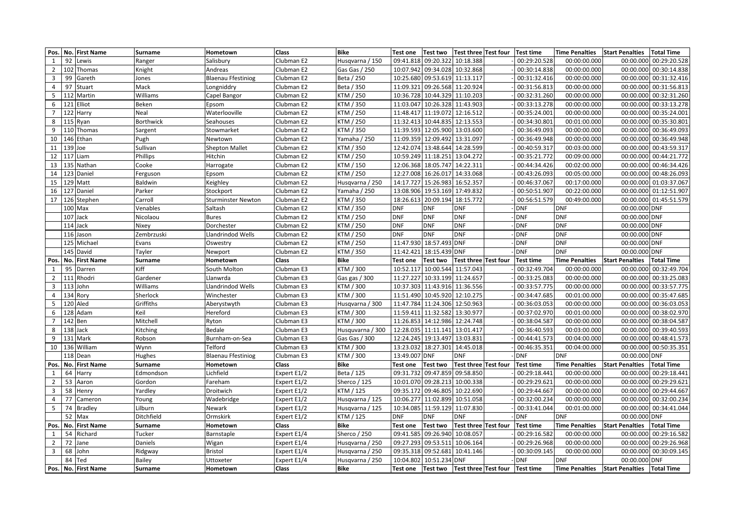| Pos. | No. | First Name | Surname | Hometown | Class | Bike | Test one | Test two | Test three | Test four | Test time | Time Penalties | Start Penalties | Total Time |
|---|---|---|---|---|---|---|---|---|---|---|---|---|---|---|
| 1 | 92 | Lewis | Ranger | Salisbury | Clubman E2 | Husqvarna / 150 | 09:41.818 | 09:20.322 | 10:18.388 | - | 00:29:20.528 | 00:00:00.000 | 00:00.000 | 00:29:20.528 |
| 2 | 102 | Thomas | Knight | Andreas | Clubman E2 | Gas Gas / 250 | 10:07.942 | 09:34.028 | 10:32.868 | - | 00:30:14.838 | 00:00:00.000 | 00:00.000 | 00:30:14.838 |
| 3 | 99 | Gareth | Jones | Blaenau Ffestiniog | Clubman E2 | Beta / 250 | 10:25.680 | 09:53.619 | 11:13.117 | - | 00:31:32.416 | 00:00:00.000 | 00:00.000 | 00:31:32.416 |
| 4 | 97 | Stuart | Mack | Longniddry | Clubman E2 | Beta / 350 | 11:09.321 | 09:26.568 | 11:20.924 | - | 00:31:56.813 | 00:00:00.000 | 00:00.000 | 00:31:56.813 |
| 5 | 112 | Martin | Williams | Capel Bangor | Clubman E2 | KTM / 250 | 10:36.728 | 10:44.329 | 11:10.203 | - | 00:32:31.260 | 00:00:00.000 | 00:00.000 | 00:32:31.260 |
| 6 | 121 | Elliot | Beken | Epsom | Clubman E2 | KTM / 350 | 11:03.047 | 10:26.328 | 11:43.903 | - | 00:33:13.278 | 00:00:00.000 | 00:00.000 | 00:33:13.278 |
| 7 | 122 | Harry | Neal | Waterlooville | Clubman E2 | KTM / 250 | 11:48.417 | 11:19.072 | 12:16.512 | - | 00:35:24.001 | 00:00:00.000 | 00:00.000 | 00:35:24.001 |
| 8 | 115 | Ryan | Borthwick | Seahouses | Clubman E2 | KTM / 250 | 11:32.413 | 10:44.835 | 12:13.553 | - | 00:34:30.801 | 00:01:00.000 | 00:00.000 | 00:35:30.801 |
| 9 | 110 | Thomas | Sargent | Stowmarket | Clubman E2 | KTM / 350 | 11:39.593 | 12:05.900 | 13:03.600 | - | 00:36:49.093 | 00:00:00.000 | 00:00.000 | 00:36:49.093 |
| 10 | 146 | Ethan | Pugh | Newtown | Clubman E2 | Yamaha / 250 | 11:09.359 | 12:09.492 | 13:31.097 | - | 00:36:49.948 | 00:00:00.000 | 00:00.000 | 00:36:49.948 |
| 11 | 139 | Joe | Sullivan | Shepton Mallet | Clubman E2 | KTM / 350 | 12:42.074 | 13:48.644 | 14:28.599 | - | 00:40:59.317 | 00:03:00.000 | 00:00.000 | 00:43:59.317 |
| 12 | 117 | Liam | Phillips | Hitchin | Clubman E2 | KTM / 250 | 10:59.249 | 11:18.251 | 13:04.272 | - | 00:35:21.772 | 00:09:00.000 | 00:00.000 | 00:44:21.772 |
| 13 | 135 | Nathan | Cooke | Harrogate | Clubman E2 | KTM / 150 | 12:06.368 | 18:05.747 | 14:22.311 | - | 00:44:34.426 | 00:02:00.000 | 00:00.000 | 00:46:34.426 |
| 14 | 123 | Daniel | Ferguson | Epsom | Clubman E2 | KTM / 250 | 12:27.008 | 16:26.017 | 14:33.068 | - | 00:43:26.093 | 00:05:00.000 | 00:00.000 | 00:48:26.093 |
| 15 | 129 | Matt | Baldwin | Keighley | Clubman E2 | Husqvarna / 250 | 14:17.727 | 15:26.983 | 16:52.357 | - | 00:46:37.067 | 00:17:00.000 | 00:00.000 | 01:03:37.067 |
| 16 | 127 | Daniel | Parker | Stockport | Clubman E2 | Yamaha / 250 | 13:08.906 | 19:53.169 | 17:49.832 | - | 00:50:51.907 | 00:22:00.000 | 00:00.000 | 01:12:51.907 |
| 17 | 126 | Stephen | Carroll | Sturminster Newton | Clubman E2 | KTM / 350 | 18:26.613 | 20:09.194 | 18:15.772 | - | 00:56:51.579 | 00:49:00.000 | 00:00.000 | 01:45:51.579 |
| | 100 | Max | Venables | Saltash | Clubman E2 | KTM / 350 | DNF | DNF | DNF | - | DNF | DNF | 00:00.000 | DNF |
| | 107 | Jack | Nicolaou | Bures | Clubman E2 | KTM / 250 | DNF | DNF | DNF | - | DNF | DNF | 00:00.000 | DNF |
| | 114 | Jack | Nixey | Dorchester | Clubman E2 | KTM / 250 | DNF | DNF | DNF | - | DNF | DNF | 00:00.000 | DNF |
| | 116 | Jason | Zembrzuski | Llandrindod Wells | Clubman E2 | KTM / 250 | DNF | DNF | DNF | - | DNF | DNF | 00:00.000 | DNF |
| | 125 | Michael | Evans | Oswestry | Clubman E2 | KTM / 250 | 11:47.930 | 18:57.493 | DNF | - | DNF | DNF | 00:00.000 | DNF |
| | 145 | David | Tayler | Newport | Clubman E2 | KTM / 350 | 11:42.421 | 18:15.439 | DNF | - | DNF | DNF | 00:00.000 | DNF |
| **Pos.** | **No.** | **First Name** | **Surname** | **Hometown** | **Class** | **Bike** | **Test one** | **Test two** | **Test three** | **Test four** | **Test time** | **Time Penalties** | **Start Penalties** | **Total Time** |
| 1 | 95 | Darren | Kiff | South Molton | Clubman E3 | KTM / 300 | 10:52.117 | 10:00.544 | 11:57.043 | - | 00:32:49.704 | 00:00:00.000 | 00:00.000 | 00:32:49.704 |
| 2 | 111 | Rhodri | Gardener | Llanwrda | Clubman E3 | Gas gas / 300 | 11:27.227 | 10:33.199 | 11:24.657 | - | 00:33:25.083 | 00:00:00.000 | 00:00.000 | 00:33:25.083 |
| 3 | 113 | John | Williams | Llandrindod Wells | Clubman E3 | KTM / 300 | 10:37.303 | 11:43.916 | 11:36.556 | - | 00:33:57.775 | 00:00:00.000 | 00:00.000 | 00:33:57.775 |
| 4 | 134 | Rory | Sherlock | Winchester | Clubman E3 | KTM / 300 | 11:51.490 | 10:45.920 | 12:10.275 | - | 00:34:47.685 | 00:01:00.000 | 00:00.000 | 00:35:47.685 |
| 5 | 120 | Aled | Griffiths | Aberystwyth | Clubman E3 | Husqvarna / 300 | 11:47.784 | 11:24.306 | 12:50.963 | - | 00:36:03.053 | 00:00:00.000 | 00:00.000 | 00:36:03.053 |
| 6 | 128 | Adam | Keil | Hereford | Clubman E3 | KTM / 300 | 11:59.411 | 11:32.582 | 13:30.977 | - | 00:37:02.970 | 00:01:00.000 | 00:00.000 | 00:38:02.970 |
| 7 | 142 | Ben | Mitchell | Ryton | Clubman E3 | KTM / 300 | 11:26.853 | 14:12.986 | 12:24.748 | - | 00:38:04.587 | 00:00:00.000 | 00:00.000 | 00:38:04.587 |
| 8 | 138 | Jack | Kitching | Bedale | Clubman E3 | Husquvarna / 300 | 12:28.035 | 11:11.141 | 13:01.417 | - | 00:36:40.593 | 00:03:00.000 | 00:00.000 | 00:39:40.593 |
| 9 | 131 | Mark | Robson | Burnham-on-Sea | Clubman E3 | Gas Gas / 300 | 12:24.245 | 19:13.497 | 13:03.831 | - | 00:44:41.573 | 00:04:00.000 | 00:00.000 | 00:48:41.573 |
| 10 | 136 | William | Wynn | Telford | Clubman E3 | KTM / 300 | 13:23.032 | 18:27.301 | 14:45.018 | - | 00:46:35.351 | 00:04:00.000 | 00:00.000 | 00:50:35.351 |
| | 118 | Dean | Hughes | Blaenau Ffestiniog | Clubman E3 | KTM / 300 | 13:49.007 | DNF | DNF | - | DNF | DNF | 00:00.000 | DNF |
| **Pos.** | **No.** | **First Name** | **Surname** | **Hometown** | **Class** | **Bike** | **Test one** | **Test two** | **Test three** | **Test four** | **Test time** | **Time Penalties** | **Start Penalties** | **Total Time** |
| 1 | 64 | Harry | Edmondson | Lichfield | Expert E1/2 | Beta / 125 | 09:31.732 | 09:47.859 | 09:58.850 | - | 00:29:18.441 | 00:00:00.000 | 00:00.000 | 00:29:18.441 |
| 2 | 53 | Aaron | Gordon | Fareham | Expert E1/2 | Sherco / 125 | 10:01.070 | 09:28.213 | 10:00.338 | - | 00:29:29.621 | 00:00:00.000 | 00:00.000 | 00:29:29.621 |
| 3 | 58 | Henry | Yardley | Droitwich | Expert E1/2 | KTM / 125 | 09:35.172 | 09:46.805 | 10:22.690 | - | 00:29:44.667 | 00:00:00.000 | 00:00.000 | 00:29:44.667 |
| 4 | 77 | Cameron | Young | Wadebridge | Expert E1/2 | Husqvarna / 125 | 10:06.277 | 11:02.899 | 10:51.058 | - | 00:32:00.234 | 00:00:00.000 | 00:00.000 | 00:32:00.234 |
| 5 | 74 | Bradley | Lilburn | Newark | Expert E1/2 | Husqvarna / 125 | 10:34.085 | 11:59.129 | 11:07.830 | - | 00:33:41.044 | 00:01:00.000 | 00:00.000 | 00:34:41.044 |
| | 52 | Max | Ditchfield | Ormskirk | Expert E1/2 | KTM / 125 | DNF | DNF | DNF | - | DNF | DNF | 00:00.000 | DNF |
| **Pos.** | **No.** | **First Name** | **Surname** | **Hometown** | **Class** | **Bike** | **Test one** | **Test two** | **Test three** | **Test four** | **Test time** | **Time Penalties** | **Start Penalties** | **Total Time** |
| 1 | 54 | Richard | Tucker | Barnstaple | Expert E1/4 | Sherco / 250 | 09:41.585 | 09:26.940 | 10:08.057 | - | 00:29:16.582 | 00:00:00.000 | 00:00.000 | 00:29:16.582 |
| 2 | 72 | Jane | Daniels | Wigan | Expert E1/4 | Husqvarna / 250 | 09:27.293 | 09:53.511 | 10:06.164 | - | 00:29:26.968 | 00:00:00.000 | 00:00.000 | 00:29:26.968 |
| 3 | 68 | John | Ridgway | Bristol | Expert E1/4 | Husqvarna / 250 | 09:35.318 | 09:52.681 | 10:41.146 | - | 00:30:09.145 | 00:00:00.000 | 00:00.000 | 00:30:09.145 |
| | 84 | Ted | Bailey | Uttoxeter | Expert E1/4 | Husqvarna / 250 | 10:04.802 | 10:51.234 | DNF | - | DNF | DNF | 00:00.000 | DNF |
| **Pos.** | **No.** | **First Name** | **Surname** | **Hometown** | **Class** | **Bike** | **Test one** | **Test two** | **Test three** | **Test four** | **Test time** | **Time Penalties** | **Start Penalties** | **Total Time** |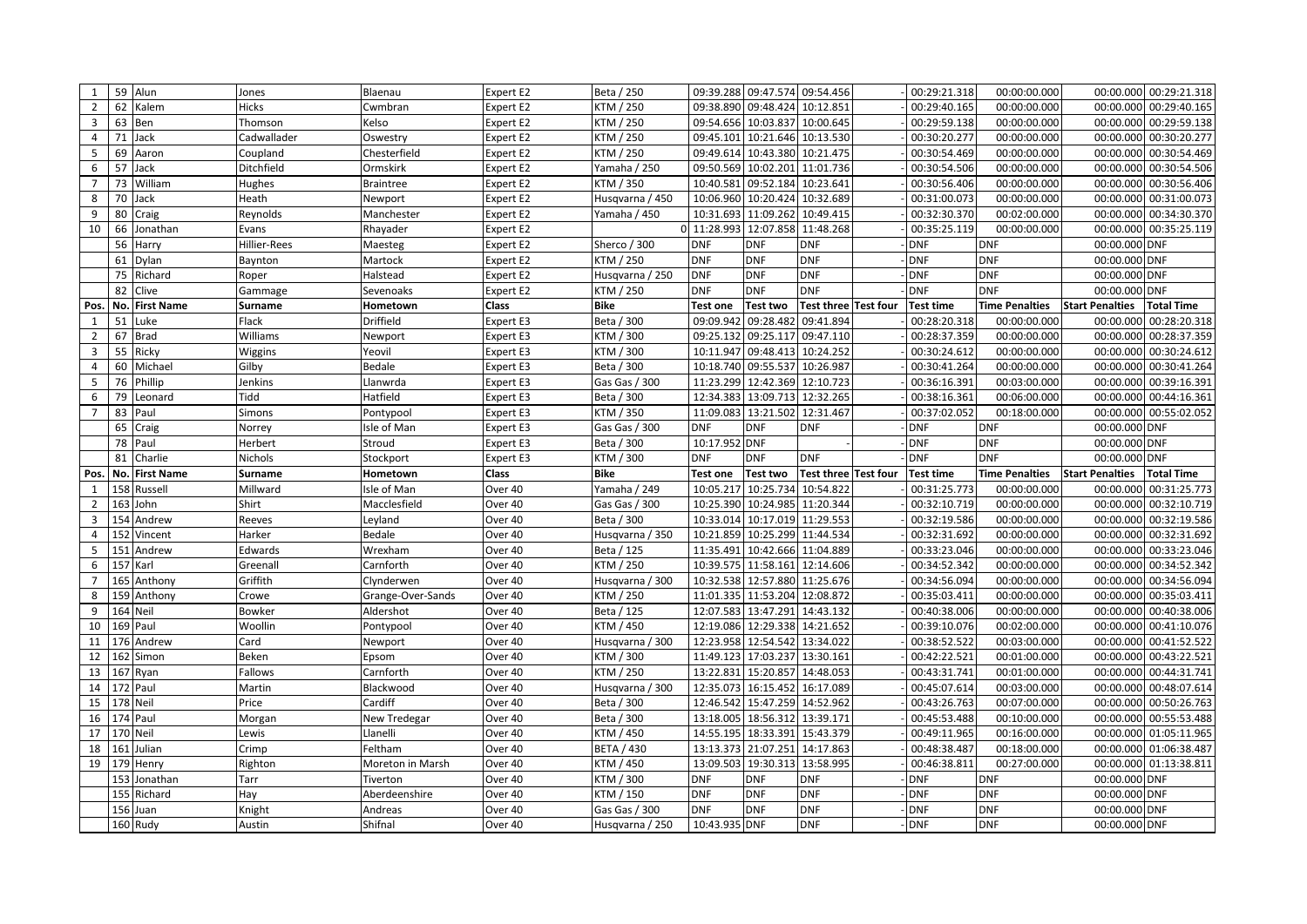| 1 | 59 | Alun | Jones | Blaenau | Expert E2 | Beta / 250 | 09:39.288 | 09:47.574 | 09:54.456 | - | 00:29:21.318 | 00:00:00.000 | 00:00.000 | 00:29:21.318 |
|---|---|---|---|---|---|---|---|---|---|---|---|---|---|---|
| 2 | 62 | Kalem | Hicks | Cwmbran | Expert E2 | KTM / 250 | 09:38.890 | 09:48.424 | 10:12.851 | - | 00:29:40.165 | 00:00:00.000 | 00:00.000 | 00:29:40.165 |
| 3 | 63 | Ben | Thomson | Kelso | Expert E2 | KTM / 250 | 09:54.656 | 10:03.837 | 10:00.645 | - | 00:29:59.138 | 00:00:00.000 | 00:00.000 | 00:29:59.138 |
| 4 | 71 | Jack | Cadwallader | Oswestry | Expert E2 | KTM / 250 | 09:45.101 | 10:21.646 | 10:13.530 | - | 00:30:20.277 | 00:00:00.000 | 00:00.000 | 00:30:20.277 |
| 5 | 69 | Aaron | Coupland | Chesterfield | Expert E2 | KTM / 250 | 09:49.614 | 10:43.380 | 10:21.475 | - | 00:30:54.469 | 00:00:00.000 | 00:00.000 | 00:30:54.469 |
| 6 | 57 | Jack | Ditchfield | Ormskirk | Expert E2 | Yamaha / 250 | 09:50.569 | 10:02.201 | 11:01.736 | - | 00:30:54.506 | 00:00:00.000 | 00:00.000 | 00:30:54.506 |
| 7 | 73 | William | Hughes | Braintree | Expert E2 | KTM / 350 | 10:40.581 | 09:52.184 | 10:23.641 | - | 00:30:56.406 | 00:00:00.000 | 00:00.000 | 00:30:56.406 |
| 8 | 70 | Jack | Heath | Newport | Expert E2 | Husqvarna / 450 | 10:06.960 | 10:20.424 | 10:32.689 | - | 00:31:00.073 | 00:00:00.000 | 00:00.000 | 00:31:00.073 |
| 9 | 80 | Craig | Reynolds | Manchester | Expert E2 | Yamaha / 450 | 10:31.693 | 11:09.262 | 10:49.415 | - | 00:32:30.370 | 00:02:00.000 | 00:00.000 | 00:34:30.370 |
| 10 | 66 | Jonathan | Evans | Rhayader | Expert E2 | 0 | 11:28.993 | 12:07.858 | 11:48.268 | - | 00:35:25.119 | 00:00:00.000 | 00:00.000 | 00:35:25.119 |
| | 56 | Harry | Hillier-Rees | Maesteg | Expert E2 | Sherco / 300 | DNF | DNF | DNF | - | DNF | DNF | 00:00.000 | DNF |
| | 61 | Dylan | Baynton | Martock | Expert E2 | KTM / 250 | DNF | DNF | DNF | - | DNF | DNF | 00:00.000 | DNF |
| | 75 | Richard | Roper | Halstead | Expert E2 | Husqvarna / 250 | DNF | DNF | DNF | - | DNF | DNF | 00:00.000 | DNF |
| | 82 | Clive | Gammage | Sevenoaks | Expert E2 | KTM / 250 | DNF | DNF | DNF | - | DNF | DNF | 00:00.000 | DNF |

| Pos. | No. | First Name | Surname | Hometown | Class | Bike | Test one | Test two | Test three | Test four | Test time | Time Penalties | Start Penalties | Total Time |
|---|---|---|---|---|---|---|---|---|---|---|---|---|---|---|
| 1 | 51 | Luke | Flack | Driffield | Expert E3 | Beta / 300 | 09:09.942 | 09:28.482 | 09:41.894 | - | 00:28:20.318 | 00:00:00.000 | 00:00.000 | 00:28:20.318 |
| 2 | 67 | Brad | Williams | Newport | Expert E3 | KTM / 300 | 09:25.132 | 09:25.117 | 09:47.110 | - | 00:28:37.359 | 00:00:00.000 | 00:00.000 | 00:28:37.359 |
| 3 | 55 | Ricky | Wiggins | Yeovil | Expert E3 | KTM / 300 | 10:11.947 | 09:48.413 | 10:24.252 | - | 00:30:24.612 | 00:00:00.000 | 00:00.000 | 00:30:24.612 |
| 4 | 60 | Michael | Gilby | Bedale | Expert E3 | Beta / 300 | 10:18.740 | 09:55.537 | 10:26.987 | - | 00:30:41.264 | 00:00:00.000 | 00:00.000 | 00:30:41.264 |
| 5 | 76 | Phillip | Jenkins | Llanwrda | Expert E3 | Gas Gas / 300 | 11:23.299 | 12:42.369 | 12:10.723 | - | 00:36:16.391 | 00:03:00.000 | 00:00.000 | 00:39:16.391 |
| 6 | 79 | Leonard | Tidd | Hatfield | Expert E3 | Beta / 300 | 12:34.383 | 13:09.713 | 12:32.265 | - | 00:38:16.361 | 00:06:00.000 | 00:00.000 | 00:44:16.361 |
| 7 | 83 | Paul | Simons | Pontypool | Expert E3 | KTM / 350 | 11:09.083 | 13:21.502 | 12:31.467 | - | 00:37:02.052 | 00:18:00.000 | 00:00.000 | 00:55:02.052 |
| | 65 | Craig | Norrey | Isle of Man | Expert E3 | Gas Gas / 300 | DNF | DNF | DNF | - | DNF | DNF | 00:00.000 | DNF |
| | 78 | Paul | Herbert | Stroud | Expert E3 | Beta / 300 | 10:17.952 | DNF | - | - | DNF | DNF | 00:00.000 | DNF |
| | 81 | Charlie | Nichols | Stockport | Expert E3 | KTM / 300 | DNF | DNF | DNF | - | DNF | DNF | 00:00.000 | DNF |

| Pos. | No. | First Name | Surname | Hometown | Class | Bike | Test one | Test two | Test three | Test four | Test time | Time Penalties | Start Penalties | Total Time |
|---|---|---|---|---|---|---|---|---|---|---|---|---|---|---|
| 1 | 158 | Russell | Millward | Isle of Man | Over 40 | Yamaha / 249 | 10:05.217 | 10:25.734 | 10:54.822 | - | 00:31:25.773 | 00:00:00.000 | 00:00.000 | 00:31:25.773 |
| 2 | 163 | John | Shirt | Macclesfield | Over 40 | Gas Gas / 300 | 10:25.390 | 10:24.985 | 11:20.344 | - | 00:32:10.719 | 00:00:00.000 | 00:00.000 | 00:32:10.719 |
| 3 | 154 | Andrew | Reeves | Leyland | Over 40 | Beta / 300 | 10:33.014 | 10:17.019 | 11:29.553 | - | 00:32:19.586 | 00:00:00.000 | 00:00.000 | 00:32:19.586 |
| 4 | 152 | Vincent | Harker | Bedale | Over 40 | Husqvarna / 350 | 10:21.859 | 10:25.299 | 11:44.534 | - | 00:32:31.692 | 00:00:00.000 | 00:00.000 | 00:32:31.692 |
| 5 | 151 | Andrew | Edwards | Wrexham | Over 40 | Beta / 125 | 11:35.491 | 10:42.666 | 11:04.889 | - | 00:33:23.046 | 00:00:00.000 | 00:00.000 | 00:33:23.046 |
| 6 | 157 | Karl | Greenall | Carnforth | Over 40 | KTM / 250 | 10:39.575 | 11:58.161 | 12:14.606 | - | 00:34:52.342 | 00:00:00.000 | 00:00.000 | 00:34:52.342 |
| 7 | 165 | Anthony | Griffith | Clynderwen | Over 40 | Husqvarna / 300 | 10:32.538 | 12:57.880 | 11:25.676 | - | 00:34:56.094 | 00:00:00.000 | 00:00.000 | 00:34:56.094 |
| 8 | 159 | Anthony | Crowe | Grange-Over-Sands | Over 40 | KTM / 250 | 11:01.335 | 11:53.204 | 12:08.872 | - | 00:35:03.411 | 00:00:00.000 | 00:00.000 | 00:35:03.411 |
| 9 | 164 | Neil | Bowker | Aldershot | Over 40 | Beta / 125 | 12:07.583 | 13:47.291 | 14:43.132 | - | 00:40:38.006 | 00:00:00.000 | 00:00.000 | 00:40:38.006 |
| 10 | 169 | Paul | Woollin | Pontypool | Over 40 | KTM / 450 | 12:19.086 | 12:29.338 | 14:21.652 | - | 00:39:10.076 | 00:02:00.000 | 00:00.000 | 00:41:10.076 |
| 11 | 176 | Andrew | Card | Newport | Over 40 | Husqvarna / 300 | 12:23.958 | 12:54.542 | 13:34.022 | - | 00:38:52.522 | 00:03:00.000 | 00:00.000 | 00:41:52.522 |
| 12 | 162 | Simon | Beken | Epsom | Over 40 | KTM / 300 | 11:49.123 | 17:03.237 | 13:30.161 | - | 00:42:22.521 | 00:01:00.000 | 00:00.000 | 00:43:22.521 |
| 13 | 167 | Ryan | Fallows | Carnforth | Over 40 | KTM / 250 | 13:22.831 | 15:20.857 | 14:48.053 | - | 00:43:31.741 | 00:01:00.000 | 00:00.000 | 00:44:31.741 |
| 14 | 172 | Paul | Martin | Blackwood | Over 40 | Husqvarna / 300 | 12:35.073 | 16:15.452 | 16:17.089 | - | 00:45:07.614 | 00:03:00.000 | 00:00.000 | 00:48:07.614 |
| 15 | 178 | Neil | Price | Cardiff | Over 40 | Beta / 300 | 12:46.542 | 15:47.259 | 14:52.962 | - | 00:43:26.763 | 00:07:00.000 | 00:00.000 | 00:50:26.763 |
| 16 | 174 | Paul | Morgan | New Tredegar | Over 40 | Beta / 300 | 13:18.005 | 18:56.312 | 13:39.171 | - | 00:45:53.488 | 00:10:00.000 | 00:00.000 | 00:55:53.488 |
| 17 | 170 | Neil | Lewis | Llanelli | Over 40 | KTM / 450 | 14:55.195 | 18:33.391 | 15:43.379 | - | 00:49:11.965 | 00:16:00.000 | 00:00.000 | 01:05:11.965 |
| 18 | 161 | Julian | Crimp | Feltham | Over 40 | BETA / 430 | 13:13.373 | 21:07.251 | 14:17.863 | - | 00:48:38.487 | 00:18:00.000 | 00:00.000 | 01:06:38.487 |
| 19 | 179 | Henry | Righton | Moreton in Marsh | Over 40 | KTM / 450 | 13:09.503 | 19:30.313 | 13:58.995 | - | 00:46:38.811 | 00:27:00.000 | 00:00.000 | 01:13:38.811 |
| | 153 | Jonathan | Tarr | Tiverton | Over 40 | KTM / 300 | DNF | DNF | DNF | - | DNF | DNF | 00:00.000 | DNF |
| | 155 | Richard | Hay | Aberdeenshire | Over 40 | KTM / 150 | DNF | DNF | DNF | - | DNF | DNF | 00:00.000 | DNF |
| | 156 | Juan | Knight | Andreas | Over 40 | Gas Gas / 300 | DNF | DNF | DNF | - | DNF | DNF | 00:00.000 | DNF |
| | 160 | Rudy | Austin | Shifnal | Over 40 | Husqvarna / 250 | 10:43.935 | DNF | DNF | - | DNF | DNF | 00:00.000 | DNF |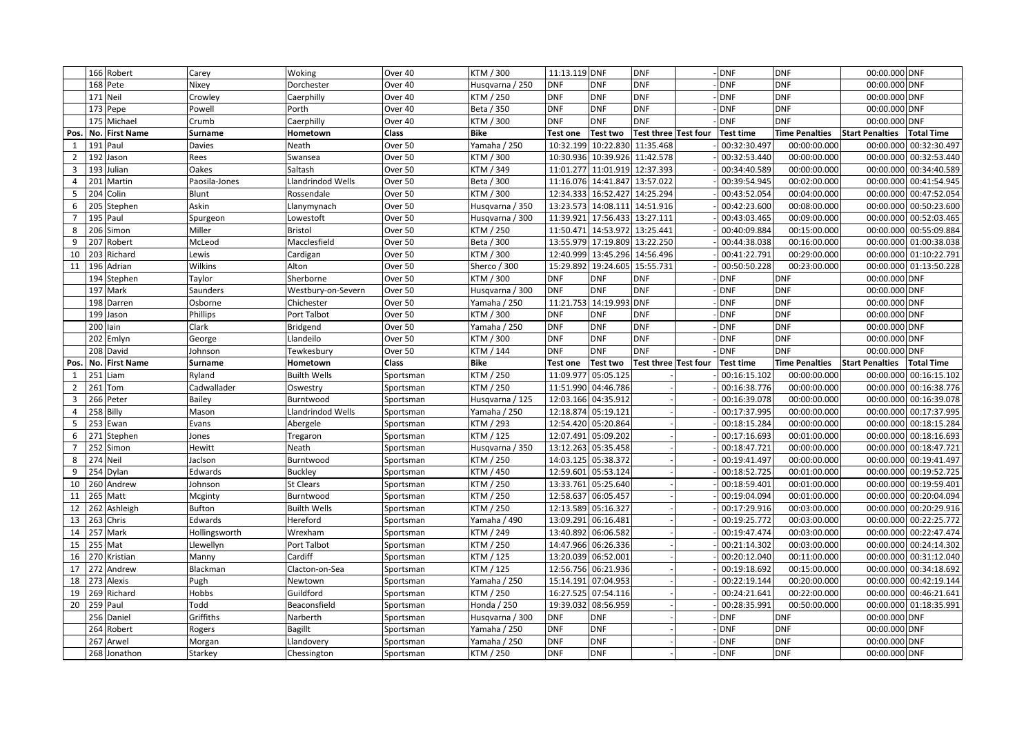| | 166 | Robert | Carey | Woking | Over 40 | KTM / 300 | 11:13.119 | DNF | DNF | - | DNF | DNF | 00:00.000 | DNF |
|---|---|---|---|---|---|---|---|---|---|---|---|---|---|---|
| | 168 | Pete | Nixey | Dorchester | Over 40 | Husqvarna / 250 | DNF | DNF | DNF | - | DNF | DNF | 00:00.000 | DNF |
| | 171 | Neil | Crowley | Caerphilly | Over 40 | KTM / 250 | DNF | DNF | DNF | - | DNF | DNF | 00:00.000 | DNF |
| | 173 | Pepe | Powell | Porth | Over 40 | Beta / 350 | DNF | DNF | DNF | - | DNF | DNF | 00:00.000 | DNF |
| | 175 | Michael | Crumb | Caerphilly | Over 40 | KTM / 300 | DNF | DNF | DNF | - | DNF | DNF | 00:00.000 | DNF |

| Pos. | No. | First Name | Surname | Hometown | Class | Bike | Test one | Test two | Test three | Test four | Test time | Time Penalties | Start Penalties | Total Time |
|---|---|---|---|---|---|---|---|---|---|---|---|---|---|---|
| 1 | 191 | Paul | Davies | Neath | Over 50 | Yamaha / 250 | 10:32.199 | 10:22.830 | 11:35.468 | - | 00:32:30.497 | 00:00:00.000 | 00:00.000 | 00:32:30.497 |
| 2 | 192 | Jason | Rees | Swansea | Over 50 | KTM / 300 | 10:30.936 | 10:39.926 | 11:42.578 | - | 00:32:53.440 | 00:00:00.000 | 00:00.000 | 00:32:53.440 |
| 3 | 193 | Julian | Oakes | Saltash | Over 50 | KTM / 349 | 11:01.277 | 11:01.919 | 12:37.393 | - | 00:34:40.589 | 00:00:00.000 | 00:00.000 | 00:34:40.589 |
| 4 | 201 | Martin | Paosila-Jones | Llandrindod Wells | Over 50 | Beta / 300 | 11:16.076 | 14:41.847 | 13:57.022 | - | 00:39:54.945 | 00:02:00.000 | 00:00.000 | 00:41:54.945 |
| 5 | 204 | Colin | Blunt | Rossendale | Over 50 | KTM / 300 | 12:34.333 | 16:52.427 | 14:25.294 | - | 00:43:52.054 | 00:04:00.000 | 00:00.000 | 00:47:52.054 |
| 6 | 205 | Stephen | Askin | Llanymynach | Over 50 | Husqvarna / 350 | 13:23.573 | 14:08.111 | 14:51.916 | - | 00:42:23.600 | 00:08:00.000 | 00:00.000 | 00:50:23.600 |
| 7 | 195 | Paul | Spurgeon | Lowestoft | Over 50 | Husqvarna / 300 | 11:39.921 | 17:56.433 | 13:27.111 | - | 00:43:03.465 | 00:09:00.000 | 00:00.000 | 00:52:03.465 |
| 8 | 206 | Simon | Miller | Bristol | Over 50 | KTM / 250 | 11:50.471 | 14:53.972 | 13:25.441 | - | 00:40:09.884 | 00:15:00.000 | 00:00.000 | 00:55:09.884 |
| 9 | 207 | Robert | McLeod | Macclesfield | Over 50 | Beta / 300 | 13:55.979 | 17:19.809 | 13:22.250 | - | 00:44:38.038 | 00:16:00.000 | 00:00.000 | 01:00:38.038 |
| 10 | 203 | Richard | Lewis | Cardigan | Over 50 | KTM / 300 | 12:40.999 | 13:45.296 | 14:56.496 | - | 00:41:22.791 | 00:29:00.000 | 00:00.000 | 01:10:22.791 |
| 11 | 196 | Adrian | Wilkins | Alton | Over 50 | Sherco / 300 | 15:29.892 | 19:24.605 | 15:55.731 | - | 00:50:50.228 | 00:23:00.000 | 00:00.000 | 01:13:50.228 |
| | 194 | Stephen | Taylor | Sherborne | Over 50 | KTM / 300 | DNF | DNF | DNF | - | DNF | DNF | 00:00.000 | DNF |
| | 197 | Mark | Saunders | Westbury-on-Severn | Over 50 | Husqvarna / 300 | DNF | DNF | DNF | - | DNF | DNF | 00:00.000 | DNF |
| | 198 | Darren | Osborne | Chichester | Over 50 | Yamaha / 250 | 11:21.753 | 14:19.993 | DNF | - | DNF | DNF | 00:00.000 | DNF |
| | 199 | Jason | Phillips | Port Talbot | Over 50 | KTM / 300 | DNF | DNF | DNF | - | DNF | DNF | 00:00.000 | DNF |
| | 200 | Iain | Clark | Bridgend | Over 50 | Yamaha / 250 | DNF | DNF | DNF | - | DNF | DNF | 00:00.000 | DNF |
| | 202 | Emlyn | George | Llandeilo | Over 50 | KTM / 300 | DNF | DNF | DNF | - | DNF | DNF | 00:00.000 | DNF |
| | 208 | David | Johnson | Tewkesbury | Over 50 | KTM / 144 | DNF | DNF | DNF | - | DNF | DNF | 00:00.000 | DNF |

| Pos. | No. | First Name | Surname | Hometown | Class | Bike | Test one | Test two | Test three | Test four | Test time | Time Penalties | Start Penalties | Total Time |
|---|---|---|---|---|---|---|---|---|---|---|---|---|---|---|
| 1 | 251 | Liam | Ryland | Builth Wells | Sportsman | KTM / 250 | 11:09.977 | 05:05.125 | - | - | 00:16:15.102 | 00:00:00.000 | 00:00.000 | 00:16:15.102 |
| 2 | 261 | Tom | Cadwallader | Oswestry | Sportsman | KTM / 250 | 11:51.990 | 04:46.786 | - | - | 00:16:38.776 | 00:00:00.000 | 00:00.000 | 00:16:38.776 |
| 3 | 266 | Peter | Bailey | Burntwood | Sportsman | Husqvarna / 125 | 12:03.166 | 04:35.912 | - | - | 00:16:39.078 | 00:00:00.000 | 00:00.000 | 00:16:39.078 |
| 4 | 258 | Billy | Mason | Llandrindod Wells | Sportsman | Yamaha / 250 | 12:18.874 | 05:19.121 | - | - | 00:17:37.995 | 00:00:00.000 | 00:00.000 | 00:17:37.995 |
| 5 | 253 | Ewan | Evans | Abergele | Sportsman | KTM / 293 | 12:54.420 | 05:20.864 | - | - | 00:18:15.284 | 00:00:00.000 | 00:00.000 | 00:18:15.284 |
| 6 | 271 | Stephen | Jones | Tregaron | Sportsman | KTM / 125 | 12:07.491 | 05:09.202 | - | - | 00:17:16.693 | 00:01:00.000 | 00:00.000 | 00:18:16.693 |
| 7 | 252 | Simon | Hewitt | Neath | Sportsman | Husqvarna / 350 | 13:12.263 | 05:35.458 | - | - | 00:18:47.721 | 00:00:00.000 | 00:00.000 | 00:18:47.721 |
| 8 | 274 | Neil | Jaclson | Burntwood | Sportsman | KTM / 250 | 14:03.125 | 05:38.372 | - | - | 00:19:41.497 | 00:00:00.000 | 00:00.000 | 00:19:41.497 |
| 9 | 254 | Dylan | Edwards | Buckley | Sportsman | KTM / 450 | 12:59.601 | 05:53.124 | - | - | 00:18:52.725 | 00:01:00.000 | 00:00.000 | 00:19:52.725 |
| 10 | 260 | Andrew | Johnson | St Clears | Sportsman | KTM / 250 | 13:33.761 | 05:25.640 | - | - | 00:18:59.401 | 00:01:00.000 | 00:00.000 | 00:19:59.401 |
| 11 | 265 | Matt | Mcginty | Burntwood | Sportsman | KTM / 250 | 12:58.637 | 06:05.457 | - | - | 00:19:04.094 | 00:01:00.000 | 00:00.000 | 00:20:04.094 |
| 12 | 262 | Ashleigh | Bufton | Builth Wells | Sportsman | KTM / 250 | 12:13.589 | 05:16.327 | - | - | 00:17:29.916 | 00:03:00.000 | 00:00.000 | 00:20:29.916 |
| 13 | 263 | Chris | Edwards | Hereford | Sportsman | Yamaha / 490 | 13:09.291 | 06:16.481 | - | - | 00:19:25.772 | 00:03:00.000 | 00:00.000 | 00:22:25.772 |
| 14 | 257 | Mark | Hollingsworth | Wrexham | Sportsman | KTM / 249 | 13:40.892 | 06:06.582 | - | - | 00:19:47.474 | 00:03:00.000 | 00:00.000 | 00:22:47.474 |
| 15 | 255 | Mat | Llewellyn | Port Talbot | Sportsman | KTM / 250 | 14:47.966 | 06:26.336 | - | - | 00:21:14.302 | 00:03:00.000 | 00:00.000 | 00:24:14.302 |
| 16 | 270 | Kristian | Manny | Cardiff | Sportsman | KTM / 125 | 13:20.039 | 06:52.001 | - | - | 00:20:12.040 | 00:11:00.000 | 00:00.000 | 00:31:12.040 |
| 17 | 272 | Andrew | Blackman | Clacton-on-Sea | Sportsman | KTM / 125 | 12:56.756 | 06:21.936 | - | - | 00:19:18.692 | 00:15:00.000 | 00:00.000 | 00:34:18.692 |
| 18 | 273 | Alexis | Pugh | Newtown | Sportsman | Yamaha / 250 | 15:14.191 | 07:04.953 | - | - | 00:22:19.144 | 00:20:00.000 | 00:00.000 | 00:42:19.144 |
| 19 | 269 | Richard | Hobbs | Guildford | Sportsman | KTM / 250 | 16:27.525 | 07:54.116 | - | - | 00:24:21.641 | 00:22:00.000 | 00:00.000 | 00:46:21.641 |
| 20 | 259 | Paul | Todd | Beaconsfield | Sportsman | Honda / 250 | 19:39.032 | 08:56.959 | - | - | 00:28:35.991 | 00:50:00.000 | 00:00.000 | 01:18:35.991 |
| | 256 | Daniel | Griffiths | Narberth | Sportsman | Husqvarna / 300 | DNF | DNF | - | - | DNF | DNF | 00:00.000 | DNF |
| | 264 | Robert | Rogers | Bagillt | Sportsman | Yamaha / 250 | DNF | DNF | - | - | DNF | DNF | 00:00.000 | DNF |
| | 267 | Arwel | Morgan | Llandovery | Sportsman | Yamaha / 250 | DNF | DNF | - | - | DNF | DNF | 00:00.000 | DNF |
| | 268 | Jonathon | Starkey | Chessington | Sportsman | KTM / 250 | DNF | DNF | - | - | DNF | DNF | 00:00.000 | DNF |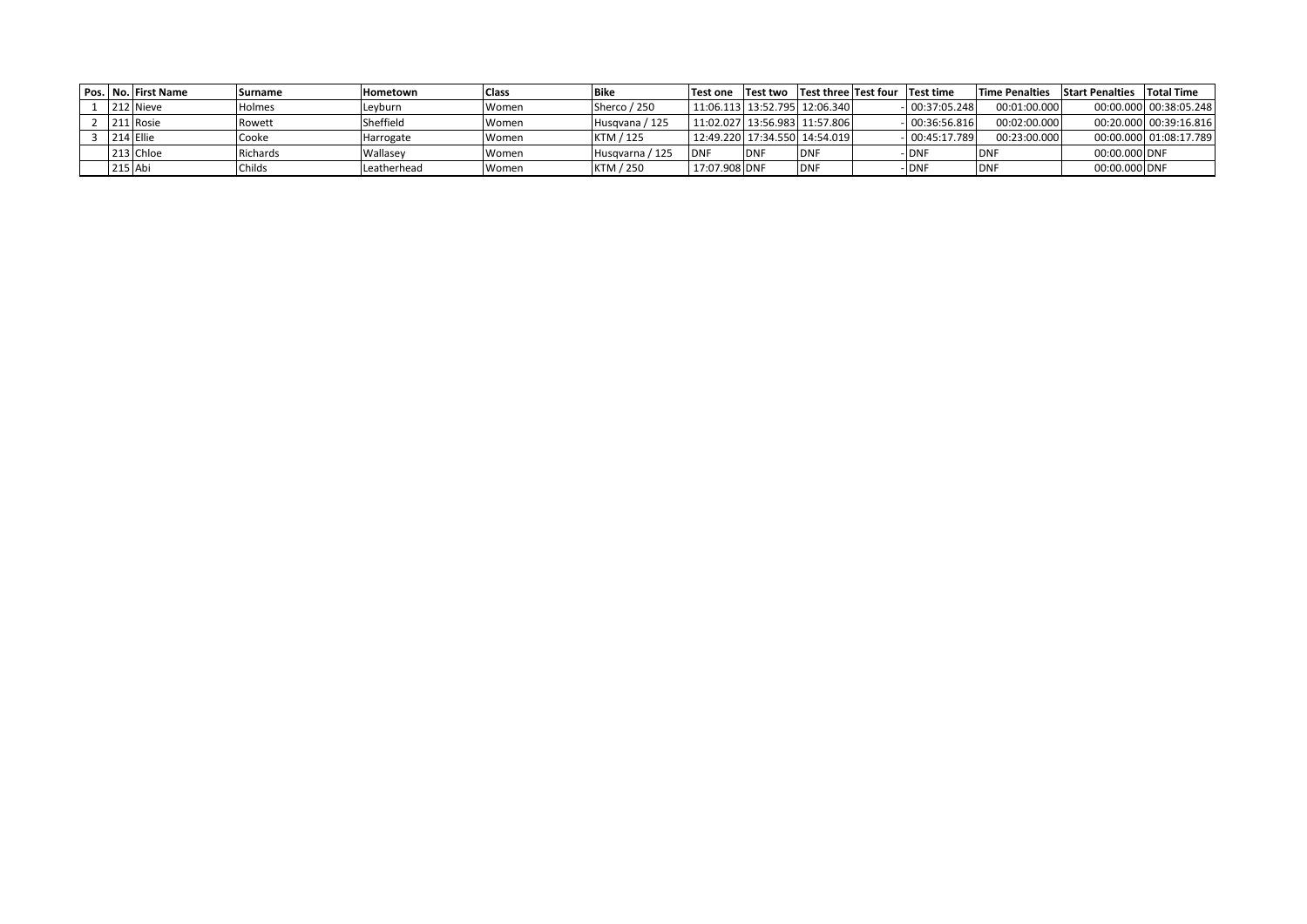| Pos. | No. | First Name | Surname | Hometown | Class | Bike | Test one | Test two | Test three | Test four | Test time | Time Penalties | Start Penalties | Total Time |
|---|---|---|---|---|---|---|---|---|---|---|---|---|---|---|
| 1 | 212 | Nieve | Holmes | Leyburn | Women | Sherco / 250 | 11:06.113 | 13:52.795 | 12:06.340 | - | 00:37:05.248 | 00:01:00.000 | 00:00.000 | 00:38:05.248 |
| 2 | 211 | Rosie | Rowett | Sheffield | Women | Husqvana / 125 | 11:02.027 | 13:56.983 | 11:57.806 | - | 00:36:56.816 | 00:02:00.000 | 00:20.000 | 00:39:16.816 |
| 3 | 214 | Ellie | Cooke | Harrogate | Women | KTM / 125 | 12:49.220 | 17:34.550 | 14:54.019 | - | 00:45:17.789 | 00:23:00.000 | 00:00.000 | 01:08:17.789 |
| | 213 | Chloe | Richards | Wallasey | Women | Husqvarna / 125 | DNF | DNF | DNF | - | DNF | DNF | 00:00.000 | DNF |
| | 215 | Abi | Childs | Leatherhead | Women | KTM / 250 | 17:07.908 | DNF | DNF | - | DNF | DNF | 00:00.000 | DNF |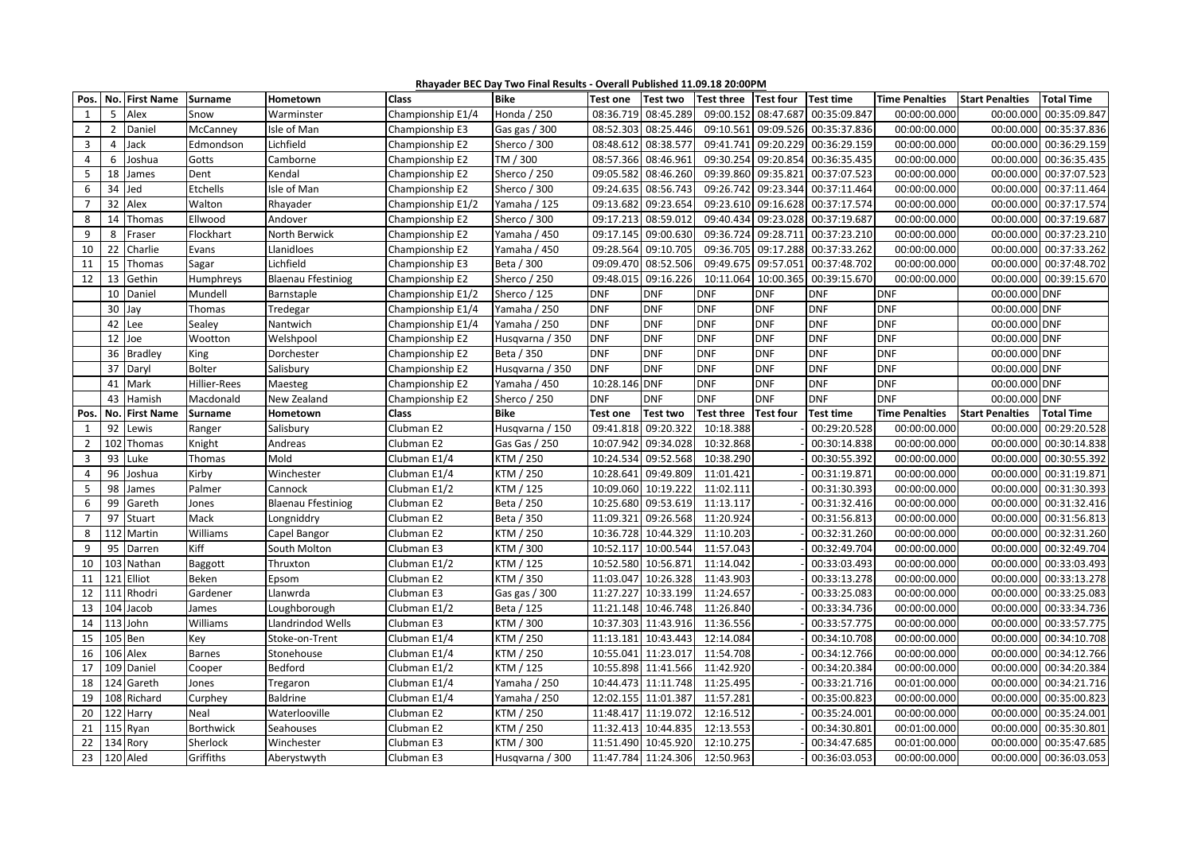**Rhayader BEC Day Two Final Results - Overall Published 11.09.18 20:00PM**

| Pos. | No. | First Name | Surname | Hometown | Class | Bike | Test one | Test two | Test three | Test four | Test time | Time Penalties | Start Penalties | Total Time |
|---|---|---|---|---|---|---|---|---|---|---|---|---|---|---|
| 1 | 5 | Alex | Snow | Warminster | Championship E1/4 | Honda / 250 | 08:36.719 | 08:45.289 | 09:00.152 | 08:47.687 | 00:35:09.847 | 00:00:00.000 | 00:00.000 | 00:35:09.847 |
| 2 | 2 | Daniel | McCanney | Isle of Man | Championship E3 | Gas gas / 300 | 08:52.303 | 08:25.446 | 09:10.561 | 09:09.526 | 00:35:37.836 | 00:00:00.000 | 00:00.000 | 00:35:37.836 |
| 3 | 4 | Jack | Edmondson | Lichfield | Championship E2 | Sherco / 300 | 08:48.612 | 08:38.577 | 09:41.741 | 09:20.229 | 00:36:29.159 | 00:00:00.000 | 00:00.000 | 00:36:29.159 |
| 4 | 6 | Joshua | Gotts | Camborne | Championship E2 | TM / 300 | 08:57.366 | 08:46.961 | 09:30.254 | 09:20.854 | 00:36:35.435 | 00:00:00.000 | 00:00.000 | 00:36:35.435 |
| 5 | 18 | James | Dent | Kendal | Championship E2 | Sherco / 250 | 09:05.582 | 08:46.260 | 09:39.860 | 09:35.821 | 00:37:07.523 | 00:00:00.000 | 00:00.000 | 00:37:07.523 |
| 6 | 34 | Jed | Etchells | Isle of Man | Championship E2 | Sherco / 300 | 09:24.635 | 08:56.743 | 09:26.742 | 09:23.344 | 00:37:11.464 | 00:00:00.000 | 00:00.000 | 00:37:11.464 |
| 7 | 32 | Alex | Walton | Rhayader | Championship E1/2 | Yamaha / 125 | 09:13.682 | 09:23.654 | 09:23.610 | 09:16.628 | 00:37:17.574 | 00:00:00.000 | 00:00.000 | 00:37:17.574 |
| 8 | 14 | Thomas | Ellwood | Andover | Championship E2 | Sherco / 300 | 09:17.213 | 08:59.012 | 09:40.434 | 09:23.028 | 00:37:19.687 | 00:00:00.000 | 00:00.000 | 00:37:19.687 |
| 9 | 8 | Fraser | Flockhart | North Berwick | Championship E2 | Yamaha / 450 | 09:17.145 | 09:00.630 | 09:36.724 | 09:28.711 | 00:37:23.210 | 00:00:00.000 | 00:00.000 | 00:37:23.210 |
| 10 | 22 | Charlie | Evans | Llanidloes | Championship E2 | Yamaha / 450 | 09:28.564 | 09:10.705 | 09:36.705 | 09:17.288 | 00:37:33.262 | 00:00:00.000 | 00:00.000 | 00:37:33.262 |
| 11 | 15 | Thomas | Sagar | Lichfield | Championship E3 | Beta / 300 | 09:09.470 | 08:52.506 | 09:49.675 | 09:57.051 | 00:37:48.702 | 00:00:00.000 | 00:00.000 | 00:37:48.702 |
| 12 | 13 | Gethin | Humphreys | Blaenau Ffestiniog | Championship E2 | Sherco / 250 | 09:48.015 | 09:16.226 | 10:11.064 | 10:00.365 | 00:39:15.670 | 00:00:00.000 | 00:00.000 | 00:39:15.670 |
| | 10 | Daniel | Mundell | Barnstaple | Championship E1/2 | Sherco / 125 | DNF | DNF | DNF | DNF | DNF | DNF | 00:00.000 | DNF |
| | 30 | Jay | Thomas | Tredegar | Championship E1/4 | Yamaha / 250 | DNF | DNF | DNF | DNF | DNF | DNF | 00:00.000 | DNF |
| | 42 | Lee | Sealey | Nantwich | Championship E1/4 | Yamaha / 250 | DNF | DNF | DNF | DNF | DNF | DNF | 00:00.000 | DNF |
| | 12 | Joe | Wootton | Welshpool | Championship E2 | Husqvarna / 350 | DNF | DNF | DNF | DNF | DNF | DNF | 00:00.000 | DNF |
| | 36 | Bradley | King | Dorchester | Championship E2 | Beta / 350 | DNF | DNF | DNF | DNF | DNF | DNF | 00:00.000 | DNF |
| | 37 | Daryl | Bolter | Salisbury | Championship E2 | Husqvarna / 350 | DNF | DNF | DNF | DNF | DNF | DNF | 00:00.000 | DNF |
| | 41 | Mark | Hillier-Rees | Maesteg | Championship E2 | Yamaha / 450 | 10:28.146 | DNF | DNF | DNF | DNF | DNF | 00:00.000 | DNF |
| | 43 | Hamish | Macdonald | New Zealand | Championship E2 | Sherco / 250 | DNF | DNF | DNF | DNF | DNF | DNF | 00:00.000 | DNF |
| **Pos.** | **No.** | **First Name** | **Surname** | **Hometown** | **Class** | **Bike** | **Test one** | **Test two** | **Test three** | **Test four** | **Test time** | **Time Penalties** | **Start Penalties** | **Total Time** |
| 1 | 92 | Lewis | Ranger | Salisbury | Clubman E2 | Husqvarna / 150 | 09:41.818 | 09:20.322 | 10:18.388 | - | 00:29:20.528 | 00:00:00.000 | 00:00.000 | 00:29:20.528 |
| 2 | 102 | Thomas | Knight | Andreas | Clubman E2 | Gas Gas / 250 | 10:07.942 | 09:34.028 | 10:32.868 | - | 00:30:14.838 | 00:00:00.000 | 00:00.000 | 00:30:14.838 |
| 3 | 93 | Luke | Thomas | Mold | Clubman E1/4 | KTM / 250 | 10:24.534 | 09:52.568 | 10:38.290 | - | 00:30:55.392 | 00:00:00.000 | 00:00.000 | 00:30:55.392 |
| 4 | 96 | Joshua | Kirby | Winchester | Clubman E1/4 | KTM / 250 | 10:28.641 | 09:49.809 | 11:01.421 | - | 00:31:19.871 | 00:00:00.000 | 00:00.000 | 00:31:19.871 |
| 5 | 98 | James | Palmer | Cannock | Clubman E1/2 | KTM / 125 | 10:09.060 | 10:19.222 | 11:02.111 | - | 00:31:30.393 | 00:00:00.000 | 00:00.000 | 00:31:30.393 |
| 6 | 99 | Gareth | Jones | Blaenau Ffestiniog | Clubman E2 | Beta / 250 | 10:25.680 | 09:53.619 | 11:13.117 | - | 00:31:32.416 | 00:00:00.000 | 00:00.000 | 00:31:32.416 |
| 7 | 97 | Stuart | Mack | Longniddry | Clubman E2 | Beta / 350 | 11:09.321 | 09:26.568 | 11:20.924 | - | 00:31:56.813 | 00:00:00.000 | 00:00.000 | 00:31:56.813 |
| 8 | 112 | Martin | Williams | Capel Bangor | Clubman E2 | KTM / 250 | 10:36.728 | 10:44.329 | 11:10.203 | - | 00:32:31.260 | 00:00:00.000 | 00:00.000 | 00:32:31.260 |
| 9 | 95 | Darren | Kiff | South Molton | Clubman E3 | KTM / 300 | 10:52.117 | 10:00.544 | 11:57.043 | - | 00:32:49.704 | 00:00:00.000 | 00:00.000 | 00:32:49.704 |
| 10 | 103 | Nathan | Baggott | Thruxton | Clubman E1/2 | KTM / 125 | 10:52.580 | 10:56.871 | 11:14.042 | - | 00:33:03.493 | 00:00:00.000 | 00:00.000 | 00:33:03.493 |
| 11 | 121 | Elliot | Beken | Epsom | Clubman E2 | KTM / 350 | 11:03.047 | 10:26.328 | 11:43.903 | - | 00:33:13.278 | 00:00:00.000 | 00:00.000 | 00:33:13.278 |
| 12 | 111 | Rhodri | Gardener | Llanwrda | Clubman E3 | Gas gas / 300 | 11:27.227 | 10:33.199 | 11:24.657 | - | 00:33:25.083 | 00:00:00.000 | 00:00.000 | 00:33:25.083 |
| 13 | 104 | Jacob | James | Loughborough | Clubman E1/2 | Beta / 125 | 11:21.148 | 10:46.748 | 11:26.840 | - | 00:33:34.736 | 00:00:00.000 | 00:00.000 | 00:33:34.736 |
| 14 | 113 | John | Williams | Llandrindod Wells | Clubman E3 | KTM / 300 | 10:37.303 | 11:43.916 | 11:36.556 | - | 00:33:57.775 | 00:00:00.000 | 00:00.000 | 00:33:57.775 |
| 15 | 105 | Ben | Key | Stoke-on-Trent | Clubman E1/4 | KTM / 250 | 11:13.181 | 10:43.443 | 12:14.084 | - | 00:34:10.708 | 00:00:00.000 | 00:00.000 | 00:34:10.708 |
| 16 | 106 | Alex | Barnes | Stonehouse | Clubman E1/4 | KTM / 250 | 10:55.041 | 11:23.017 | 11:54.708 | - | 00:34:12.766 | 00:00:00.000 | 00:00.000 | 00:34:12.766 |
| 17 | 109 | Daniel | Cooper | Bedford | Clubman E1/2 | KTM / 125 | 10:55.898 | 11:41.566 | 11:42.920 | - | 00:34:20.384 | 00:00:00.000 | 00:00.000 | 00:34:20.384 |
| 18 | 124 | Gareth | Jones | Tregaron | Clubman E1/4 | Yamaha / 250 | 10:44.473 | 11:11.748 | 11:25.495 | - | 00:33:21.716 | 00:01:00.000 | 00:00.000 | 00:34:21.716 |
| 19 | 108 | Richard | Curphey | Baldrine | Clubman E1/4 | Yamaha / 250 | 12:02.155 | 11:01.387 | 11:57.281 | - | 00:35:00.823 | 00:00:00.000 | 00:00.000 | 00:35:00.823 |
| 20 | 122 | Harry | Neal | Waterlooville | Clubman E2 | KTM / 250 | 11:48.417 | 11:19.072 | 12:16.512 | - | 00:35:24.001 | 00:00:00.000 | 00:00.000 | 00:35:24.001 |
| 21 | 115 | Ryan | Borthwick | Seahouses | Clubman E2 | KTM / 250 | 11:32.413 | 10:44.835 | 12:13.553 | - | 00:34:30.801 | 00:01:00.000 | 00:00.000 | 00:35:30.801 |
| 22 | 134 | Rory | Sherlock | Winchester | Clubman E3 | KTM / 300 | 11:51.490 | 10:45.920 | 12:10.275 | - | 00:34:47.685 | 00:01:00.000 | 00:00.000 | 00:35:47.685 |
| 23 | 120 | Aled | Griffiths | Aberystwyth | Clubman E3 | Husqvarna / 300 | 11:47.784 | 11:24.306 | 12:50.963 | - | 00:36:03.053 | 00:00:00.000 | 00:00.000 | 00:36:03.053 |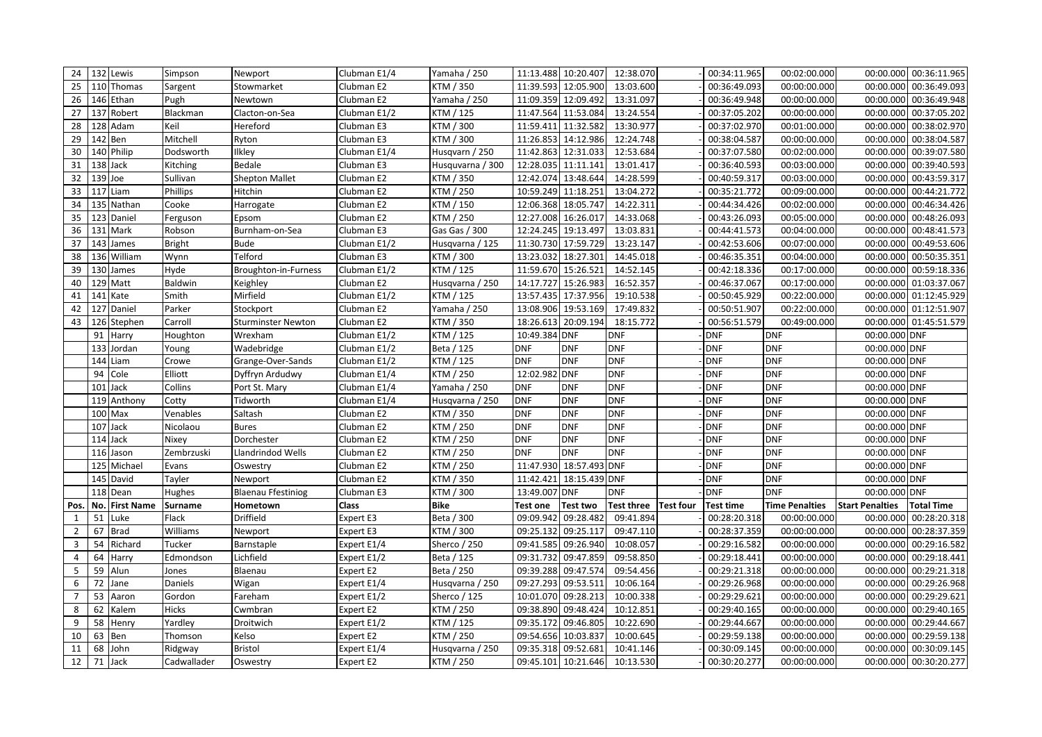| 24 | 132 | Lewis | Simpson | Newport | Clubman E1/4 | Yamaha / 250 | 11:13.488 | 10:20.407 | 12:38.070 | - | 00:34:11.965 | 00:02:00.000 | 00:00.000 | 00:36:11.965 |
|---|---|---|---|---|---|---|---|---|---|---|---|---|---|---|
| 25 | 110 | Thomas | Sargent | Stowmarket | Clubman E2 | KTM / 350 | 11:39.593 | 12:05.900 | 13:03.600 | - | 00:36:49.093 | 00:00:00.000 | 00:00.000 | 00:36:49.093 |
| 26 | 146 | Ethan | Pugh | Newtown | Clubman E2 | Yamaha / 250 | 11:09.359 | 12:09.492 | 13:31.097 | - | 00:36:49.948 | 00:00:00.000 | 00:00.000 | 00:36:49.948 |
| 27 | 137 | Robert | Blackman | Clacton-on-Sea | Clubman E1/2 | KTM / 125 | 11:47.564 | 11:53.084 | 13:24.554 | - | 00:37:05.202 | 00:00:00.000 | 00:00.000 | 00:37:05.202 |
| 28 | 128 | Adam | Keil | Hereford | Clubman E3 | KTM / 300 | 11:59.411 | 11:32.582 | 13:30.977 | - | 00:37:02.970 | 00:01:00.000 | 00:00.000 | 00:38:02.970 |
| 29 | 142 | Ben | Mitchell | Ryton | Clubman E3 | KTM / 300 | 11:26.853 | 14:12.986 | 12:24.748 | - | 00:38:04.587 | 00:00:00.000 | 00:00.000 | 00:38:04.587 |
| 30 | 140 | Philip | Dodsworth | Ilkley | Clubman E1/4 | Husqvarn / 250 | 11:42.863 | 12:31.033 | 12:53.684 | - | 00:37:07.580 | 00:02:00.000 | 00:00.000 | 00:39:07.580 |
| 31 | 138 | Jack | Kitching | Bedale | Clubman E3 | Husquvarna / 300 | 12:28.035 | 11:11.141 | 13:01.417 | - | 00:36:40.593 | 00:03:00.000 | 00:00.000 | 00:39:40.593 |
| 32 | 139 | Joe | Sullivan | Shepton Mallet | Clubman E2 | KTM / 350 | 12:42.074 | 13:48.644 | 14:28.599 | - | 00:40:59.317 | 00:03:00.000 | 00:00.000 | 00:43:59.317 |
| 33 | 117 | Liam | Phillips | Hitchin | Clubman E2 | KTM / 250 | 10:59.249 | 11:18.251 | 13:04.272 | - | 00:35:21.772 | 00:09:00.000 | 00:00.000 | 00:44:21.772 |
| 34 | 135 | Nathan | Cooke | Harrogate | Clubman E2 | KTM / 150 | 12:06.368 | 18:05.747 | 14:22.311 | - | 00:44:34.426 | 00:02:00.000 | 00:00.000 | 00:46:34.426 |
| 35 | 123 | Daniel | Ferguson | Epsom | Clubman E2 | KTM / 250 | 12:27.008 | 16:26.017 | 14:33.068 | - | 00:43:26.093 | 00:05:00.000 | 00:00.000 | 00:48:26.093 |
| 36 | 131 | Mark | Robson | Burnham-on-Sea | Clubman E3 | Gas Gas / 300 | 12:24.245 | 19:13.497 | 13:03.831 | - | 00:44:41.573 | 00:04:00.000 | 00:00.000 | 00:48:41.573 |
| 37 | 143 | James | Bright | Bude | Clubman E1/2 | Husqvarna / 125 | 11:30.730 | 17:59.729 | 13:23.147 | - | 00:42:53.606 | 00:07:00.000 | 00:00.000 | 00:49:53.606 |
| 38 | 136 | William | Wynn | Telford | Clubman E3 | KTM / 300 | 13:23.032 | 18:27.301 | 14:45.018 | - | 00:46:35.351 | 00:04:00.000 | 00:00.000 | 00:50:35.351 |
| 39 | 130 | James | Hyde | Broughton-in-Furness | Clubman E1/2 | KTM / 125 | 11:59.670 | 15:26.521 | 14:52.145 | - | 00:42:18.336 | 00:17:00.000 | 00:00.000 | 00:59:18.336 |
| 40 | 129 | Matt | Baldwin | Keighley | Clubman E2 | Husqvarna / 250 | 14:17.727 | 15:26.983 | 16:52.357 | - | 00:46:37.067 | 00:17:00.000 | 00:00.000 | 01:03:37.067 |
| 41 | 141 | Kate | Smith | Mirfield | Clubman E1/2 | KTM / 125 | 13:57.435 | 17:37.956 | 19:10.538 | - | 00:50:45.929 | 00:22:00.000 | 00:00.000 | 01:12:45.929 |
| 42 | 127 | Daniel | Parker | Stockport | Clubman E2 | Yamaha / 250 | 13:08.906 | 19:53.169 | 17:49.832 | - | 00:50:51.907 | 00:22:00.000 | 00:00.000 | 01:12:51.907 |
| 43 | 126 | Stephen | Carroll | Sturminster Newton | Clubman E2 | KTM / 350 | 18:26.613 | 20:09.194 | 18:15.772 | - | 00:56:51.579 | 00:49:00.000 | 00:00.000 | 01:45:51.579 |
| | 91 | Harry | Houghton | Wrexham | Clubman E1/2 | KTM / 125 | 10:49.384 | DNF | DNF | - | DNF | DNF | 00:00.000 | DNF |
| | 133 | Jordan | Young | Wadebridge | Clubman E1/2 | Beta / 125 | DNF | DNF | DNF | - | DNF | DNF | 00:00.000 | DNF |
| | 144 | Liam | Crowe | Grange-Over-Sands | Clubman E1/2 | KTM / 125 | DNF | DNF | DNF | - | DNF | DNF | 00:00.000 | DNF |
| | 94 | Cole | Elliott | Dyffryn Ardudwy | Clubman E1/4 | KTM / 250 | 12:02.982 | DNF | DNF | - | DNF | DNF | 00:00.000 | DNF |
| | 101 | Jack | Collins | Port St. Mary | Clubman E1/4 | Yamaha / 250 | DNF | DNF | DNF | - | DNF | DNF | 00:00.000 | DNF |
| | 119 | Anthony | Cotty | Tidworth | Clubman E1/4 | Husqvarna / 250 | DNF | DNF | DNF | - | DNF | DNF | 00:00.000 | DNF |
| | 100 | Max | Venables | Saltash | Clubman E2 | KTM / 350 | DNF | DNF | DNF | - | DNF | DNF | 00:00.000 | DNF |
| | 107 | Jack | Nicolaou | Bures | Clubman E2 | KTM / 250 | DNF | DNF | DNF | - | DNF | DNF | 00:00.000 | DNF |
| | 114 | Jack | Nixey | Dorchester | Clubman E2 | KTM / 250 | DNF | DNF | DNF | - | DNF | DNF | 00:00.000 | DNF |
| | 116 | Jason | Zembrzuski | Llandrindod Wells | Clubman E2 | KTM / 250 | DNF | DNF | DNF | - | DNF | DNF | 00:00.000 | DNF |
| | 125 | Michael | Evans | Oswestry | Clubman E2 | KTM / 250 | 11:47.930 | 18:57.493 | DNF | - | DNF | DNF | 00:00.000 | DNF |
| | 145 | David | Tayler | Newport | Clubman E2 | KTM / 350 | 11:42.421 | 18:15.439 | DNF | - | DNF | DNF | 00:00.000 | DNF |
| | 118 | Dean | Hughes | Blaenau Ffestiniog | Clubman E3 | KTM / 300 | 13:49.007 | DNF | DNF | - | DNF | DNF | 00:00.000 | DNF |
| **Pos.** | **No.** | **First Name** | **Surname** | **Hometown** | **Class** | **Bike** | **Test one** | **Test two** | **Test three** | **Test four** | **Test time** | **Time Penalties** | **Start Penalties** | **Total Time** |
| 1 | 51 | Luke | Flack | Driffield | Expert E3 | Beta / 300 | 09:09.942 | 09:28.482 | 09:41.894 | - | 00:28:20.318 | 00:00:00.000 | 00:00.000 | 00:28:20.318 |
| 2 | 67 | Brad | Williams | Newport | Expert E3 | KTM / 300 | 09:25.132 | 09:25.117 | 09:47.110 | - | 00:28:37.359 | 00:00:00.000 | 00:00.000 | 00:28:37.359 |
| 3 | 54 | Richard | Tucker | Barnstaple | Expert E1/4 | Sherco / 250 | 09:41.585 | 09:26.940 | 10:08.057 | - | 00:29:16.582 | 00:00:00.000 | 00:00.000 | 00:29:16.582 |
| 4 | 64 | Harry | Edmondson | Lichfield | Expert E1/2 | Beta / 125 | 09:31.732 | 09:47.859 | 09:58.850 | - | 00:29:18.441 | 00:00:00.000 | 00:00.000 | 00:29:18.441 |
| 5 | 59 | Alun | Jones | Blaenau | Expert E2 | Beta / 250 | 09:39.288 | 09:47.574 | 09:54.456 | - | 00:29:21.318 | 00:00:00.000 | 00:00.000 | 00:29:21.318 |
| 6 | 72 | Jane | Daniels | Wigan | Expert E1/4 | Husqvarna / 250 | 09:27.293 | 09:53.511 | 10:06.164 | - | 00:29:26.968 | 00:00:00.000 | 00:00.000 | 00:29:26.968 |
| 7 | 53 | Aaron | Gordon | Fareham | Expert E1/2 | Sherco / 125 | 10:01.070 | 09:28.213 | 10:00.338 | - | 00:29:29.621 | 00:00:00.000 | 00:00.000 | 00:29:29.621 |
| 8 | 62 | Kalem | Hicks | Cwmbran | Expert E2 | KTM / 250 | 09:38.890 | 09:48.424 | 10:12.851 | - | 00:29:40.165 | 00:00:00.000 | 00:00.000 | 00:29:40.165 |
| 9 | 58 | Henry | Yardley | Droitwich | Expert E1/2 | KTM / 125 | 09:35.172 | 09:46.805 | 10:22.690 | - | 00:29:44.667 | 00:00:00.000 | 00:00.000 | 00:29:44.667 |
| 10 | 63 | Ben | Thomson | Kelso | Expert E2 | KTM / 250 | 09:54.656 | 10:03.837 | 10:00.645 | - | 00:29:59.138 | 00:00:00.000 | 00:00.000 | 00:29:59.138 |
| 11 | 68 | John | Ridgway | Bristol | Expert E1/4 | Husqvarna / 250 | 09:35.318 | 09:52.681 | 10:41.146 | - | 00:30:09.145 | 00:00:00.000 | 00:00.000 | 00:30:09.145 |
| 12 | 71 | Jack | Cadwallader | Oswestry | Expert E2 | KTM / 250 | 09:45.101 | 10:21.646 | 10:13.530 | - | 00:30:20.277 | 00:00:00.000 | 00:00.000 | 00:30:20.277 |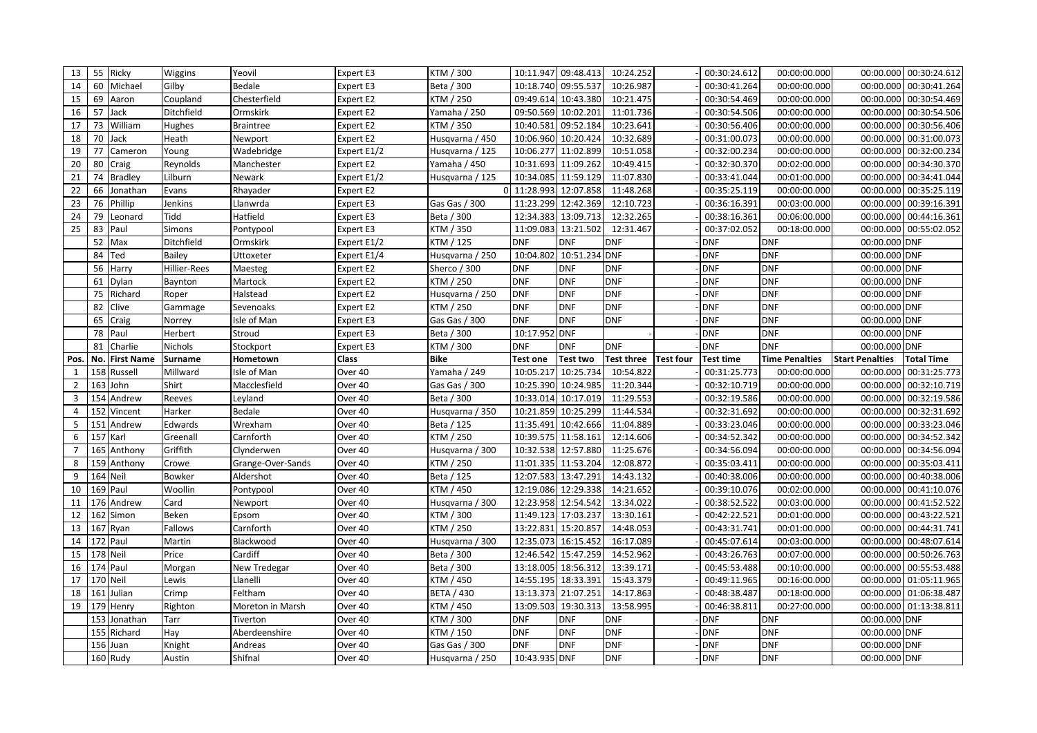| 13 | 55 | Ricky | Wiggins | Yeovil | Expert E3 | KTM / 300 | 10:11.947 | 09:48.413 | 10:24.252 | - | 00:30:24.612 | 00:00:00.000 | 00:00.000 | 00:30:24.612 |
|---|---|---|---|---|---|---|---|---|---|---|---|---|---|---|
| 14 | 60 | Michael | Gilby | Bedale | Expert E3 | Beta / 300 | 10:18.740 | 09:55.537 | 10:26.987 | - | 00:30:41.264 | 00:00:00.000 | 00:00.000 | 00:30:41.264 |
| 15 | 69 | Aaron | Coupland | Chesterfield | Expert E2 | KTM / 250 | 09:49.614 | 10:43.380 | 10:21.475 | - | 00:30:54.469 | 00:00:00.000 | 00:00.000 | 00:30:54.469 |
| 16 | 57 | Jack | Ditchfield | Ormskirk | Expert E2 | Yamaha / 250 | 09:50.569 | 10:02.201 | 11:01.736 | - | 00:30:54.506 | 00:00:00.000 | 00:00.000 | 00:30:54.506 |
| 17 | 73 | William | Hughes | Braintree | Expert E2 | KTM / 350 | 10:40.581 | 09:52.184 | 10:23.641 | - | 00:30:56.406 | 00:00:00.000 | 00:00.000 | 00:30:56.406 |
| 18 | 70 | Jack | Heath | Newport | Expert E2 | Husqvarna / 450 | 10:06.960 | 10:20.424 | 10:32.689 | - | 00:31:00.073 | 00:00:00.000 | 00:00.000 | 00:31:00.073 |
| 19 | 77 | Cameron | Young | Wadebridge | Expert E1/2 | Husqvarna / 125 | 10:06.277 | 11:02.899 | 10:51.058 | - | 00:32:00.234 | 00:00:00.000 | 00:00.000 | 00:32:00.234 |
| 20 | 80 | Craig | Reynolds | Manchester | Expert E2 | Yamaha / 450 | 10:31.693 | 11:09.262 | 10:49.415 | - | 00:32:30.370 | 00:02:00.000 | 00:00.000 | 00:34:30.370 |
| 21 | 74 | Bradley | Lilburn | Newark | Expert E1/2 | Husqvarna / 125 | 10:34.085 | 11:59.129 | 11:07.830 | - | 00:33:41.044 | 00:01:00.000 | 00:00.000 | 00:34:41.044 |
| 22 | 66 | Jonathan | Evans | Rhayader | Expert E2 | 0 | 11:28.993 | 12:07.858 | 11:48.268 | - | 00:35:25.119 | 00:00:00.000 | 00:00.000 | 00:35:25.119 |
| 23 | 76 | Phillip | Jenkins | Llanwrda | Expert E3 | Gas Gas / 300 | 11:23.299 | 12:42.369 | 12:10.723 | - | 00:36:16.391 | 00:03:00.000 | 00:00.000 | 00:39:16.391 |
| 24 | 79 | Leonard | Tidd | Hatfield | Expert E3 | Beta / 300 | 12:34.383 | 13:09.713 | 12:32.265 | - | 00:38:16.361 | 00:06:00.000 | 00:00.000 | 00:44:16.361 |
| 25 | 83 | Paul | Simons | Pontypool | Expert E3 | KTM / 350 | 11:09.083 | 13:21.502 | 12:31.467 | - | 00:37:02.052 | 00:18:00.000 | 00:00.000 | 00:55:02.052 |
| | 52 | Max | Ditchfield | Ormskirk | Expert E1/2 | KTM / 125 | DNF | DNF | DNF | - | DNF | DNF | 00:00.000 | DNF |
| | 84 | Ted | Bailey | Uttoxeter | Expert E1/4 | Husqvarna / 250 | 10:04.802 | 10:51.234 | DNF | - | DNF | DNF | 00:00.000 | DNF |
| | 56 | Harry | Hillier-Rees | Maesteg | Expert E2 | Sherco / 300 | DNF | DNF | DNF | - | DNF | DNF | 00:00.000 | DNF |
| | 61 | Dylan | Baynton | Martock | Expert E2 | KTM / 250 | DNF | DNF | DNF | - | DNF | DNF | 00:00.000 | DNF |
| | 75 | Richard | Roper | Halstead | Expert E2 | Husqvarna / 250 | DNF | DNF | DNF | - | DNF | DNF | 00:00.000 | DNF |
| | 82 | Clive | Gammage | Sevenoaks | Expert E2 | KTM / 250 | DNF | DNF | DNF | - | DNF | DNF | 00:00.000 | DNF |
| | 65 | Craig | Norrey | Isle of Man | Expert E3 | Gas Gas / 300 | DNF | DNF | DNF | - | DNF | DNF | 00:00.000 | DNF |
| | 78 | Paul | Herbert | Stroud | Expert E3 | Beta / 300 | 10:17.952 | DNF | - | - | DNF | DNF | 00:00.000 | DNF |
| | 81 | Charlie | Nichols | Stockport | Expert E3 | KTM / 300 | DNF | DNF | DNF | - | DNF | DNF | 00:00.000 | DNF |
| **Pos.** | **No.** | **First Name** | **Surname** | **Hometown** | **Class** | **Bike** | **Test one** | **Test two** | **Test three** | **Test four** | **Test time** | **Time Penalties** | **Start Penalties** | **Total Time** |
| 1 | 158 | Russell | Millward | Isle of Man | Over 40 | Yamaha / 249 | 10:05.217 | 10:25.734 | 10:54.822 | - | 00:31:25.773 | 00:00:00.000 | 00:00.000 | 00:31:25.773 |
| 2 | 163 | John | Shirt | Macclesfield | Over 40 | Gas Gas / 300 | 10:25.390 | 10:24.985 | 11:20.344 | - | 00:32:10.719 | 00:00:00.000 | 00:00.000 | 00:32:10.719 |
| 3 | 154 | Andrew | Reeves | Leyland | Over 40 | Beta / 300 | 10:33.014 | 10:17.019 | 11:29.553 | - | 00:32:19.586 | 00:00:00.000 | 00:00.000 | 00:32:19.586 |
| 4 | 152 | Vincent | Harker | Bedale | Over 40 | Husqvarna / 350 | 10:21.859 | 10:25.299 | 11:44.534 | - | 00:32:31.692 | 00:00:00.000 | 00:00.000 | 00:32:31.692 |
| 5 | 151 | Andrew | Edwards | Wrexham | Over 40 | Beta / 125 | 11:35.491 | 10:42.666 | 11:04.889 | - | 00:33:23.046 | 00:00:00.000 | 00:00.000 | 00:33:23.046 |
| 6 | 157 | Karl | Greenall | Carnforth | Over 40 | KTM / 250 | 10:39.575 | 11:58.161 | 12:14.606 | - | 00:34:52.342 | 00:00:00.000 | 00:00.000 | 00:34:52.342 |
| 7 | 165 | Anthony | Griffith | Clynderwen | Over 40 | Husqvarna / 300 | 10:32.538 | 12:57.880 | 11:25.676 | - | 00:34:56.094 | 00:00:00.000 | 00:00.000 | 00:34:56.094 |
| 8 | 159 | Anthony | Crowe | Grange-Over-Sands | Over 40 | KTM / 250 | 11:01.335 | 11:53.204 | 12:08.872 | - | 00:35:03.411 | 00:00:00.000 | 00:00.000 | 00:35:03.411 |
| 9 | 164 | Neil | Bowker | Aldershot | Over 40 | Beta / 125 | 12:07.583 | 13:47.291 | 14:43.132 | - | 00:40:38.006 | 00:00:00.000 | 00:00.000 | 00:40:38.006 |
| 10 | 169 | Paul | Woollin | Pontypool | Over 40 | KTM / 450 | 12:19.086 | 12:29.338 | 14:21.652 | - | 00:39:10.076 | 00:02:00.000 | 00:00.000 | 00:41:10.076 |
| 11 | 176 | Andrew | Card | Newport | Over 40 | Husqvarna / 300 | 12:23.958 | 12:54.542 | 13:34.022 | - | 00:38:52.522 | 00:03:00.000 | 00:00.000 | 00:41:52.522 |
| 12 | 162 | Simon | Beken | Epsom | Over 40 | KTM / 300 | 11:49.123 | 17:03.237 | 13:30.161 | - | 00:42:22.521 | 00:01:00.000 | 00:00.000 | 00:43:22.521 |
| 13 | 167 | Ryan | Fallows | Carnforth | Over 40 | KTM / 250 | 13:22.831 | 15:20.857 | 14:48.053 | - | 00:43:31.741 | 00:01:00.000 | 00:00.000 | 00:44:31.741 |
| 14 | 172 | Paul | Martin | Blackwood | Over 40 | Husqvarna / 300 | 12:35.073 | 16:15.452 | 16:17.089 | - | 00:45:07.614 | 00:03:00.000 | 00:00.000 | 00:48:07.614 |
| 15 | 178 | Neil | Price | Cardiff | Over 40 | Beta / 300 | 12:46.542 | 15:47.259 | 14:52.962 | - | 00:43:26.763 | 00:07:00.000 | 00:00.000 | 00:50:26.763 |
| 16 | 174 | Paul | Morgan | New Tredegar | Over 40 | Beta / 300 | 13:18.005 | 18:56.312 | 13:39.171 | - | 00:45:53.488 | 00:10:00.000 | 00:00.000 | 00:55:53.488 |
| 17 | 170 | Neil | Lewis | Llanelli | Over 40 | KTM / 450 | 14:55.195 | 18:33.391 | 15:43.379 | - | 00:49:11.965 | 00:16:00.000 | 00:00.000 | 01:05:11.965 |
| 18 | 161 | Julian | Crimp | Feltham | Over 40 | BETA / 430 | 13:13.373 | 21:07.251 | 14:17.863 | - | 00:48:38.487 | 00:18:00.000 | 00:00.000 | 01:06:38.487 |
| 19 | 179 | Henry | Righton | Moreton in Marsh | Over 40 | KTM / 450 | 13:09.503 | 19:30.313 | 13:58.995 | - | 00:46:38.811 | 00:27:00.000 | 00:00.000 | 01:13:38.811 |
| | 153 | Jonathan | Tarr | Tiverton | Over 40 | KTM / 300 | DNF | DNF | DNF | - | DNF | DNF | 00:00.000 | DNF |
| | 155 | Richard | Hay | Aberdeenshire | Over 40 | KTM / 150 | DNF | DNF | DNF | - | DNF | DNF | 00:00.000 | DNF |
| | 156 | Juan | Knight | Andreas | Over 40 | Gas Gas / 300 | DNF | DNF | DNF | - | DNF | DNF | 00:00.000 | DNF |
| | 160 | Rudy | Austin | Shifnal | Over 40 | Husqvarna / 250 | 10:43.935 | DNF | DNF | - | DNF | DNF | 00:00.000 | DNF |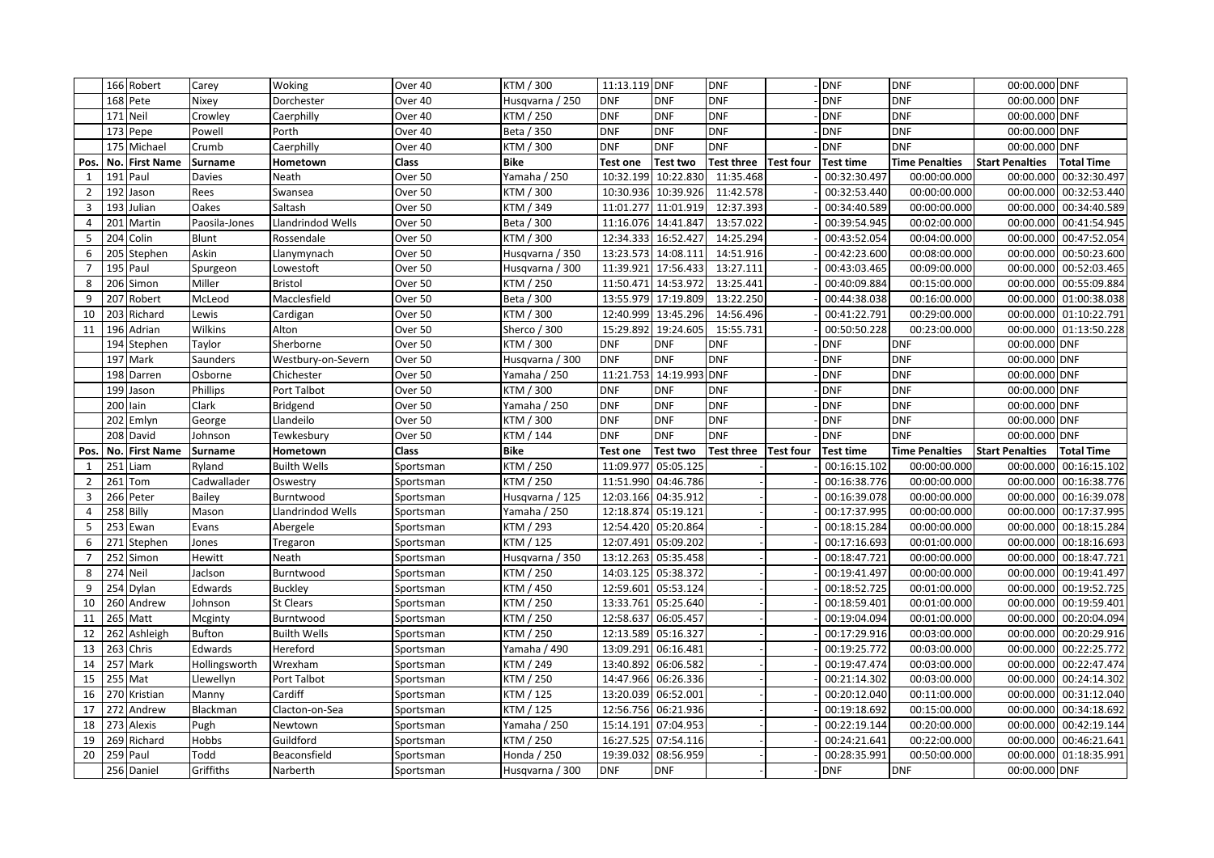|  | 166 | Robert | Carey | Woking | Over 40 | KTM / 300 | 11:13.119 | DNF | DNF | - | DNF | DNF | 00:00.000 | DNF |
|---|---|---|---|---|---|---|---|---|---|---|---|---|---|---|
|  | 168 | Pete | Nixey | Dorchester | Over 40 | Husqvarna / 250 | DNF | DNF | DNF | - | DNF | DNF | 00:00.000 | DNF |
|  | 171 | Neil | Crowley | Caerphilly | Over 40 | KTM / 250 | DNF | DNF | DNF | - | DNF | DNF | 00:00.000 | DNF |
|  | 173 | Pepe | Powell | Porth | Over 40 | Beta / 350 | DNF | DNF | DNF | - | DNF | DNF | 00:00.000 | DNF |
|  | 175 | Michael | Crumb | Caerphilly | Over 40 | KTM / 300 | DNF | DNF | DNF | - | DNF | DNF | 00:00.000 | DNF |

| Pos. | No. | First Name | Surname | Hometown | Class | Bike | Test one | Test two | Test three | Test four | Test time | Time Penalties | Start Penalties | Total Time |
|---|---|---|---|---|---|---|---|---|---|---|---|---|---|---|
| 1 | 191 | Paul | Davies | Neath | Over 50 | Yamaha / 250 | 10:32.199 | 10:22.830 | 11:35.468 | - | 00:32:30.497 | 00:00:00.000 | 00:00.000 | 00:32:30.497 |
| 2 | 192 | Jason | Rees | Swansea | Over 50 | KTM / 300 | 10:30.936 | 10:39.926 | 11:42.578 | - | 00:32:53.440 | 00:00:00.000 | 00:00.000 | 00:32:53.440 |
| 3 | 193 | Julian | Oakes | Saltash | Over 50 | KTM / 349 | 11:01.277 | 11:01.919 | 12:37.393 | - | 00:34:40.589 | 00:00:00.000 | 00:00.000 | 00:34:40.589 |
| 4 | 201 | Martin | Paosila-Jones | Llandrindod Wells | Over 50 | Beta / 300 | 11:16.076 | 14:41.847 | 13:57.022 | - | 00:39:54.945 | 00:02:00.000 | 00:00.000 | 00:41:54.945 |
| 5 | 204 | Colin | Blunt | Rossendale | Over 50 | KTM / 300 | 12:34.333 | 16:52.427 | 14:25.294 | - | 00:43:52.054 | 00:04:00.000 | 00:00.000 | 00:47:52.054 |
| 6 | 205 | Stephen | Askin | Llanymynach | Over 50 | Husqvarna / 350 | 13:23.573 | 14:08.111 | 14:51.916 | - | 00:42:23.600 | 00:08:00.000 | 00:00.000 | 00:50:23.600 |
| 7 | 195 | Paul | Spurgeon | Lowestoft | Over 50 | Husqvarna / 300 | 11:39.921 | 17:56.433 | 13:27.111 | - | 00:43:03.465 | 00:09:00.000 | 00:00.000 | 00:52:03.465 |
| 8 | 206 | Simon | Miller | Bristol | Over 50 | KTM / 250 | 11:50.471 | 14:53.972 | 13:25.441 | - | 00:40:09.884 | 00:15:00.000 | 00:00.000 | 00:55:09.884 |
| 9 | 207 | Robert | McLeod | Macclesfield | Over 50 | Beta / 300 | 13:55.979 | 17:19.809 | 13:22.250 | - | 00:44:38.038 | 00:16:00.000 | 00:00.000 | 01:00:38.038 |
| 10 | 203 | Richard | Lewis | Cardigan | Over 50 | KTM / 300 | 12:40.999 | 13:45.296 | 14:56.496 | - | 00:41:22.791 | 00:29:00.000 | 00:00.000 | 01:10:22.791 |
| 11 | 196 | Adrian | Wilkins | Alton | Over 50 | Sherco / 300 | 15:29.892 | 19:24.605 | 15:55.731 | - | 00:50:50.228 | 00:23:00.000 | 00:00.000 | 01:13:50.228 |
|  | 194 | Stephen | Taylor | Sherborne | Over 50 | KTM / 300 | DNF | DNF | DNF | - | DNF | DNF | 00:00.000 | DNF |
|  | 197 | Mark | Saunders | Westbury-on-Severn | Over 50 | Husqvarna / 300 | DNF | DNF | DNF | - | DNF | DNF | 00:00.000 | DNF |
|  | 198 | Darren | Osborne | Chichester | Over 50 | Yamaha / 250 | 11:21.753 | 14:19.993 | DNF | - | DNF | DNF | 00:00.000 | DNF |
|  | 199 | Jason | Phillips | Port Talbot | Over 50 | KTM / 300 | DNF | DNF | DNF | - | DNF | DNF | 00:00.000 | DNF |
|  | 200 | Iain | Clark | Bridgend | Over 50 | Yamaha / 250 | DNF | DNF | DNF | - | DNF | DNF | 00:00.000 | DNF |
|  | 202 | Emlyn | George | Llandeilo | Over 50 | KTM / 300 | DNF | DNF | DNF | - | DNF | DNF | 00:00.000 | DNF |
|  | 208 | David | Johnson | Tewkesbury | Over 50 | KTM / 144 | DNF | DNF | DNF | - | DNF | DNF | 00:00.000 | DNF |

| Pos. | No. | First Name | Surname | Hometown | Class | Bike | Test one | Test two | Test three | Test four | Test time | Time Penalties | Start Penalties | Total Time |
|---|---|---|---|---|---|---|---|---|---|---|---|---|---|---|
| 1 | 251 | Liam | Ryland | Builth Wells | Sportsman | KTM / 250 | 11:09.977 | 05:05.125 | - | - | 00:16:15.102 | 00:00:00.000 | 00:00.000 | 00:16:15.102 |
| 2 | 261 | Tom | Cadwallader | Oswestry | Sportsman | KTM / 250 | 11:51.990 | 04:46.786 | - | - | 00:16:38.776 | 00:00:00.000 | 00:00.000 | 00:16:38.776 |
| 3 | 266 | Peter | Bailey | Burntwood | Sportsman | Husqvarna / 125 | 12:03.166 | 04:35.912 | - | - | 00:16:39.078 | 00:00:00.000 | 00:00.000 | 00:16:39.078 |
| 4 | 258 | Billy | Mason | Llandrindod Wells | Sportsman | Yamaha / 250 | 12:18.874 | 05:19.121 | - | - | 00:17:37.995 | 00:00:00.000 | 00:00.000 | 00:17:37.995 |
| 5 | 253 | Ewan | Evans | Abergele | Sportsman | KTM / 293 | 12:54.420 | 05:20.864 | - | - | 00:18:15.284 | 00:00:00.000 | 00:00.000 | 00:18:15.284 |
| 6 | 271 | Stephen | Jones | Tregaron | Sportsman | KTM / 125 | 12:07.491 | 05:09.202 | - | - | 00:17:16.693 | 00:01:00.000 | 00:00.000 | 00:18:16.693 |
| 7 | 252 | Simon | Hewitt | Neath | Sportsman | Husqvarna / 350 | 13:12.263 | 05:35.458 | - | - | 00:18:47.721 | 00:00:00.000 | 00:00.000 | 00:18:47.721 |
| 8 | 274 | Neil | Jaclson | Burntwood | Sportsman | KTM / 250 | 14:03.125 | 05:38.372 | - | - | 00:19:41.497 | 00:00:00.000 | 00:00.000 | 00:19:41.497 |
| 9 | 254 | Dylan | Edwards | Buckley | Sportsman | KTM / 450 | 12:59.601 | 05:53.124 | - | - | 00:18:52.725 | 00:01:00.000 | 00:00.000 | 00:19:52.725 |
| 10 | 260 | Andrew | Johnson | St Clears | Sportsman | KTM / 250 | 13:33.761 | 05:25.640 | - | - | 00:18:59.401 | 00:01:00.000 | 00:00.000 | 00:19:59.401 |
| 11 | 265 | Matt | Mcginty | Burntwood | Sportsman | KTM / 250 | 12:58.637 | 06:05.457 | - | - | 00:19:04.094 | 00:01:00.000 | 00:00.000 | 00:20:04.094 |
| 12 | 262 | Ashleigh | Bufton | Builth Wells | Sportsman | KTM / 250 | 12:13.589 | 05:16.327 | - | - | 00:17:29.916 | 00:03:00.000 | 00:00.000 | 00:20:29.916 |
| 13 | 263 | Chris | Edwards | Hereford | Sportsman | Yamaha / 490 | 13:09.291 | 06:16.481 | - | - | 00:19:25.772 | 00:03:00.000 | 00:00.000 | 00:22:25.772 |
| 14 | 257 | Mark | Hollingsworth | Wrexham | Sportsman | KTM / 249 | 13:40.892 | 06:06.582 | - | - | 00:19:47.474 | 00:03:00.000 | 00:00.000 | 00:22:47.474 |
| 15 | 255 | Mat | Llewellyn | Port Talbot | Sportsman | KTM / 250 | 14:47.966 | 06:26.336 | - | - | 00:21:14.302 | 00:03:00.000 | 00:00.000 | 00:24:14.302 |
| 16 | 270 | Kristian | Manny | Cardiff | Sportsman | KTM / 125 | 13:20.039 | 06:52.001 | - | - | 00:20:12.040 | 00:11:00.000 | 00:00.000 | 00:31:12.040 |
| 17 | 272 | Andrew | Blackman | Clacton-on-Sea | Sportsman | KTM / 125 | 12:56.756 | 06:21.936 | - | - | 00:19:18.692 | 00:15:00.000 | 00:00.000 | 00:34:18.692 |
| 18 | 273 | Alexis | Pugh | Newtown | Sportsman | Yamaha / 250 | 15:14.191 | 07:04.953 | - | - | 00:22:19.144 | 00:20:00.000 | 00:00.000 | 00:42:19.144 |
| 19 | 269 | Richard | Hobbs | Guildford | Sportsman | KTM / 250 | 16:27.525 | 07:54.116 | - | - | 00:24:21.641 | 00:22:00.000 | 00:00.000 | 00:46:21.641 |
| 20 | 259 | Paul | Todd | Beaconsfield | Sportsman | Honda / 250 | 19:39.032 | 08:56.959 | - | - | 00:28:35.991 | 00:50:00.000 | 00:00.000 | 01:18:35.991 |
|  | 256 | Daniel | Griffiths | Narberth | Sportsman | Husqvarna / 300 | DNF | DNF | - | - | DNF | DNF | 00:00.000 | DNF |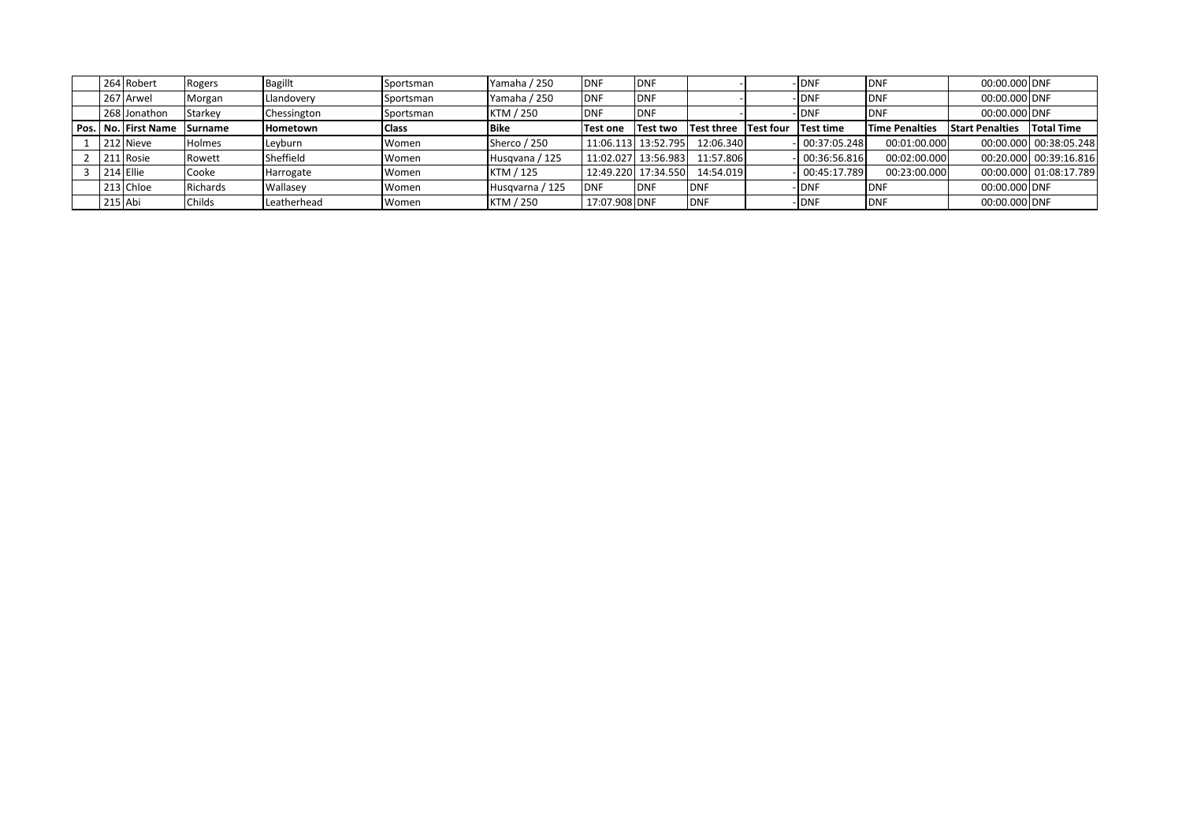| | | | | | | | | | | | | | | | |
|---|---|---|---|---|---|---|---|---|---|---|---|---|---|---|---|
| | 264 | Robert | Rogers | Bagillt | Sportsman | Yamaha / 250 | DNF | DNF | - | - | DNF | DNF | 00:00.000 | DNF |
| | 267 | Arwel | Morgan | Llandovery | Sportsman | Yamaha / 250 | DNF | DNF | - | - | DNF | DNF | 00:00.000 | DNF |
| | 268 | Jonathon | Starkey | Chessington | Sportsman | KTM / 250 | DNF | DNF | - | - | DNF | DNF | 00:00.000 | DNF |
| **Pos.** | **No.** | **First Name** | **Surname** | **Hometown** | **Class** | **Bike** | **Test one** | **Test two** | **Test three** | **Test four** | **Test time** | **Time Penalties** | **Start Penalties** | **Total Time** |
| 1 | 212 | Nieve | Holmes | Leyburn | Women | Sherco / 250 | 11:06.113 | 13:52.795 | 12:06.340 | - | 00:37:05.248 | 00:01:00.000 | 00:00.000 | 00:38:05.248 |
| 2 | 211 | Rosie | Rowett | Sheffield | Women | Husqvana / 125 | 11:02.027 | 13:56.983 | 11:57.806 | - | 00:36:56.816 | 00:02:00.000 | 00:20.000 | 00:39:16.816 |
| 3 | 214 | Ellie | Cooke | Harrogate | Women | KTM / 125 | 12:49.220 | 17:34.550 | 14:54.019 | - | 00:45:17.789 | 00:23:00.000 | 00:00.000 | 01:08:17.789 |
| | 213 | Chloe | Richards | Wallasey | Women | Husqvarna / 125 | DNF | DNF | DNF | - | DNF | DNF | 00:00.000 | DNF |
| | 215 | Abi | Childs | Leatherhead | Women | KTM / 250 | 17:07.908 | DNF | DNF | - | DNF | DNF | 00:00.000 | DNF |